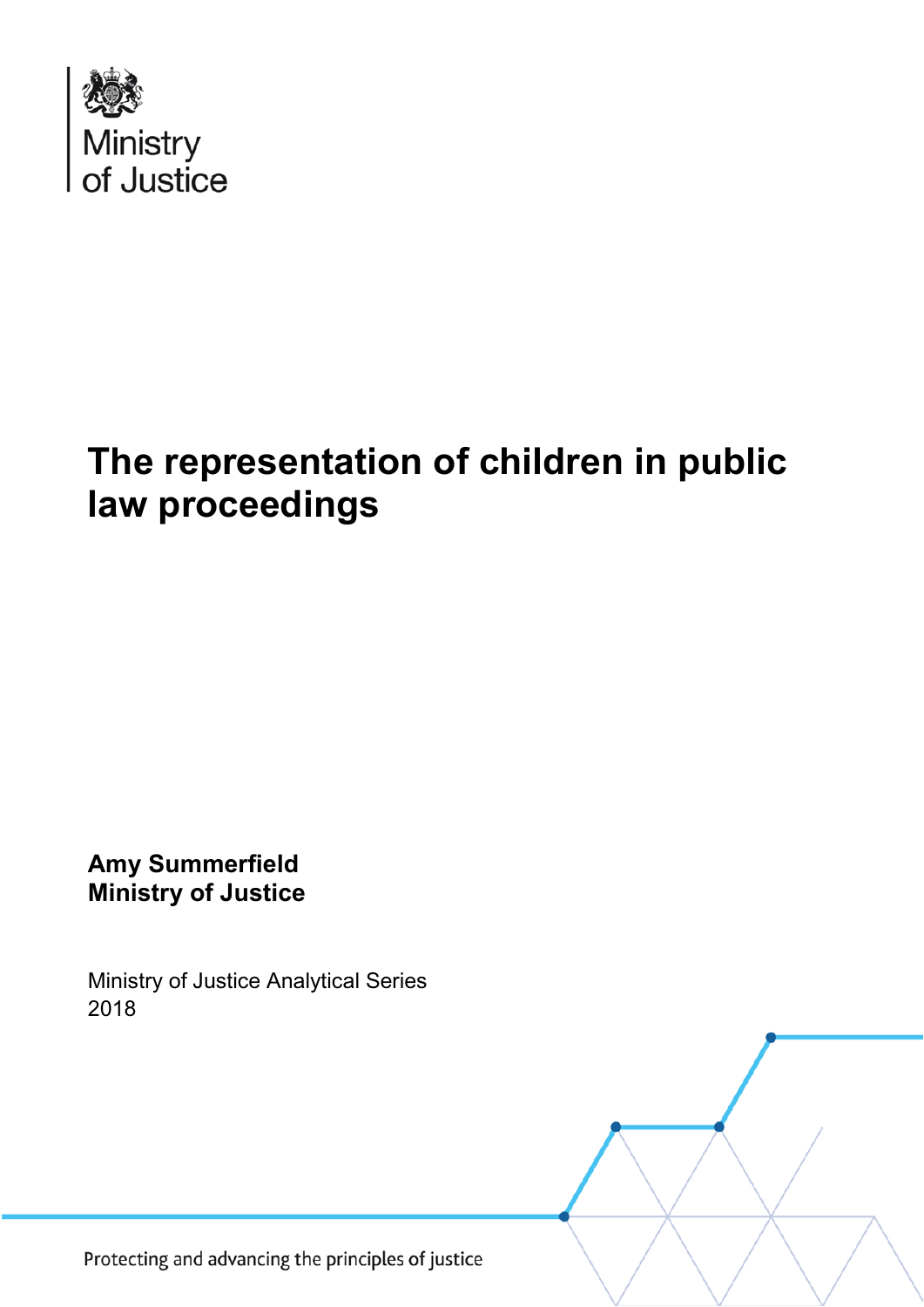Ministry of Justice

# The representation of children in public law proceedings

**Amy Summerfield**
**Ministry of Justice**

Ministry of Justice Analytical Series
2018

Protecting and advancing the principles of justice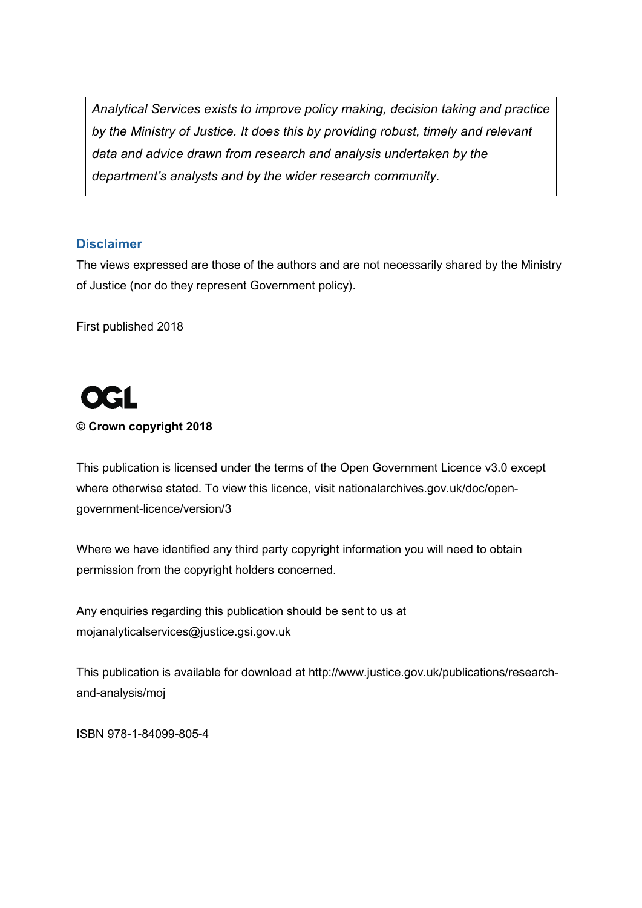*Analytical Services exists to improve policy making, decision taking and practice by the Ministry of Justice. It does this by providing robust, timely and relevant data and advice drawn from research and analysis undertaken by the department's analysts and by the wider research community.*

## Disclaimer

The views expressed are those of the authors and are not necessarily shared by the Ministry of Justice (nor do they represent Government policy).

First published 2018

OGL

**© Crown copyright 2018**

This publication is licensed under the terms of the Open Government Licence v3.0 except where otherwise stated. To view this licence, visit nationalarchives.gov.uk/doc/open-government-licence/version/3

Where we have identified any third party copyright information you will need to obtain permission from the copyright holders concerned.

Any enquiries regarding this publication should be sent to us at mojanalyticalservices@justice.gsi.gov.uk

This publication is available for download at http://www.justice.gov.uk/publications/research-and-analysis/moj

ISBN 978-1-84099-805-4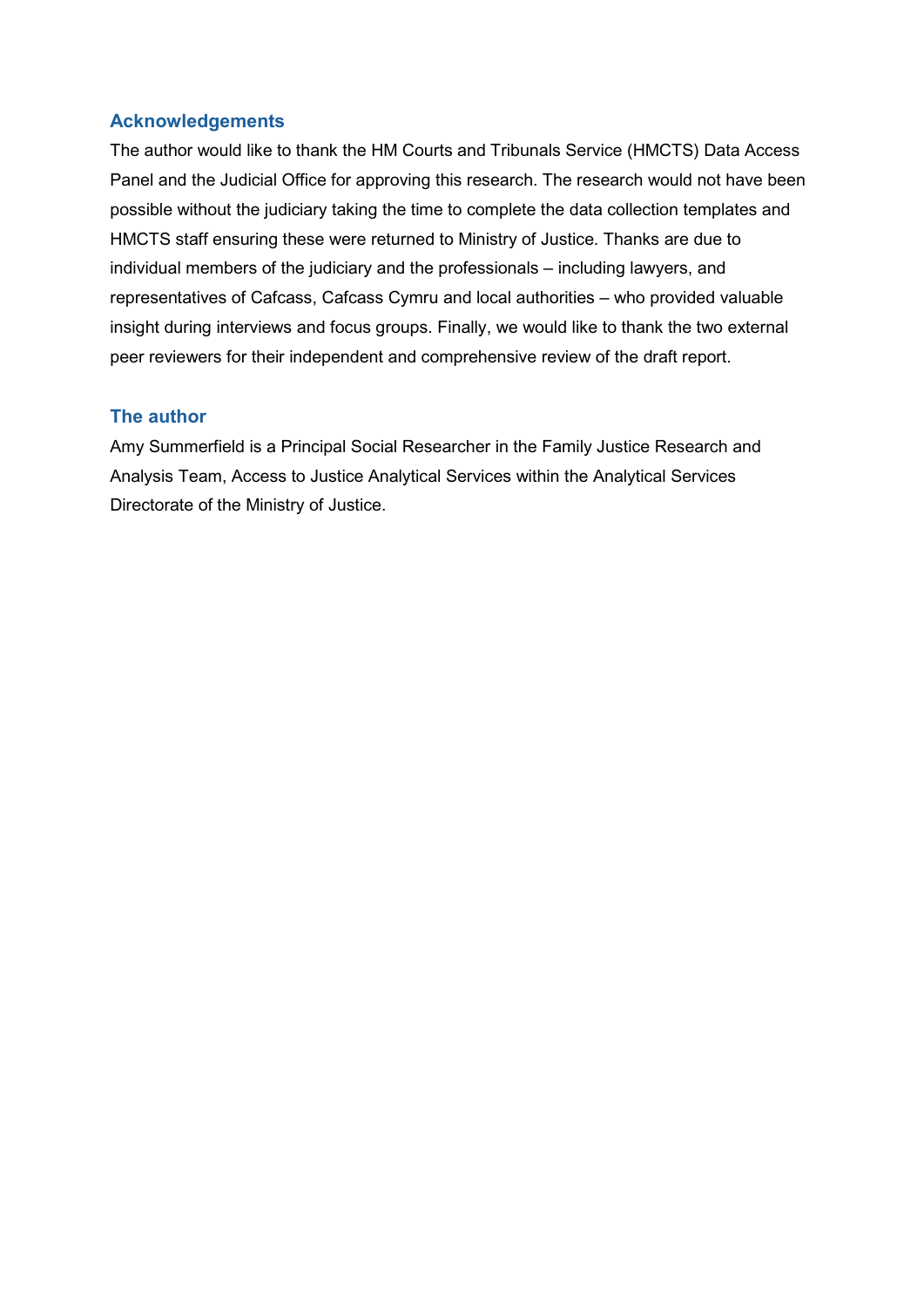## Acknowledgements

The author would like to thank the HM Courts and Tribunals Service (HMCTS) Data Access Panel and the Judicial Office for approving this research. The research would not have been possible without the judiciary taking the time to complete the data collection templates and HMCTS staff ensuring these were returned to Ministry of Justice. Thanks are due to individual members of the judiciary and the professionals – including lawyers, and representatives of Cafcass, Cafcass Cymru and local authorities – who provided valuable insight during interviews and focus groups. Finally, we would like to thank the two external peer reviewers for their independent and comprehensive review of the draft report.

## The author

Amy Summerfield is a Principal Social Researcher in the Family Justice Research and Analysis Team, Access to Justice Analytical Services within the Analytical Services Directorate of the Ministry of Justice.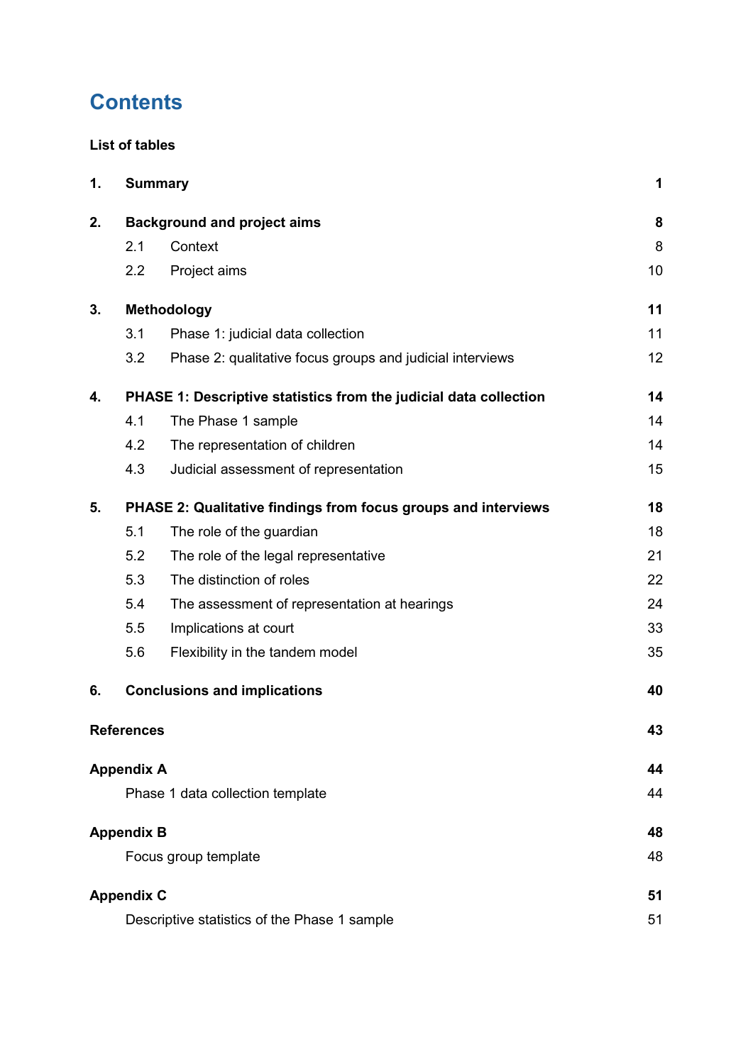# Contents

**List of tables**

| | | |
|---|---|---|
| **1.** | **Summary** | **1** |
| **2.** | **Background and project aims** | **8** |
| 2.1 | Context | 8 |
| 2.2 | Project aims | 10 |
| **3.** | **Methodology** | **11** |
| 3.1 | Phase 1: judicial data collection | 11 |
| 3.2 | Phase 2: qualitative focus groups and judicial interviews | 12 |
| **4.** | **PHASE 1: Descriptive statistics from the judicial data collection** | **14** |
| 4.1 | The Phase 1 sample | 14 |
| 4.2 | The representation of children | 14 |
| 4.3 | Judicial assessment of representation | 15 |
| **5.** | **PHASE 2: Qualitative findings from focus groups and interviews** | **18** |
| 5.1 | The role of the guardian | 18 |
| 5.2 | The role of the legal representative | 21 |
| 5.3 | The distinction of roles | 22 |
| 5.4 | The assessment of representation at hearings | 24 |
| 5.5 | Implications at court | 33 |
| 5.6 | Flexibility in the tandem model | 35 |
| **6.** | **Conclusions and implications** | **40** |
| **References** | | **43** |
| **Appendix A** | | **44** |
| | Phase 1 data collection template | 44 |
| **Appendix B** | | **48** |
| | Focus group template | 48 |
| **Appendix C** | | **51** |
| | Descriptive statistics of the Phase 1 sample | 51 |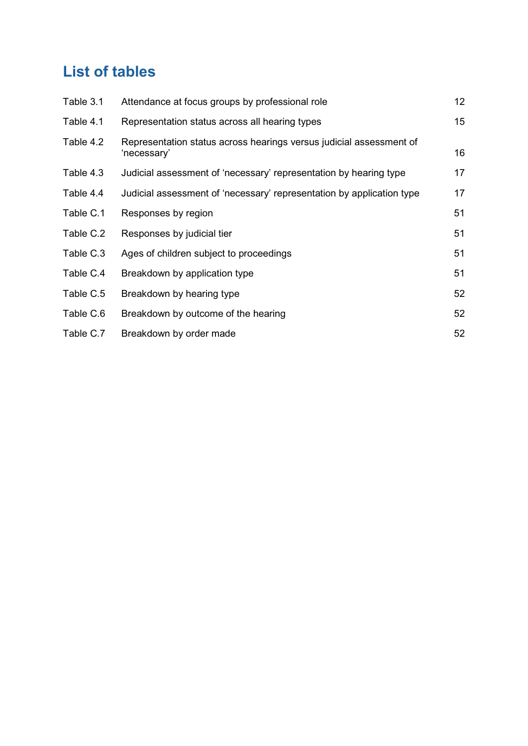## List of tables

| | | |
|---|---|---|
| Table 3.1 | Attendance at focus groups by professional role | 12 |
| Table 4.1 | Representation status across all hearing types | 15 |
| Table 4.2 | Representation status across hearings versus judicial assessment of 'necessary' | 16 |
| Table 4.3 | Judicial assessment of 'necessary' representation by hearing type | 17 |
| Table 4.4 | Judicial assessment of 'necessary' representation by application type | 17 |
| Table C.1 | Responses by region | 51 |
| Table C.2 | Responses by judicial tier | 51 |
| Table C.3 | Ages of children subject to proceedings | 51 |
| Table C.4 | Breakdown by application type | 51 |
| Table C.5 | Breakdown by hearing type | 52 |
| Table C.6 | Breakdown by outcome of the hearing | 52 |
| Table C.7 | Breakdown by order made | 52 |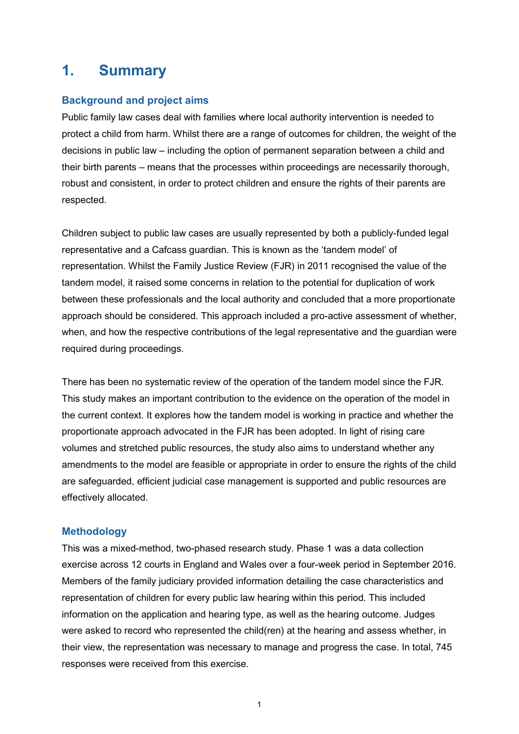# 1. Summary

## Background and project aims

Public family law cases deal with families where local authority intervention is needed to protect a child from harm. Whilst there are a range of outcomes for children, the weight of the decisions in public law – including the option of permanent separation between a child and their birth parents – means that the processes within proceedings are necessarily thorough, robust and consistent, in order to protect children and ensure the rights of their parents are respected.

Children subject to public law cases are usually represented by both a publicly-funded legal representative and a Cafcass guardian. This is known as the 'tandem model' of representation. Whilst the Family Justice Review (FJR) in 2011 recognised the value of the tandem model, it raised some concerns in relation to the potential for duplication of work between these professionals and the local authority and concluded that a more proportionate approach should be considered. This approach included a pro-active assessment of whether, when, and how the respective contributions of the legal representative and the guardian were required during proceedings.

There has been no systematic review of the operation of the tandem model since the FJR. This study makes an important contribution to the evidence on the operation of the model in the current context. It explores how the tandem model is working in practice and whether the proportionate approach advocated in the FJR has been adopted. In light of rising care volumes and stretched public resources, the study also aims to understand whether any amendments to the model are feasible or appropriate in order to ensure the rights of the child are safeguarded, efficient judicial case management is supported and public resources are effectively allocated.

## Methodology

This was a mixed-method, two-phased research study. Phase 1 was a data collection exercise across 12 courts in England and Wales over a four-week period in September 2016. Members of the family judiciary provided information detailing the case characteristics and representation of children for every public law hearing within this period. This included information on the application and hearing type, as well as the hearing outcome. Judges were asked to record who represented the child(ren) at the hearing and assess whether, in their view, the representation was necessary to manage and progress the case. In total, 745 responses were received from this exercise.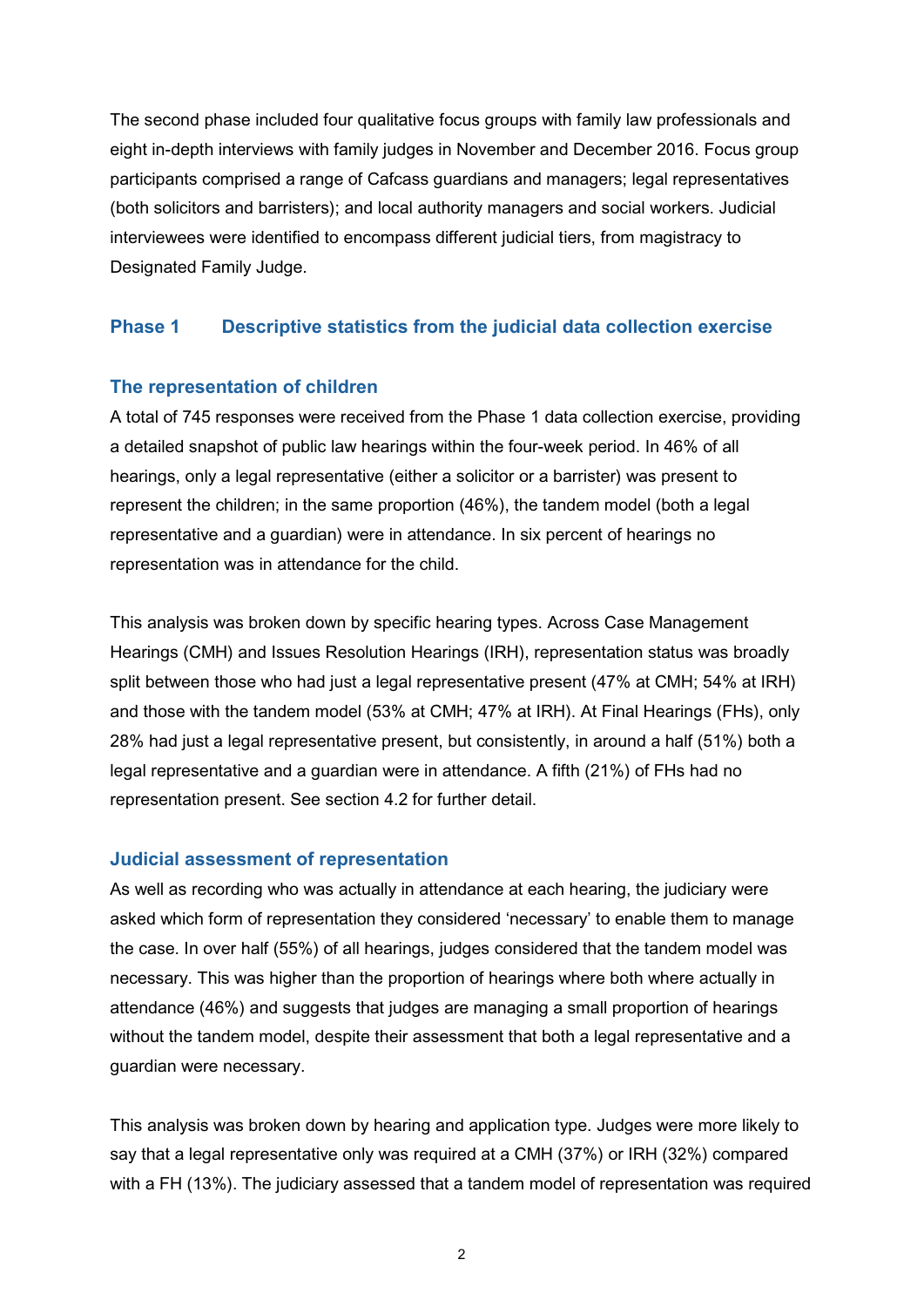The second phase included four qualitative focus groups with family law professionals and eight in-depth interviews with family judges in November and December 2016. Focus group participants comprised a range of Cafcass guardians and managers; legal representatives (both solicitors and barristers); and local authority managers and social workers. Judicial interviewees were identified to encompass different judicial tiers, from magistracy to Designated Family Judge.

## Phase 1 Descriptive statistics from the judicial data collection exercise

### The representation of children

A total of 745 responses were received from the Phase 1 data collection exercise, providing a detailed snapshot of public law hearings within the four-week period. In 46% of all hearings, only a legal representative (either a solicitor or a barrister) was present to represent the children; in the same proportion (46%), the tandem model (both a legal representative and a guardian) were in attendance. In six percent of hearings no representation was in attendance for the child.

This analysis was broken down by specific hearing types. Across Case Management Hearings (CMH) and Issues Resolution Hearings (IRH), representation status was broadly split between those who had just a legal representative present (47% at CMH; 54% at IRH) and those with the tandem model (53% at CMH; 47% at IRH). At Final Hearings (FHs), only 28% had just a legal representative present, but consistently, in around a half (51%) both a legal representative and a guardian were in attendance. A fifth (21%) of FHs had no representation present. See section 4.2 for further detail.

### Judicial assessment of representation

As well as recording who was actually in attendance at each hearing, the judiciary were asked which form of representation they considered 'necessary' to enable them to manage the case. In over half (55%) of all hearings, judges considered that the tandem model was necessary. This was higher than the proportion of hearings where both where actually in attendance (46%) and suggests that judges are managing a small proportion of hearings without the tandem model, despite their assessment that both a legal representative and a guardian were necessary.

This analysis was broken down by hearing and application type. Judges were more likely to say that a legal representative only was required at a CMH (37%) or IRH (32%) compared with a FH (13%). The judiciary assessed that a tandem model of representation was required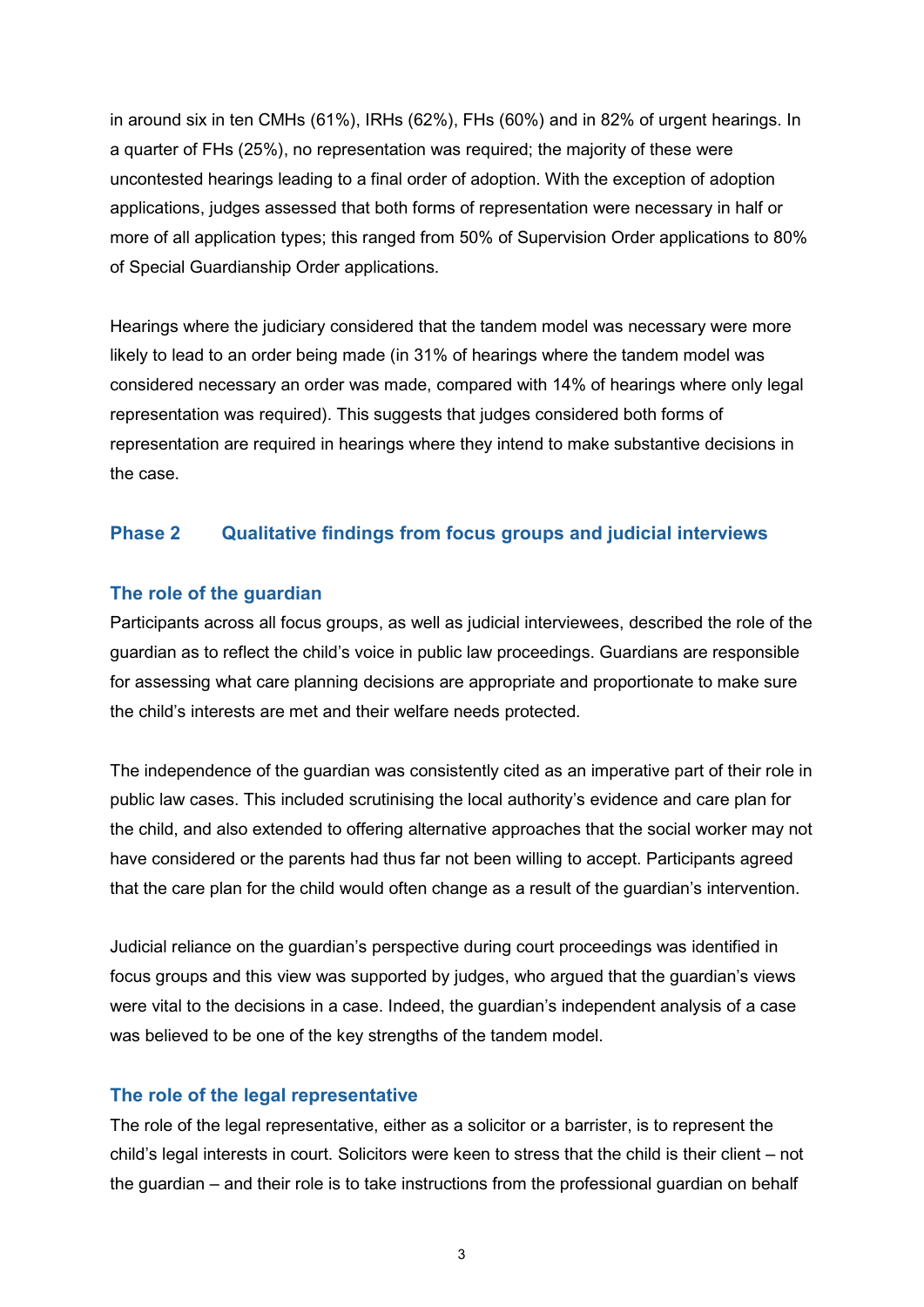in around six in ten CMHs (61%), IRHs (62%), FHs (60%) and in 82% of urgent hearings. In a quarter of FHs (25%), no representation was required; the majority of these were uncontested hearings leading to a final order of adoption. With the exception of adoption applications, judges assessed that both forms of representation were necessary in half or more of all application types; this ranged from 50% of Supervision Order applications to 80% of Special Guardianship Order applications.

Hearings where the judiciary considered that the tandem model was necessary were more likely to lead to an order being made (in 31% of hearings where the tandem model was considered necessary an order was made, compared with 14% of hearings where only legal representation was required). This suggests that judges considered both forms of representation are required in hearings where they intend to make substantive decisions in the case.

## Phase 2 Qualitative findings from focus groups and judicial interviews

### The role of the guardian

Participants across all focus groups, as well as judicial interviewees, described the role of the guardian as to reflect the child's voice in public law proceedings. Guardians are responsible for assessing what care planning decisions are appropriate and proportionate to make sure the child's interests are met and their welfare needs protected.

The independence of the guardian was consistently cited as an imperative part of their role in public law cases. This included scrutinising the local authority's evidence and care plan for the child, and also extended to offering alternative approaches that the social worker may not have considered or the parents had thus far not been willing to accept. Participants agreed that the care plan for the child would often change as a result of the guardian's intervention.

Judicial reliance on the guardian's perspective during court proceedings was identified in focus groups and this view was supported by judges, who argued that the guardian's views were vital to the decisions in a case. Indeed, the guardian's independent analysis of a case was believed to be one of the key strengths of the tandem model.

### The role of the legal representative

The role of the legal representative, either as a solicitor or a barrister, is to represent the child's legal interests in court. Solicitors were keen to stress that the child is their client – not the guardian – and their role is to take instructions from the professional guardian on behalf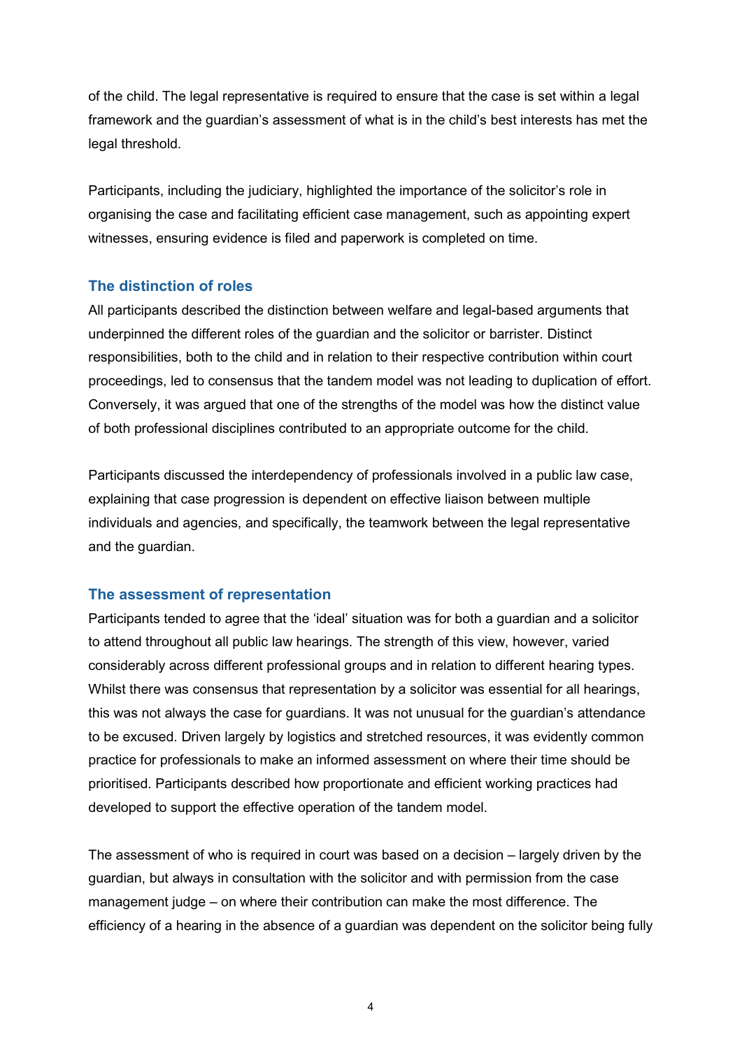of the child. The legal representative is required to ensure that the case is set within a legal framework and the guardian's assessment of what is in the child's best interests has met the legal threshold.

Participants, including the judiciary, highlighted the importance of the solicitor's role in organising the case and facilitating efficient case management, such as appointing expert witnesses, ensuring evidence is filed and paperwork is completed on time.

### The distinction of roles

All participants described the distinction between welfare and legal-based arguments that underpinned the different roles of the guardian and the solicitor or barrister. Distinct responsibilities, both to the child and in relation to their respective contribution within court proceedings, led to consensus that the tandem model was not leading to duplication of effort. Conversely, it was argued that one of the strengths of the model was how the distinct value of both professional disciplines contributed to an appropriate outcome for the child.

Participants discussed the interdependency of professionals involved in a public law case, explaining that case progression is dependent on effective liaison between multiple individuals and agencies, and specifically, the teamwork between the legal representative and the guardian.

### The assessment of representation

Participants tended to agree that the 'ideal' situation was for both a guardian and a solicitor to attend throughout all public law hearings. The strength of this view, however, varied considerably across different professional groups and in relation to different hearing types. Whilst there was consensus that representation by a solicitor was essential for all hearings, this was not always the case for guardians. It was not unusual for the guardian's attendance to be excused. Driven largely by logistics and stretched resources, it was evidently common practice for professionals to make an informed assessment on where their time should be prioritised. Participants described how proportionate and efficient working practices had developed to support the effective operation of the tandem model.

The assessment of who is required in court was based on a decision – largely driven by the guardian, but always in consultation with the solicitor and with permission from the case management judge – on where their contribution can make the most difference. The efficiency of a hearing in the absence of a guardian was dependent on the solicitor being fully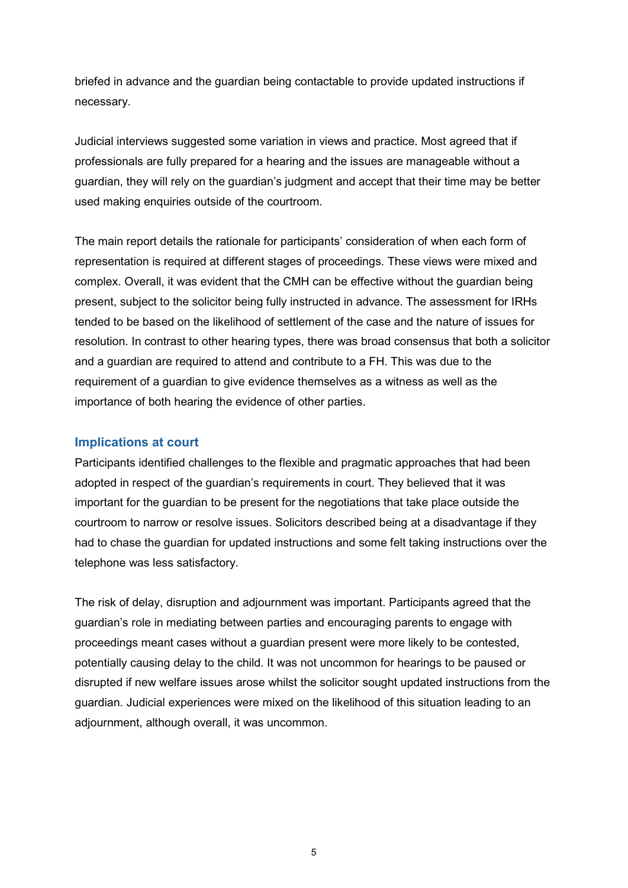briefed in advance and the guardian being contactable to provide updated instructions if necessary.

Judicial interviews suggested some variation in views and practice. Most agreed that if professionals are fully prepared for a hearing and the issues are manageable without a guardian, they will rely on the guardian's judgment and accept that their time may be better used making enquiries outside of the courtroom.

The main report details the rationale for participants' consideration of when each form of representation is required at different stages of proceedings. These views were mixed and complex. Overall, it was evident that the CMH can be effective without the guardian being present, subject to the solicitor being fully instructed in advance. The assessment for IRHs tended to be based on the likelihood of settlement of the case and the nature of issues for resolution. In contrast to other hearing types, there was broad consensus that both a solicitor and a guardian are required to attend and contribute to a FH. This was due to the requirement of a guardian to give evidence themselves as a witness as well as the importance of both hearing the evidence of other parties.

### Implications at court

Participants identified challenges to the flexible and pragmatic approaches that had been adopted in respect of the guardian's requirements in court. They believed that it was important for the guardian to be present for the negotiations that take place outside the courtroom to narrow or resolve issues. Solicitors described being at a disadvantage if they had to chase the guardian for updated instructions and some felt taking instructions over the telephone was less satisfactory.

The risk of delay, disruption and adjournment was important. Participants agreed that the guardian's role in mediating between parties and encouraging parents to engage with proceedings meant cases without a guardian present were more likely to be contested, potentially causing delay to the child. It was not uncommon for hearings to be paused or disrupted if new welfare issues arose whilst the solicitor sought updated instructions from the guardian. Judicial experiences were mixed on the likelihood of this situation leading to an adjournment, although overall, it was uncommon.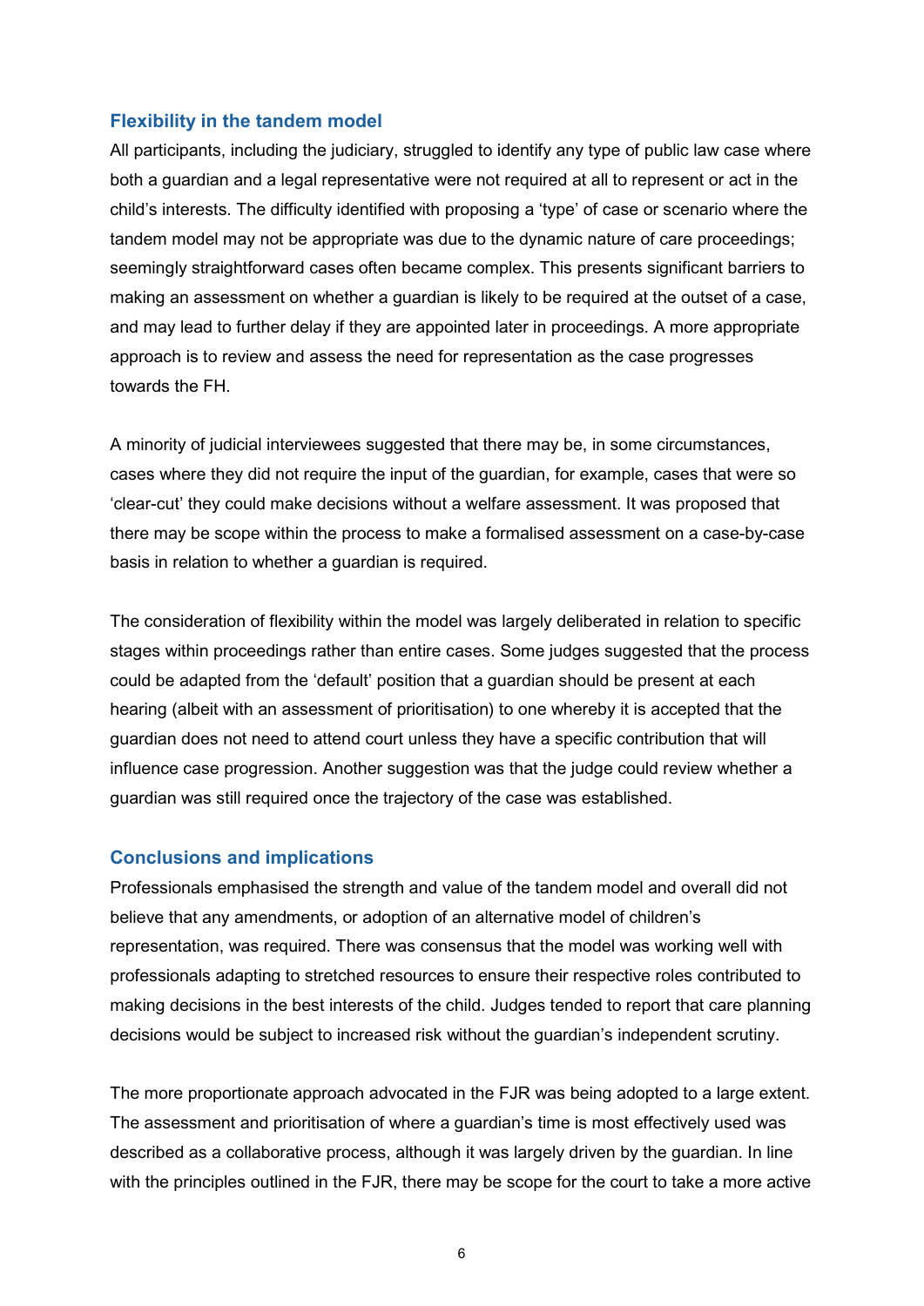### Flexibility in the tandem model

All participants, including the judiciary, struggled to identify any type of public law case where both a guardian and a legal representative were not required at all to represent or act in the child's interests. The difficulty identified with proposing a 'type' of case or scenario where the tandem model may not be appropriate was due to the dynamic nature of care proceedings; seemingly straightforward cases often became complex. This presents significant barriers to making an assessment on whether a guardian is likely to be required at the outset of a case, and may lead to further delay if they are appointed later in proceedings. A more appropriate approach is to review and assess the need for representation as the case progresses towards the FH.

A minority of judicial interviewees suggested that there may be, in some circumstances, cases where they did not require the input of the guardian, for example, cases that were so 'clear-cut' they could make decisions without a welfare assessment. It was proposed that there may be scope within the process to make a formalised assessment on a case-by-case basis in relation to whether a guardian is required.

The consideration of flexibility within the model was largely deliberated in relation to specific stages within proceedings rather than entire cases. Some judges suggested that the process could be adapted from the 'default' position that a guardian should be present at each hearing (albeit with an assessment of prioritisation) to one whereby it is accepted that the guardian does not need to attend court unless they have a specific contribution that will influence case progression. Another suggestion was that the judge could review whether a guardian was still required once the trajectory of the case was established.

### Conclusions and implications

Professionals emphasised the strength and value of the tandem model and overall did not believe that any amendments, or adoption of an alternative model of children's representation, was required. There was consensus that the model was working well with professionals adapting to stretched resources to ensure their respective roles contributed to making decisions in the best interests of the child. Judges tended to report that care planning decisions would be subject to increased risk without the guardian's independent scrutiny.

The more proportionate approach advocated in the FJR was being adopted to a large extent. The assessment and prioritisation of where a guardian's time is most effectively used was described as a collaborative process, although it was largely driven by the guardian. In line with the principles outlined in the FJR, there may be scope for the court to take a more active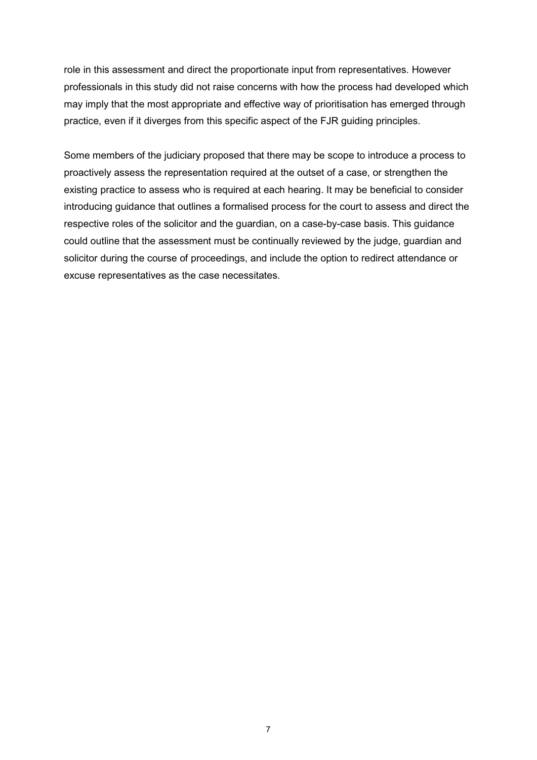role in this assessment and direct the proportionate input from representatives. However professionals in this study did not raise concerns with how the process had developed which may imply that the most appropriate and effective way of prioritisation has emerged through practice, even if it diverges from this specific aspect of the FJR guiding principles.

Some members of the judiciary proposed that there may be scope to introduce a process to proactively assess the representation required at the outset of a case, or strengthen the existing practice to assess who is required at each hearing. It may be beneficial to consider introducing guidance that outlines a formalised process for the court to assess and direct the respective roles of the solicitor and the guardian, on a case-by-case basis. This guidance could outline that the assessment must be continually reviewed by the judge, guardian and solicitor during the course of proceedings, and include the option to redirect attendance or excuse representatives as the case necessitates.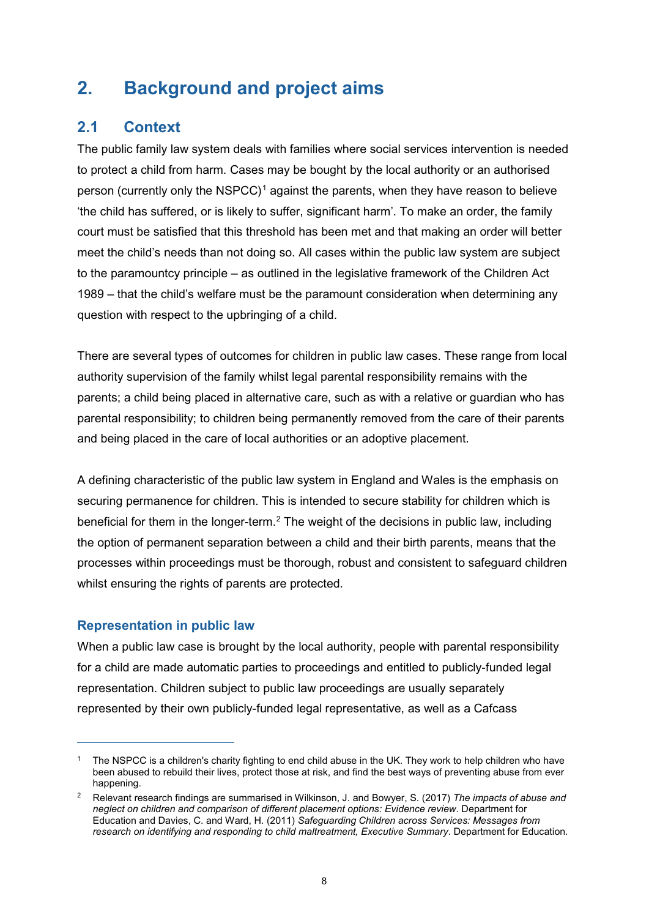# 2. Background and project aims

## 2.1 Context

The public family law system deals with families where social services intervention is needed to protect a child from harm. Cases may be bought by the local authority or an authorised person (currently only the NSPCC)[1] against the parents, when they have reason to believe 'the child has suffered, or is likely to suffer, significant harm'. To make an order, the family court must be satisfied that this threshold has been met and that making an order will better meet the child's needs than not doing so. All cases within the public law system are subject to the paramountcy principle – as outlined in the legislative framework of the Children Act 1989 – that the child's welfare must be the paramount consideration when determining any question with respect to the upbringing of a child.

There are several types of outcomes for children in public law cases. These range from local authority supervision of the family whilst legal parental responsibility remains with the parents; a child being placed in alternative care, such as with a relative or guardian who has parental responsibility; to children being permanently removed from the care of their parents and being placed in the care of local authorities or an adoptive placement.

A defining characteristic of the public law system in England and Wales is the emphasis on securing permanence for children. This is intended to secure stability for children which is beneficial for them in the longer-term.[2] The weight of the decisions in public law, including the option of permanent separation between a child and their birth parents, means that the processes within proceedings must be thorough, robust and consistent to safeguard children whilst ensuring the rights of parents are protected.

### Representation in public law

When a public law case is brought by the local authority, people with parental responsibility for a child are made automatic parties to proceedings and entitled to publicly-funded legal representation. Children subject to public law proceedings are usually separately represented by their own publicly-funded legal representative, as well as a Cafcass

---

[1] The NSPCC is a children's charity fighting to end child abuse in the UK. They work to help children who have been abused to rebuild their lives, protect those at risk, and find the best ways of preventing abuse from ever happening.

[2] Relevant research findings are summarised in Wilkinson, J. and Bowyer, S. (2017) *The impacts of abuse and neglect on children and comparison of different placement options: Evidence review*. Department for Education and Davies, C. and Ward, H. (2011) *Safeguarding Children across Services: Messages from research on identifying and responding to child maltreatment, Executive Summary*. Department for Education.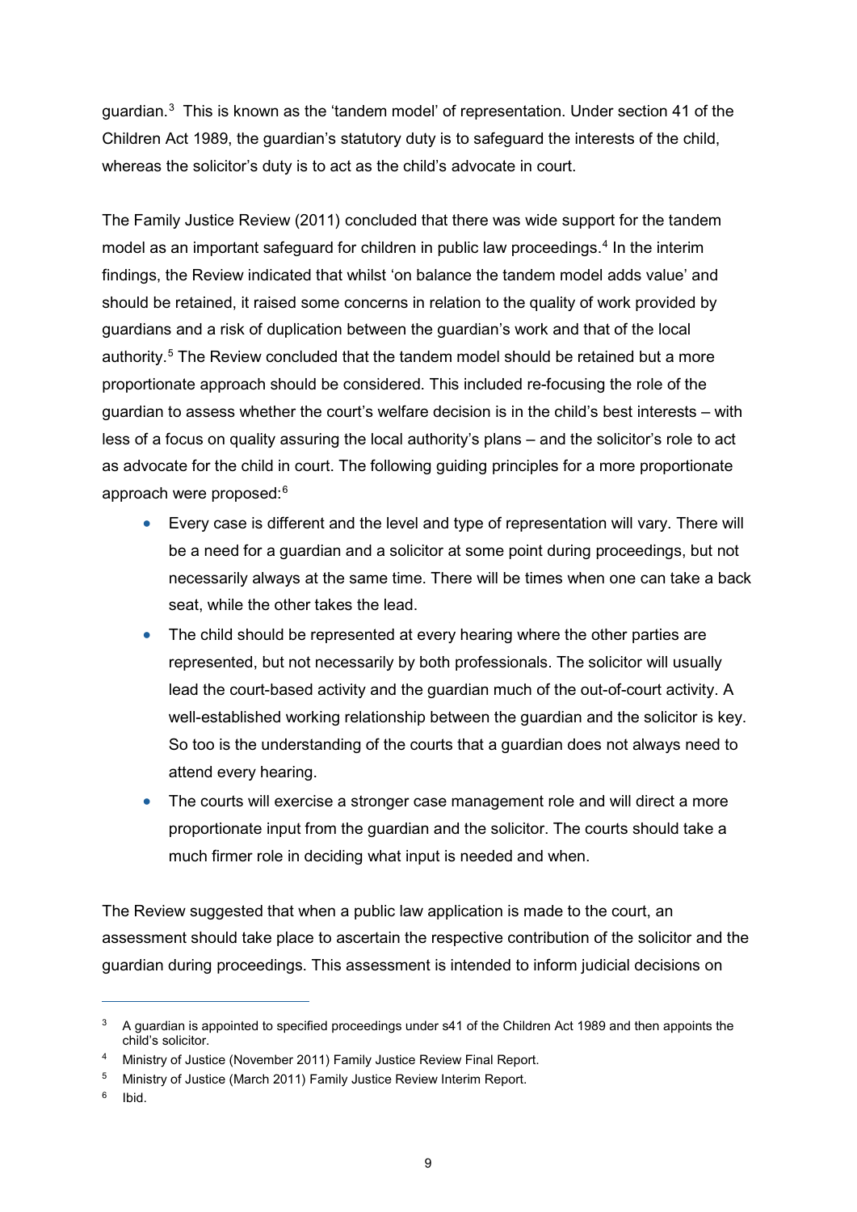guardian.[3] This is known as the 'tandem model' of representation. Under section 41 of the Children Act 1989, the guardian's statutory duty is to safeguard the interests of the child, whereas the solicitor's duty is to act as the child's advocate in court.

The Family Justice Review (2011) concluded that there was wide support for the tandem model as an important safeguard for children in public law proceedings.[4] In the interim findings, the Review indicated that whilst 'on balance the tandem model adds value' and should be retained, it raised some concerns in relation to the quality of work provided by guardians and a risk of duplication between the guardian's work and that of the local authority.[5] The Review concluded that the tandem model should be retained but a more proportionate approach should be considered. This included re-focusing the role of the guardian to assess whether the court's welfare decision is in the child's best interests – with less of a focus on quality assuring the local authority's plans – and the solicitor's role to act as advocate for the child in court. The following guiding principles for a more proportionate approach were proposed:[6]

- Every case is different and the level and type of representation will vary. There will be a need for a guardian and a solicitor at some point during proceedings, but not necessarily always at the same time. There will be times when one can take a back seat, while the other takes the lead.
- The child should be represented at every hearing where the other parties are represented, but not necessarily by both professionals. The solicitor will usually lead the court-based activity and the guardian much of the out-of-court activity. A well-established working relationship between the guardian and the solicitor is key. So too is the understanding of the courts that a guardian does not always need to attend every hearing.
- The courts will exercise a stronger case management role and will direct a more proportionate input from the guardian and the solicitor. The courts should take a much firmer role in deciding what input is needed and when.

The Review suggested that when a public law application is made to the court, an assessment should take place to ascertain the respective contribution of the solicitor and the guardian during proceedings. This assessment is intended to inform judicial decisions on

---

[3] A guardian is appointed to specified proceedings under s41 of the Children Act 1989 and then appoints the child's solicitor.

[4] Ministry of Justice (November 2011) Family Justice Review Final Report.

[5] Ministry of Justice (March 2011) Family Justice Review Interim Report.

[6] Ibid.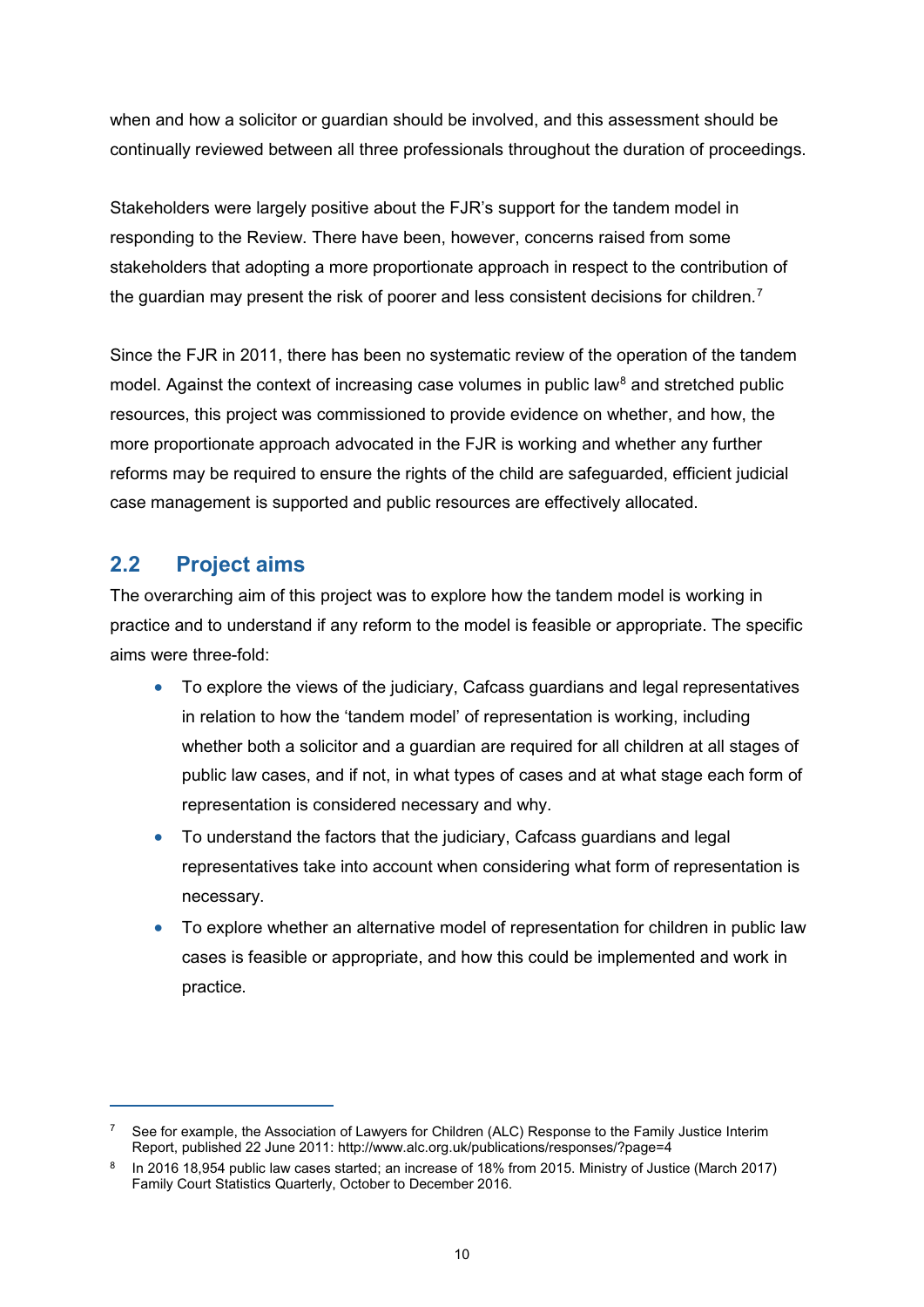when and how a solicitor or guardian should be involved, and this assessment should be continually reviewed between all three professionals throughout the duration of proceedings.

Stakeholders were largely positive about the FJR's support for the tandem model in responding to the Review. There have been, however, concerns raised from some stakeholders that adopting a more proportionate approach in respect to the contribution of the guardian may present the risk of poorer and less consistent decisions for children.[7]

Since the FJR in 2011, there has been no systematic review of the operation of the tandem model. Against the context of increasing case volumes in public law[8] and stretched public resources, this project was commissioned to provide evidence on whether, and how, the more proportionate approach advocated in the FJR is working and whether any further reforms may be required to ensure the rights of the child are safeguarded, efficient judicial case management is supported and public resources are effectively allocated.

## 2.2 Project aims

The overarching aim of this project was to explore how the tandem model is working in practice and to understand if any reform to the model is feasible or appropriate. The specific aims were three-fold:

- To explore the views of the judiciary, Cafcass guardians and legal representatives in relation to how the 'tandem model' of representation is working, including whether both a solicitor and a guardian are required for all children at all stages of public law cases, and if not, in what types of cases and at what stage each form of representation is considered necessary and why.
- To understand the factors that the judiciary, Cafcass guardians and legal representatives take into account when considering what form of representation is necessary.
- To explore whether an alternative model of representation for children in public law cases is feasible or appropriate, and how this could be implemented and work in practice.

---

[7] See for example, the Association of Lawyers for Children (ALC) Response to the Family Justice Interim Report, published 22 June 2011: http://www.alc.org.uk/publications/responses/?page=4

[8] In 2016 18,954 public law cases started; an increase of 18% from 2015. Ministry of Justice (March 2017) Family Court Statistics Quarterly, October to December 2016.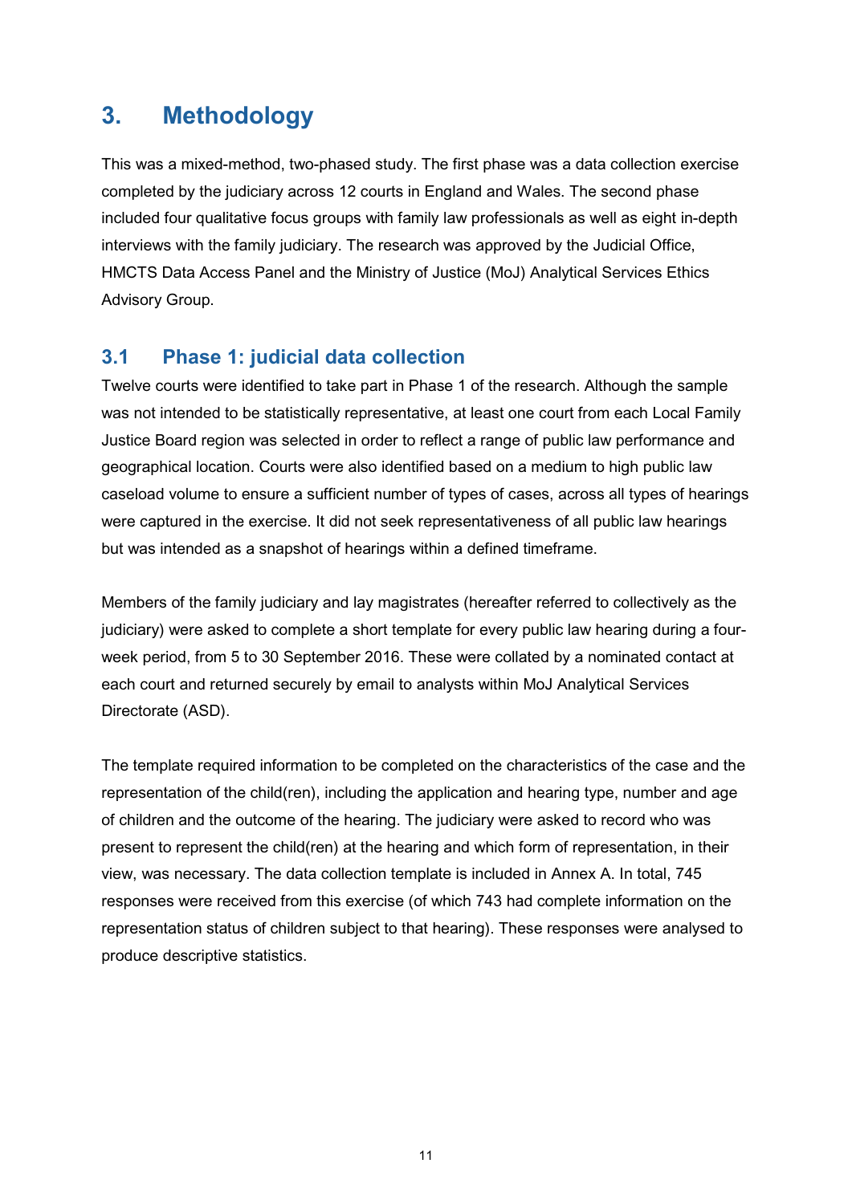# 3. Methodology

This was a mixed-method, two-phased study. The first phase was a data collection exercise completed by the judiciary across 12 courts in England and Wales. The second phase included four qualitative focus groups with family law professionals as well as eight in-depth interviews with the family judiciary. The research was approved by the Judicial Office, HMCTS Data Access Panel and the Ministry of Justice (MoJ) Analytical Services Ethics Advisory Group.

## 3.1 Phase 1: judicial data collection

Twelve courts were identified to take part in Phase 1 of the research. Although the sample was not intended to be statistically representative, at least one court from each Local Family Justice Board region was selected in order to reflect a range of public law performance and geographical location. Courts were also identified based on a medium to high public law caseload volume to ensure a sufficient number of types of cases, across all types of hearings were captured in the exercise. It did not seek representativeness of all public law hearings but was intended as a snapshot of hearings within a defined timeframe.

Members of the family judiciary and lay magistrates (hereafter referred to collectively as the judiciary) were asked to complete a short template for every public law hearing during a four-week period, from 5 to 30 September 2016. These were collated by a nominated contact at each court and returned securely by email to analysts within MoJ Analytical Services Directorate (ASD).

The template required information to be completed on the characteristics of the case and the representation of the child(ren), including the application and hearing type, number and age of children and the outcome of the hearing. The judiciary were asked to record who was present to represent the child(ren) at the hearing and which form of representation, in their view, was necessary. The data collection template is included in Annex A. In total, 745 responses were received from this exercise (of which 743 had complete information on the representation status of children subject to that hearing). These responses were analysed to produce descriptive statistics.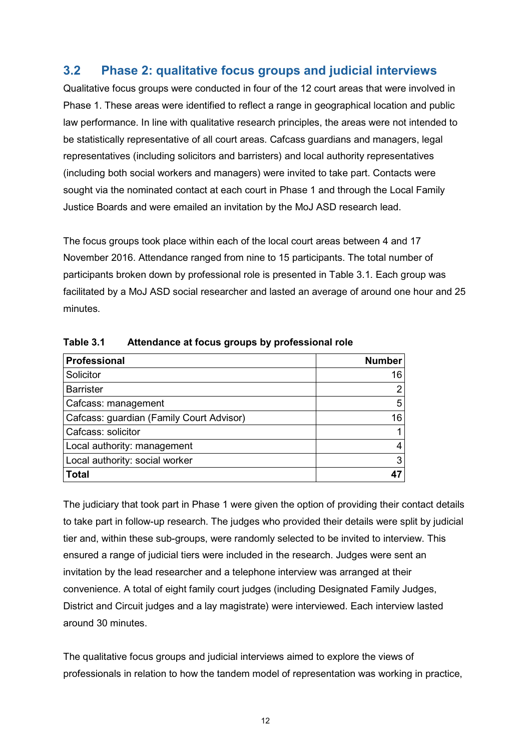## 3.2 Phase 2: qualitative focus groups and judicial interviews

Qualitative focus groups were conducted in four of the 12 court areas that were involved in Phase 1. These areas were identified to reflect a range in geographical location and public law performance. In line with qualitative research principles, the areas were not intended to be statistically representative of all court areas. Cafcass guardians and managers, legal representatives (including solicitors and barristers) and local authority representatives (including both social workers and managers) were invited to take part. Contacts were sought via the nominated contact at each court in Phase 1 and through the Local Family Justice Boards and were emailed an invitation by the MoJ ASD research lead.

The focus groups took place within each of the local court areas between 4 and 17 November 2016. Attendance ranged from nine to 15 participants. The total number of participants broken down by professional role is presented in Table 3.1. Each group was facilitated by a MoJ ASD social researcher and lasted an average of around one hour and 25 minutes.

**Table 3.1 Attendance at focus groups by professional role**

| Professional | Number |
|---|---:|
| Solicitor | 16 |
| Barrister | 2 |
| Cafcass: management | 5 |
| Cafcass: guardian (Family Court Advisor) | 16 |
| Cafcass: solicitor | 1 |
| Local authority: management | 4 |
| Local authority: social worker | 3 |
| **Total** | **47** |

The judiciary that took part in Phase 1 were given the option of providing their contact details to take part in follow-up research. The judges who provided their details were split by judicial tier and, within these sub-groups, were randomly selected to be invited to interview. This ensured a range of judicial tiers were included in the research. Judges were sent an invitation by the lead researcher and a telephone interview was arranged at their convenience. A total of eight family court judges (including Designated Family Judges, District and Circuit judges and a lay magistrate) were interviewed. Each interview lasted around 30 minutes.

The qualitative focus groups and judicial interviews aimed to explore the views of professionals in relation to how the tandem model of representation was working in practice,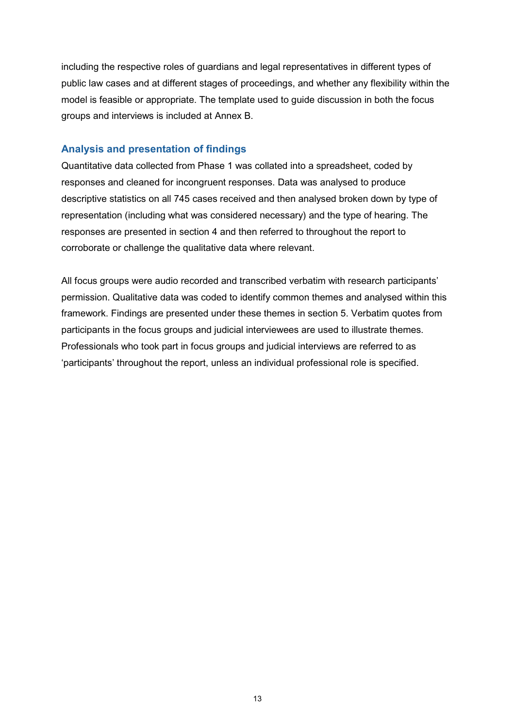including the respective roles of guardians and legal representatives in different types of public law cases and at different stages of proceedings, and whether any flexibility within the model is feasible or appropriate. The template used to guide discussion in both the focus groups and interviews is included at Annex B.

### Analysis and presentation of findings

Quantitative data collected from Phase 1 was collated into a spreadsheet, coded by responses and cleaned for incongruent responses. Data was analysed to produce descriptive statistics on all 745 cases received and then analysed broken down by type of representation (including what was considered necessary) and the type of hearing. The responses are presented in section 4 and then referred to throughout the report to corroborate or challenge the qualitative data where relevant.

All focus groups were audio recorded and transcribed verbatim with research participants' permission. Qualitative data was coded to identify common themes and analysed within this framework. Findings are presented under these themes in section 5. Verbatim quotes from participants in the focus groups and judicial interviewees are used to illustrate themes. Professionals who took part in focus groups and judicial interviews are referred to as 'participants' throughout the report, unless an individual professional role is specified.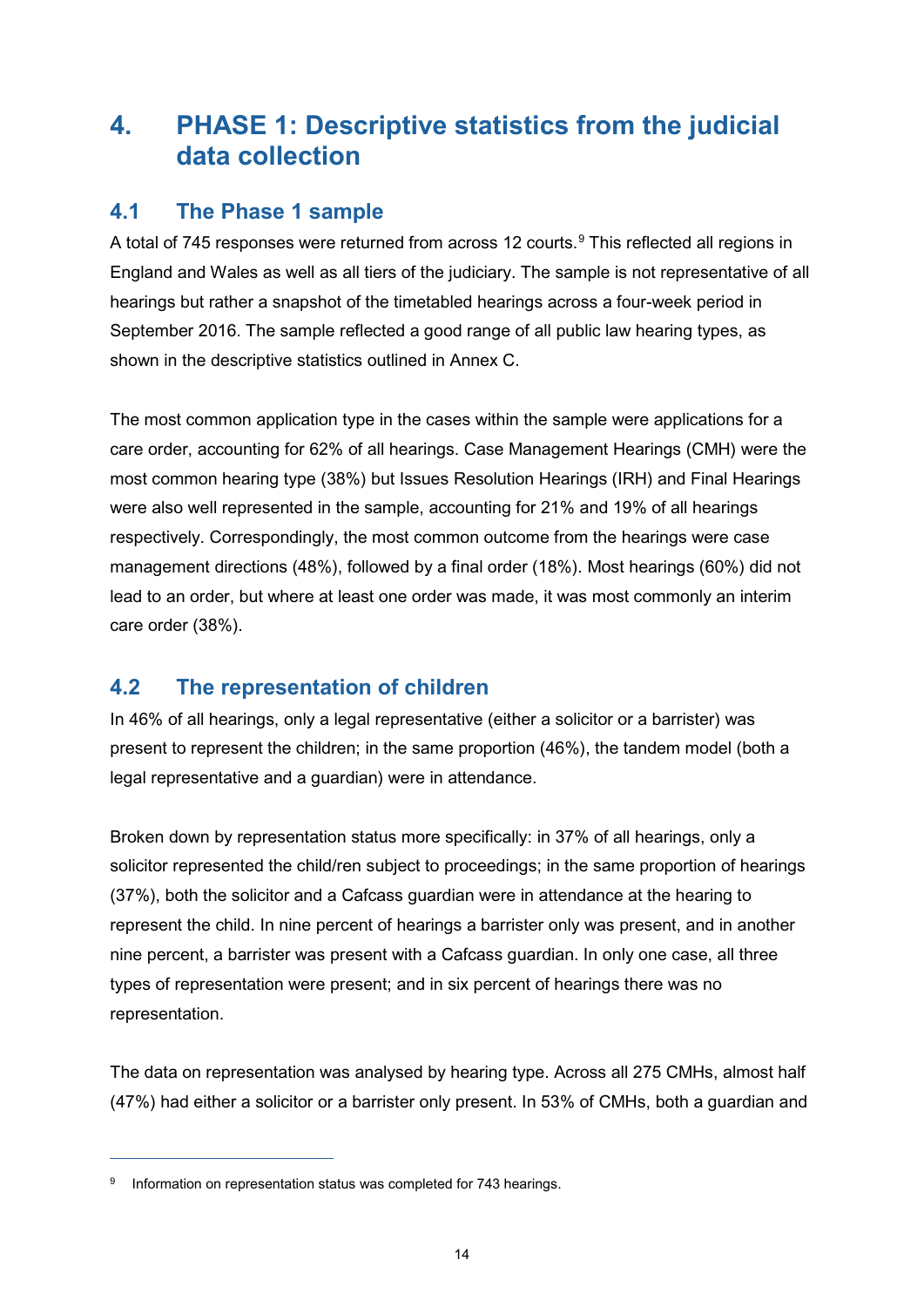# 4. PHASE 1: Descriptive statistics from the judicial data collection

## 4.1 The Phase 1 sample

A total of 745 responses were returned from across 12 courts.[9] This reflected all regions in England and Wales as well as all tiers of the judiciary. The sample is not representative of all hearings but rather a snapshot of the timetabled hearings across a four-week period in September 2016. The sample reflected a good range of all public law hearing types, as shown in the descriptive statistics outlined in Annex C.

The most common application type in the cases within the sample were applications for a care order, accounting for 62% of all hearings. Case Management Hearings (CMH) were the most common hearing type (38%) but Issues Resolution Hearings (IRH) and Final Hearings were also well represented in the sample, accounting for 21% and 19% of all hearings respectively. Correspondingly, the most common outcome from the hearings were case management directions (48%), followed by a final order (18%). Most hearings (60%) did not lead to an order, but where at least one order was made, it was most commonly an interim care order (38%).

## 4.2 The representation of children

In 46% of all hearings, only a legal representative (either a solicitor or a barrister) was present to represent the children; in the same proportion (46%), the tandem model (both a legal representative and a guardian) were in attendance.

Broken down by representation status more specifically: in 37% of all hearings, only a solicitor represented the child/ren subject to proceedings; in the same proportion of hearings (37%), both the solicitor and a Cafcass guardian were in attendance at the hearing to represent the child. In nine percent of hearings a barrister only was present, and in another nine percent, a barrister was present with a Cafcass guardian. In only one case, all three types of representation were present; and in six percent of hearings there was no representation.

The data on representation was analysed by hearing type. Across all 275 CMHs, almost half (47%) had either a solicitor or a barrister only present. In 53% of CMHs, both a guardian and

---

[9] Information on representation status was completed for 743 hearings.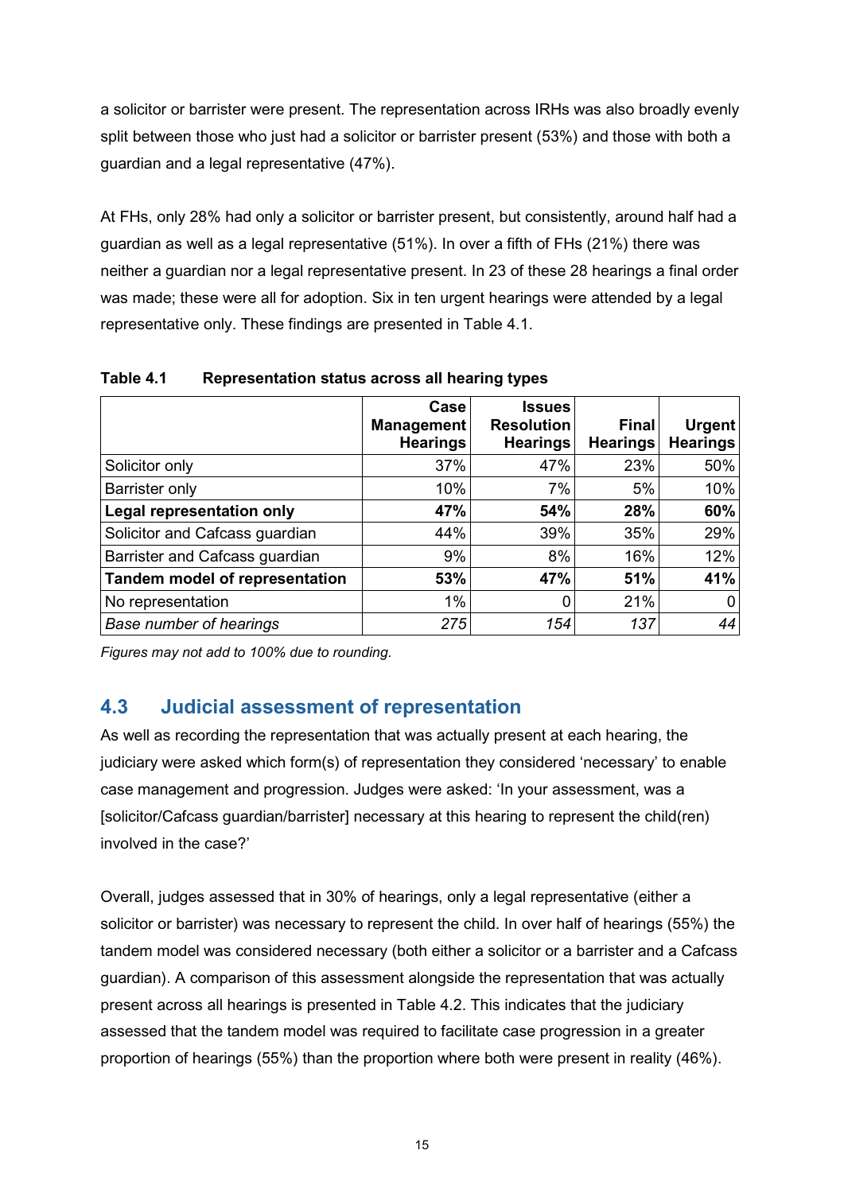a solicitor or barrister were present. The representation across IRHs was also broadly evenly split between those who just had a solicitor or barrister present (53%) and those with both a guardian and a legal representative (47%).

At FHs, only 28% had only a solicitor or barrister present, but consistently, around half had a guardian as well as a legal representative (51%). In over a fifth of FHs (21%) there was neither a guardian nor a legal representative present. In 23 of these 28 hearings a final order was made; these were all for adoption. Six in ten urgent hearings were attended by a legal representative only. These findings are presented in Table 4.1.

**Table 4.1 Representation status across all hearing types**

| | Case Management Hearings | Issues Resolution Hearings | Final Hearings | Urgent Hearings |
|---|---|---|---|---|
| Solicitor only | 37% | 47% | 23% | 50% |
| Barrister only | 10% | 7% | 5% | 10% |
| **Legal representation only** | **47%** | **54%** | **28%** | **60%** |
| Solicitor and Cafcass guardian | 44% | 39% | 35% | 29% |
| Barrister and Cafcass guardian | 9% | 8% | 16% | 12% |
| **Tandem model of representation** | **53%** | **47%** | **51%** | **41%** |
| No representation | 1% | 0 | 21% | 0 |
| *Base number of hearings* | *275* | *154* | *137* | *44* |

*Figures may not add to 100% due to rounding.*

## 4.3 Judicial assessment of representation

As well as recording the representation that was actually present at each hearing, the judiciary were asked which form(s) of representation they considered 'necessary' to enable case management and progression. Judges were asked: 'In your assessment, was a [solicitor/Cafcass guardian/barrister] necessary at this hearing to represent the child(ren) involved in the case?'

Overall, judges assessed that in 30% of hearings, only a legal representative (either a solicitor or barrister) was necessary to represent the child. In over half of hearings (55%) the tandem model was considered necessary (both either a solicitor or a barrister and a Cafcass guardian). A comparison of this assessment alongside the representation that was actually present across all hearings is presented in Table 4.2. This indicates that the judiciary assessed that the tandem model was required to facilitate case progression in a greater proportion of hearings (55%) than the proportion where both were present in reality (46%).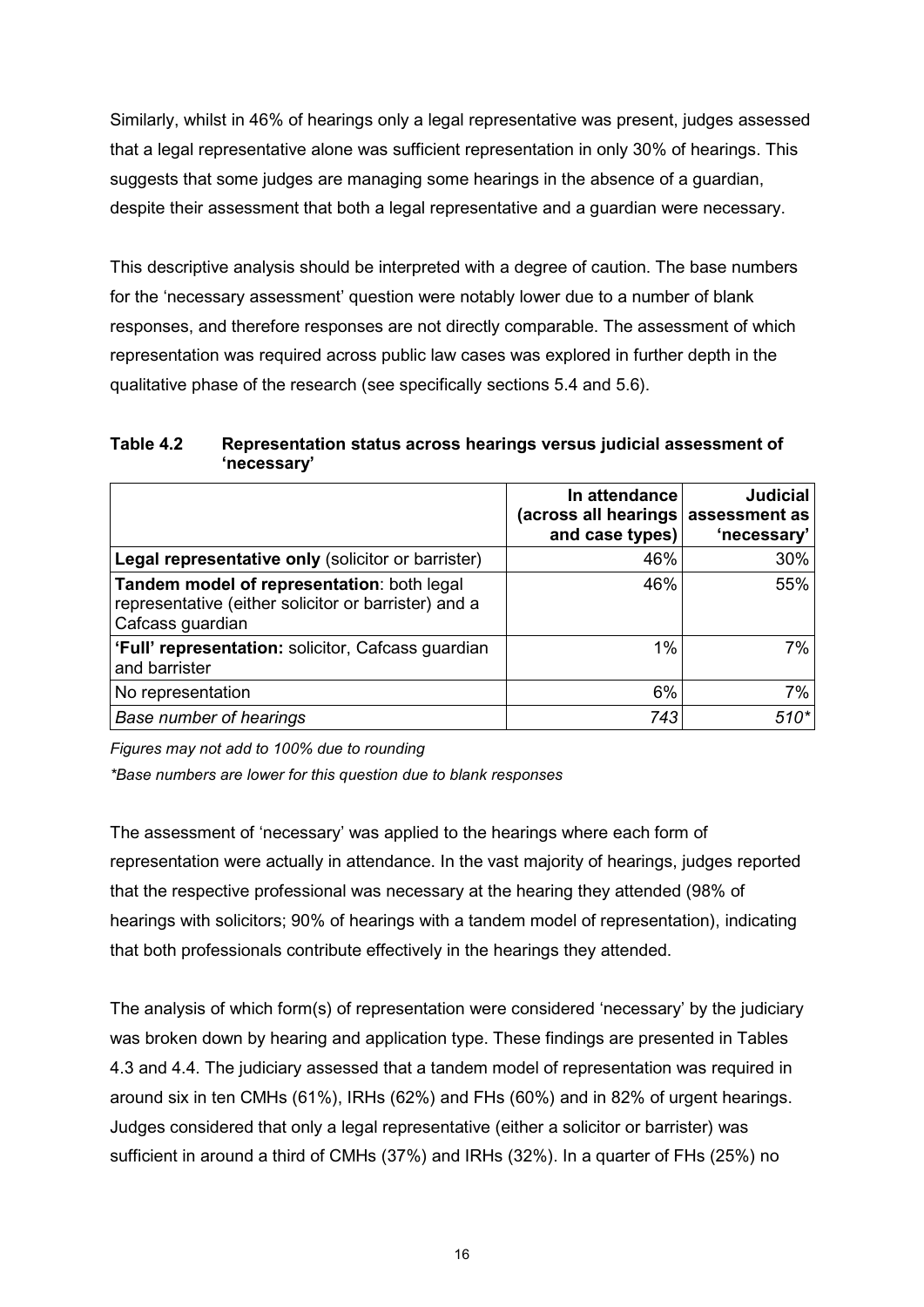Similarly, whilst in 46% of hearings only a legal representative was present, judges assessed that a legal representative alone was sufficient representation in only 30% of hearings. This suggests that some judges are managing some hearings in the absence of a guardian, despite their assessment that both a legal representative and a guardian were necessary.

This descriptive analysis should be interpreted with a degree of caution. The base numbers for the 'necessary assessment' question were notably lower due to a number of blank responses, and therefore responses are not directly comparable. The assessment of which representation was required across public law cases was explored in further depth in the qualitative phase of the research (see specifically sections 5.4 and 5.6).

**Table 4.2 Representation status across hearings versus judicial assessment of 'necessary'**

| | **In attendance (across all hearings and case types)** | **Judicial assessment as 'necessary'** |
|---|---|---|
| **Legal representative only** (solicitor or barrister) | 46% | 30% |
| **Tandem model of representation**: both legal representative (either solicitor or barrister) and a Cafcass guardian | 46% | 55% |
| **'Full' representation:** solicitor, Cafcass guardian and barrister | 1% | 7% |
| No representation | 6% | 7% |
| *Base number of hearings* | *743* | *510** |

*Figures may not add to 100% due to rounding*

*\*Base numbers are lower for this question due to blank responses*

The assessment of 'necessary' was applied to the hearings where each form of representation were actually in attendance. In the vast majority of hearings, judges reported that the respective professional was necessary at the hearing they attended (98% of hearings with solicitors; 90% of hearings with a tandem model of representation), indicating that both professionals contribute effectively in the hearings they attended.

The analysis of which form(s) of representation were considered 'necessary' by the judiciary was broken down by hearing and application type. These findings are presented in Tables 4.3 and 4.4. The judiciary assessed that a tandem model of representation was required in around six in ten CMHs (61%), IRHs (62%) and FHs (60%) and in 82% of urgent hearings. Judges considered that only a legal representative (either a solicitor or barrister) was sufficient in around a third of CMHs (37%) and IRHs (32%). In a quarter of FHs (25%) no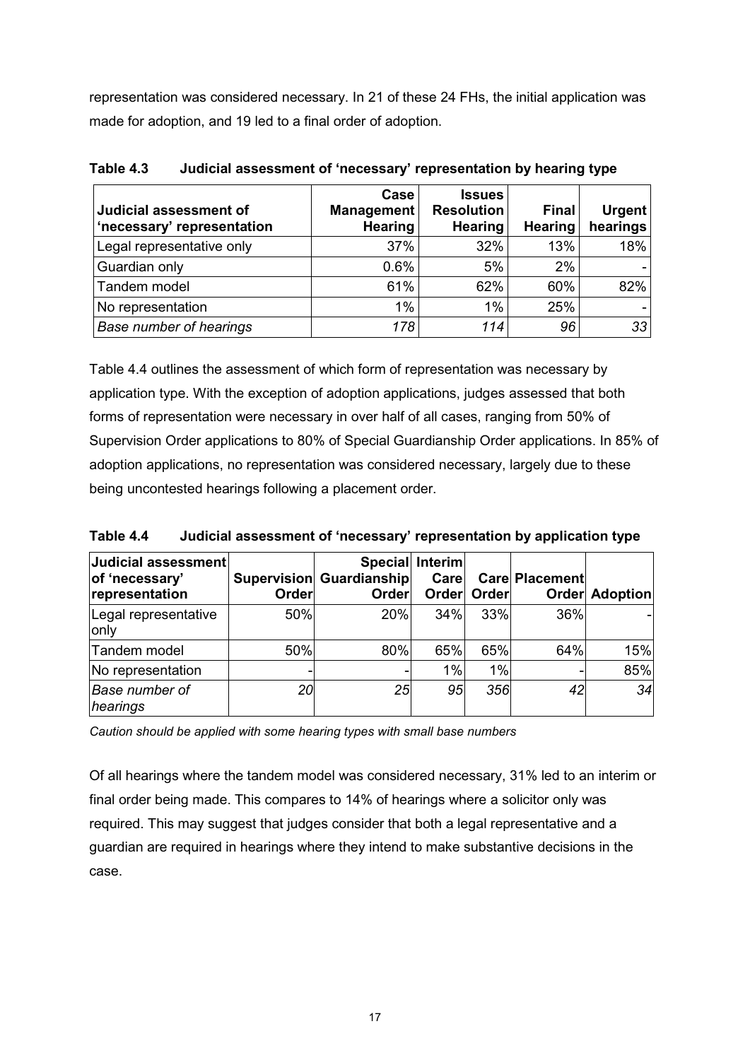representation was considered necessary. In 21 of these 24 FHs, the initial application was made for adoption, and 19 led to a final order of adoption.

**Table 4.3 Judicial assessment of 'necessary' representation by hearing type**

| Judicial assessment of 'necessary' representation | Case Management Hearing | Issues Resolution Hearing | Final Hearing | Urgent hearings |
|---|---|---|---|---|
| Legal representative only | 37% | 32% | 13% | 18% |
| Guardian only | 0.6% | 5% | 2% | - |
| Tandem model | 61% | 62% | 60% | 82% |
| No representation | 1% | 1% | 25% | - |
| *Base number of hearings* | *178* | *114* | *96* | *33* |

Table 4.4 outlines the assessment of which form of representation was necessary by application type. With the exception of adoption applications, judges assessed that both forms of representation were necessary in over half of all cases, ranging from 50% of Supervision Order applications to 80% of Special Guardianship Order applications. In 85% of adoption applications, no representation was considered necessary, largely due to these being uncontested hearings following a placement order.

**Table 4.4 Judicial assessment of 'necessary' representation by application type**

| Judicial assessment of 'necessary' representation | Supervision Order | Special Guardianship Order | Interim Care Order | Care Order | Placement Order | Adoption |
|---|---|---|---|---|---|---|
| Legal representative only | 50% | 20% | 34% | 33% | 36% | - |
| Tandem model | 50% | 80% | 65% | 65% | 64% | 15% |
| No representation | - | - | 1% | 1% | - | 85% |
| *Base number of hearings* | *20* | *25* | *95* | *356* | *42* | *34* |

*Caution should be applied with some hearing types with small base numbers*

Of all hearings where the tandem model was considered necessary, 31% led to an interim or final order being made. This compares to 14% of hearings where a solicitor only was required. This may suggest that judges consider that both a legal representative and a guardian are required in hearings where they intend to make substantive decisions in the case.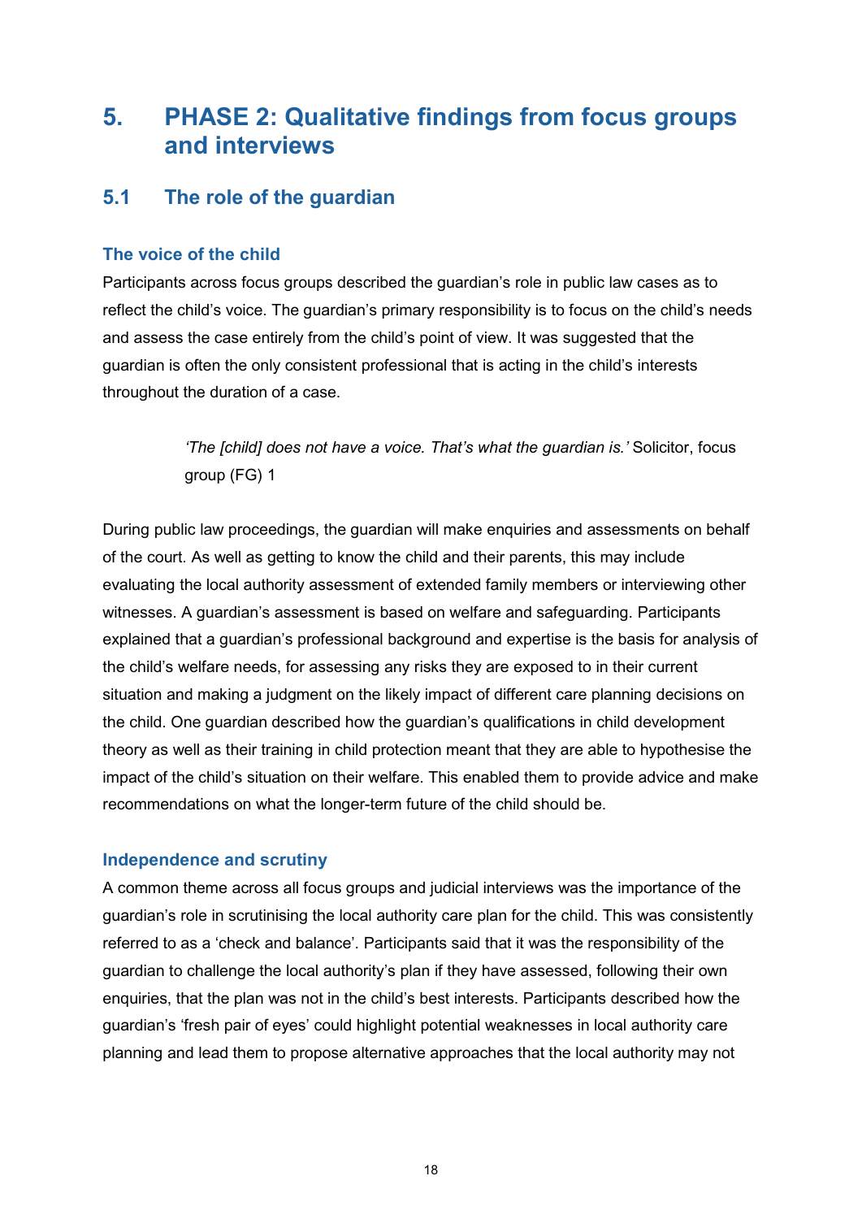# 5. PHASE 2: Qualitative findings from focus groups and interviews

## 5.1 The role of the guardian

### The voice of the child

Participants across focus groups described the guardian's role in public law cases as to reflect the child's voice. The guardian's primary responsibility is to focus on the child's needs and assess the case entirely from the child's point of view. It was suggested that the guardian is often the only consistent professional that is acting in the child's interests throughout the duration of a case.

> *'The [child] does not have a voice. That's what the guardian is.'* Solicitor, focus group (FG) 1

During public law proceedings, the guardian will make enquiries and assessments on behalf of the court. As well as getting to know the child and their parents, this may include evaluating the local authority assessment of extended family members or interviewing other witnesses. A guardian's assessment is based on welfare and safeguarding. Participants explained that a guardian's professional background and expertise is the basis for analysis of the child's welfare needs, for assessing any risks they are exposed to in their current situation and making a judgment on the likely impact of different care planning decisions on the child. One guardian described how the guardian's qualifications in child development theory as well as their training in child protection meant that they are able to hypothesise the impact of the child's situation on their welfare. This enabled them to provide advice and make recommendations on what the longer-term future of the child should be.

### Independence and scrutiny

A common theme across all focus groups and judicial interviews was the importance of the guardian's role in scrutinising the local authority care plan for the child. This was consistently referred to as a 'check and balance'. Participants said that it was the responsibility of the guardian to challenge the local authority's plan if they have assessed, following their own enquiries, that the plan was not in the child's best interests. Participants described how the guardian's 'fresh pair of eyes' could highlight potential weaknesses in local authority care planning and lead them to propose alternative approaches that the local authority may not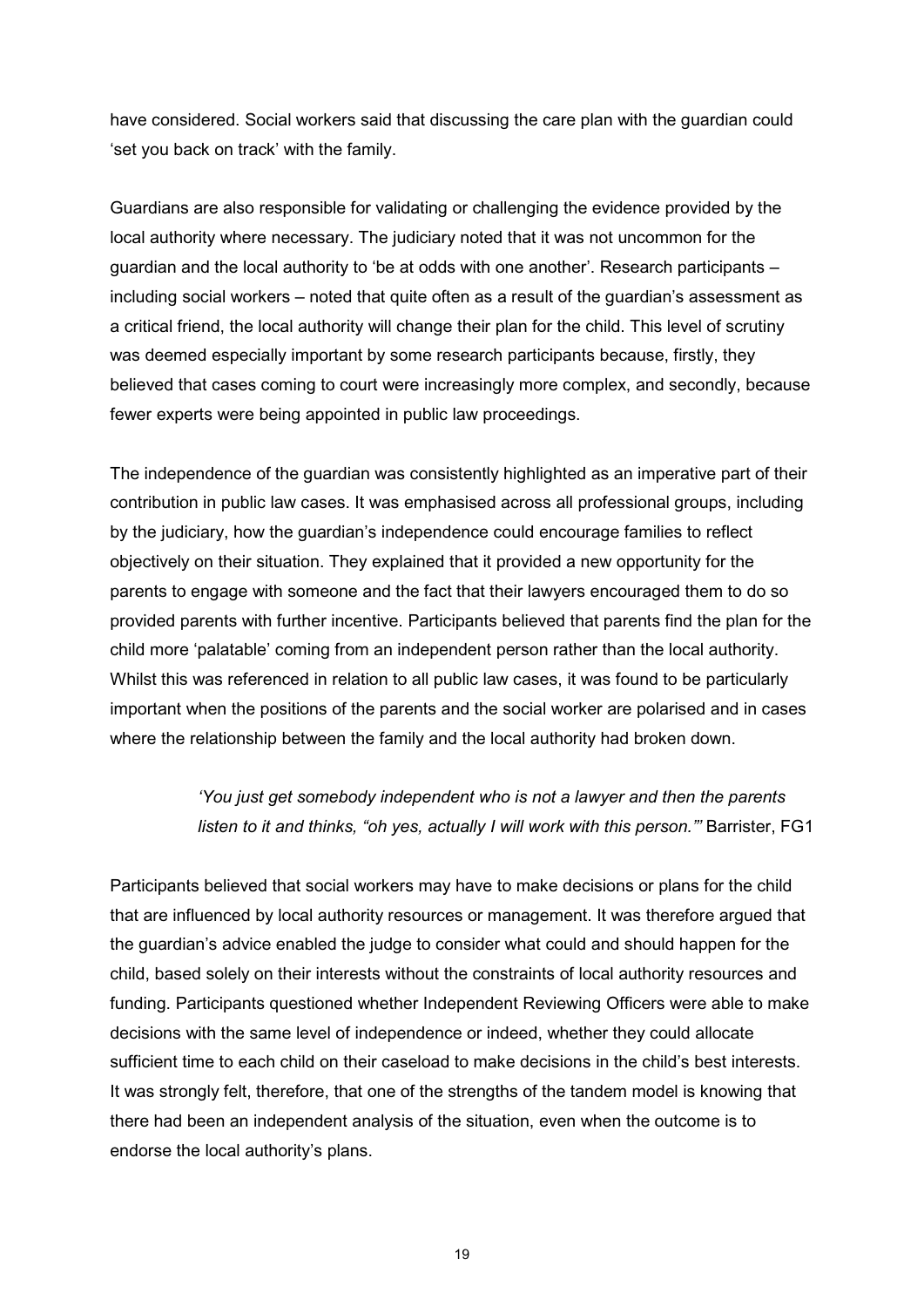have considered. Social workers said that discussing the care plan with the guardian could 'set you back on track' with the family.

Guardians are also responsible for validating or challenging the evidence provided by the local authority where necessary. The judiciary noted that it was not uncommon for the guardian and the local authority to 'be at odds with one another'. Research participants – including social workers – noted that quite often as a result of the guardian's assessment as a critical friend, the local authority will change their plan for the child. This level of scrutiny was deemed especially important by some research participants because, firstly, they believed that cases coming to court were increasingly more complex, and secondly, because fewer experts were being appointed in public law proceedings.

The independence of the guardian was consistently highlighted as an imperative part of their contribution in public law cases. It was emphasised across all professional groups, including by the judiciary, how the guardian's independence could encourage families to reflect objectively on their situation. They explained that it provided a new opportunity for the parents to engage with someone and the fact that their lawyers encouraged them to do so provided parents with further incentive. Participants believed that parents find the plan for the child more 'palatable' coming from an independent person rather than the local authority. Whilst this was referenced in relation to all public law cases, it was found to be particularly important when the positions of the parents and the social worker are polarised and in cases where the relationship between the family and the local authority had broken down.

> *'You just get somebody independent who is not a lawyer and then the parents listen to it and thinks, "oh yes, actually I will work with this person."'* Barrister, FG1

Participants believed that social workers may have to make decisions or plans for the child that are influenced by local authority resources or management. It was therefore argued that the guardian's advice enabled the judge to consider what could and should happen for the child, based solely on their interests without the constraints of local authority resources and funding. Participants questioned whether Independent Reviewing Officers were able to make decisions with the same level of independence or indeed, whether they could allocate sufficient time to each child on their caseload to make decisions in the child's best interests. It was strongly felt, therefore, that one of the strengths of the tandem model is knowing that there had been an independent analysis of the situation, even when the outcome is to endorse the local authority's plans.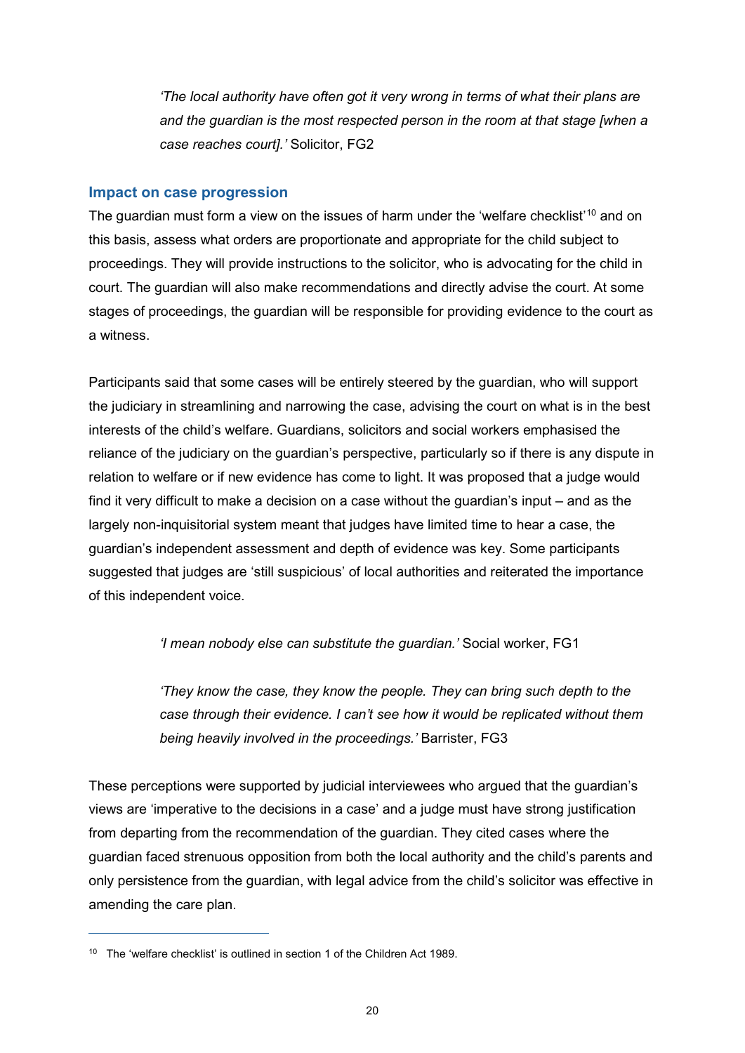> *'The local authority have often got it very wrong in terms of what their plans are and the guardian is the most respected person in the room at that stage [when a case reaches court].'* Solicitor, FG2

### Impact on case progression

The guardian must form a view on the issues of harm under the 'welfare checklist'[10] and on this basis, assess what orders are proportionate and appropriate for the child subject to proceedings. They will provide instructions to the solicitor, who is advocating for the child in court. The guardian will also make recommendations and directly advise the court. At some stages of proceedings, the guardian will be responsible for providing evidence to the court as a witness.

Participants said that some cases will be entirely steered by the guardian, who will support the judiciary in streamlining and narrowing the case, advising the court on what is in the best interests of the child's welfare. Guardians, solicitors and social workers emphasised the reliance of the judiciary on the guardian's perspective, particularly so if there is any dispute in relation to welfare or if new evidence has come to light. It was proposed that a judge would find it very difficult to make a decision on a case without the guardian's input – and as the largely non-inquisitorial system meant that judges have limited time to hear a case, the guardian's independent assessment and depth of evidence was key. Some participants suggested that judges are 'still suspicious' of local authorities and reiterated the importance of this independent voice.

> *'I mean nobody else can substitute the guardian.'* Social worker, FG1

> *'They know the case, they know the people. They can bring such depth to the case through their evidence. I can't see how it would be replicated without them being heavily involved in the proceedings.'* Barrister, FG3

These perceptions were supported by judicial interviewees who argued that the guardian's views are 'imperative to the decisions in a case' and a judge must have strong justification from departing from the recommendation of the guardian. They cited cases where the guardian faced strenuous opposition from both the local authority and the child's parents and only persistence from the guardian, with legal advice from the child's solicitor was effective in amending the care plan.

---

[10] The 'welfare checklist' is outlined in section 1 of the Children Act 1989.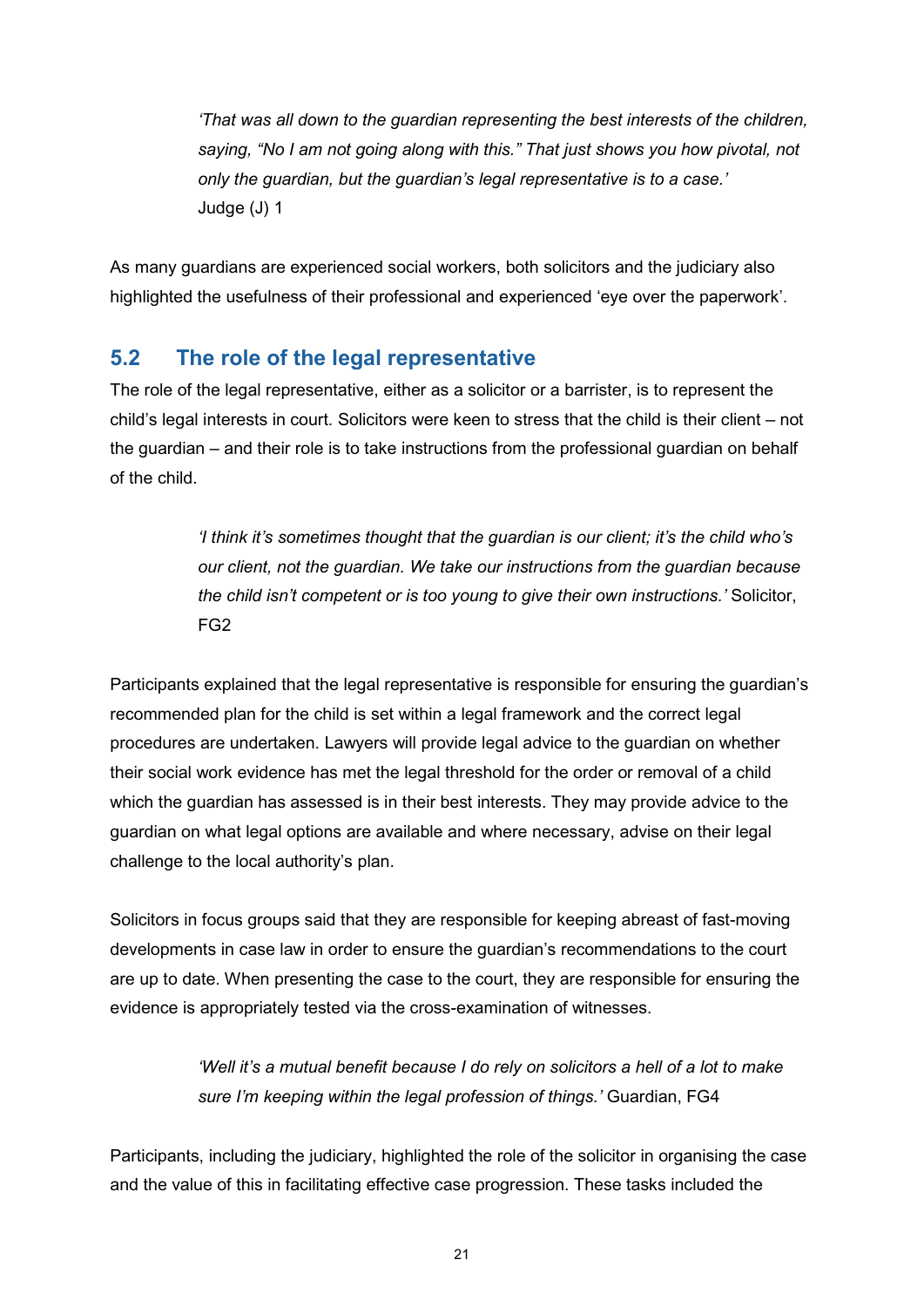> *'That was all down to the guardian representing the best interests of the children, saying, "No I am not going along with this." That just shows you how pivotal, not only the guardian, but the guardian's legal representative is to a case.'*
> Judge (J) 1

As many guardians are experienced social workers, both solicitors and the judiciary also highlighted the usefulness of their professional and experienced 'eye over the paperwork'.

## 5.2 The role of the legal representative

The role of the legal representative, either as a solicitor or a barrister, is to represent the child's legal interests in court. Solicitors were keen to stress that the child is their client – not the guardian – and their role is to take instructions from the professional guardian on behalf of the child.

> *'I think it's sometimes thought that the guardian is our client; it's the child who's our client, not the guardian. We take our instructions from the guardian because the child isn't competent or is too young to give their own instructions.'* Solicitor, FG2

Participants explained that the legal representative is responsible for ensuring the guardian's recommended plan for the child is set within a legal framework and the correct legal procedures are undertaken. Lawyers will provide legal advice to the guardian on whether their social work evidence has met the legal threshold for the order or removal of a child which the guardian has assessed is in their best interests. They may provide advice to the guardian on what legal options are available and where necessary, advise on their legal challenge to the local authority's plan.

Solicitors in focus groups said that they are responsible for keeping abreast of fast-moving developments in case law in order to ensure the guardian's recommendations to the court are up to date. When presenting the case to the court, they are responsible for ensuring the evidence is appropriately tested via the cross-examination of witnesses.

> *'Well it's a mutual benefit because I do rely on solicitors a hell of a lot to make sure I'm keeping within the legal profession of things.'* Guardian, FG4

Participants, including the judiciary, highlighted the role of the solicitor in organising the case and the value of this in facilitating effective case progression. These tasks included the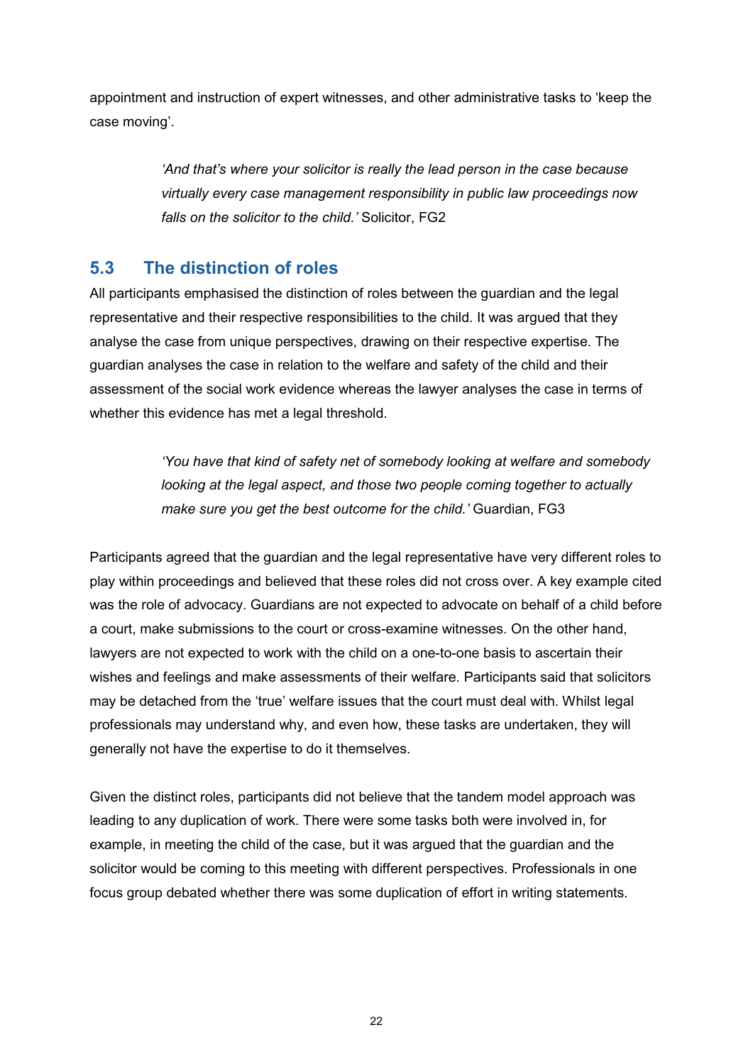appointment and instruction of expert witnesses, and other administrative tasks to 'keep the case moving'.

> *'And that's where your solicitor is really the lead person in the case because virtually every case management responsibility in public law proceedings now falls on the solicitor to the child.'* Solicitor, FG2

## 5.3 The distinction of roles

All participants emphasised the distinction of roles between the guardian and the legal representative and their respective responsibilities to the child. It was argued that they analyse the case from unique perspectives, drawing on their respective expertise. The guardian analyses the case in relation to the welfare and safety of the child and their assessment of the social work evidence whereas the lawyer analyses the case in terms of whether this evidence has met a legal threshold.

> *'You have that kind of safety net of somebody looking at welfare and somebody looking at the legal aspect, and those two people coming together to actually make sure you get the best outcome for the child.'* Guardian, FG3

Participants agreed that the guardian and the legal representative have very different roles to play within proceedings and believed that these roles did not cross over. A key example cited was the role of advocacy. Guardians are not expected to advocate on behalf of a child before a court, make submissions to the court or cross-examine witnesses. On the other hand, lawyers are not expected to work with the child on a one-to-one basis to ascertain their wishes and feelings and make assessments of their welfare. Participants said that solicitors may be detached from the 'true' welfare issues that the court must deal with. Whilst legal professionals may understand why, and even how, these tasks are undertaken, they will generally not have the expertise to do it themselves.

Given the distinct roles, participants did not believe that the tandem model approach was leading to any duplication of work. There were some tasks both were involved in, for example, in meeting the child of the case, but it was argued that the guardian and the solicitor would be coming to this meeting with different perspectives. Professionals in one focus group debated whether there was some duplication of effort in writing statements.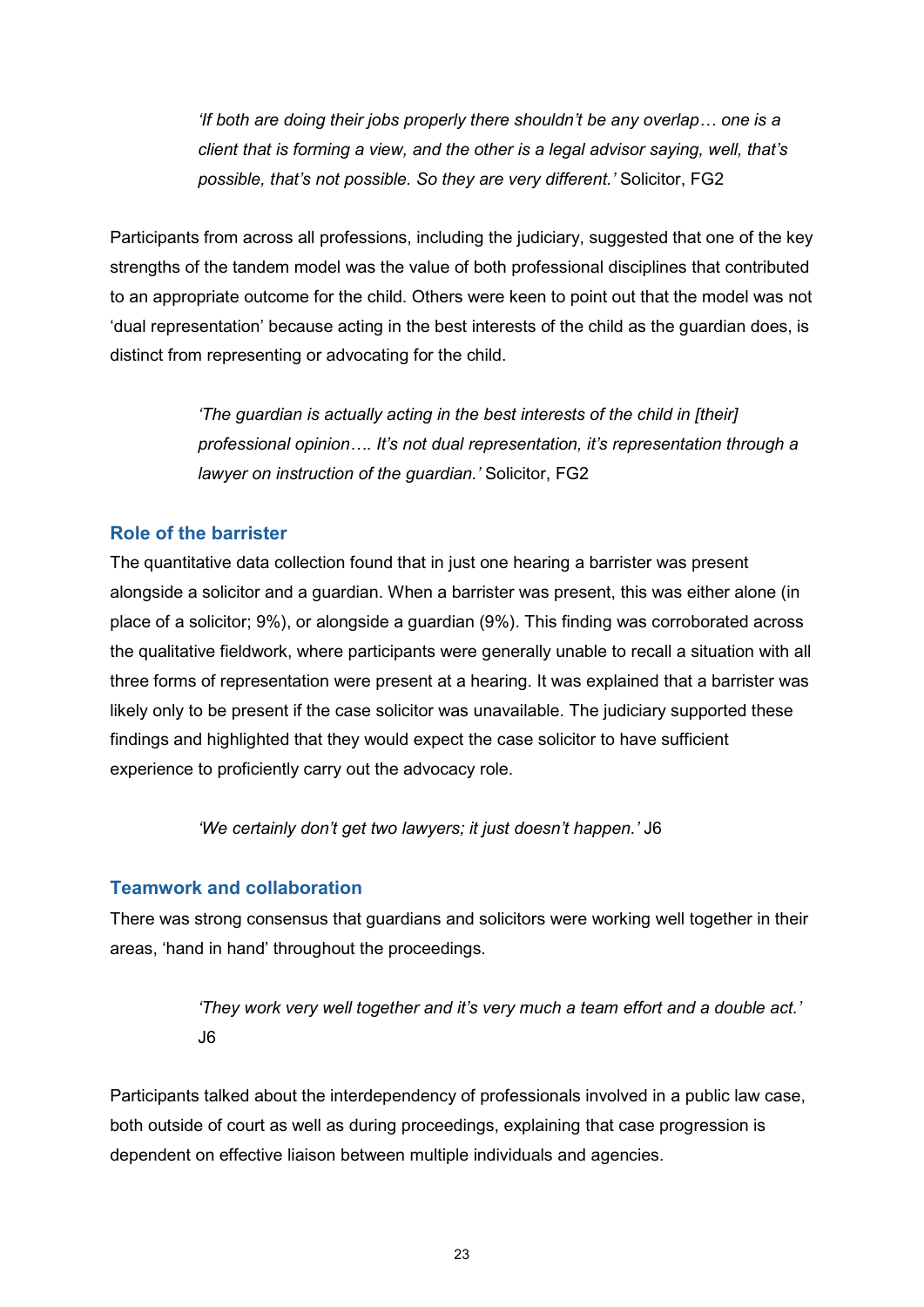> *'If both are doing their jobs properly there shouldn't be any overlap… one is a client that is forming a view, and the other is a legal advisor saying, well, that's possible, that's not possible. So they are very different.'* Solicitor, FG2

Participants from across all professions, including the judiciary, suggested that one of the key strengths of the tandem model was the value of both professional disciplines that contributed to an appropriate outcome for the child. Others were keen to point out that the model was not 'dual representation' because acting in the best interests of the child as the guardian does, is distinct from representing or advocating for the child.

> *'The guardian is actually acting in the best interests of the child in [their] professional opinion…. It's not dual representation, it's representation through a lawyer on instruction of the guardian.'* Solicitor, FG2

### Role of the barrister

The quantitative data collection found that in just one hearing a barrister was present alongside a solicitor and a guardian. When a barrister was present, this was either alone (in place of a solicitor; 9%), or alongside a guardian (9%). This finding was corroborated across the qualitative fieldwork, where participants were generally unable to recall a situation with all three forms of representation were present at a hearing. It was explained that a barrister was likely only to be present if the case solicitor was unavailable. The judiciary supported these findings and highlighted that they would expect the case solicitor to have sufficient experience to proficiently carry out the advocacy role.

> *'We certainly don't get two lawyers; it just doesn't happen.'* J6

### Teamwork and collaboration

There was strong consensus that guardians and solicitors were working well together in their areas, 'hand in hand' throughout the proceedings.

> *'They work very well together and it's very much a team effort and a double act.'* J6

Participants talked about the interdependency of professionals involved in a public law case, both outside of court as well as during proceedings, explaining that case progression is dependent on effective liaison between multiple individuals and agencies.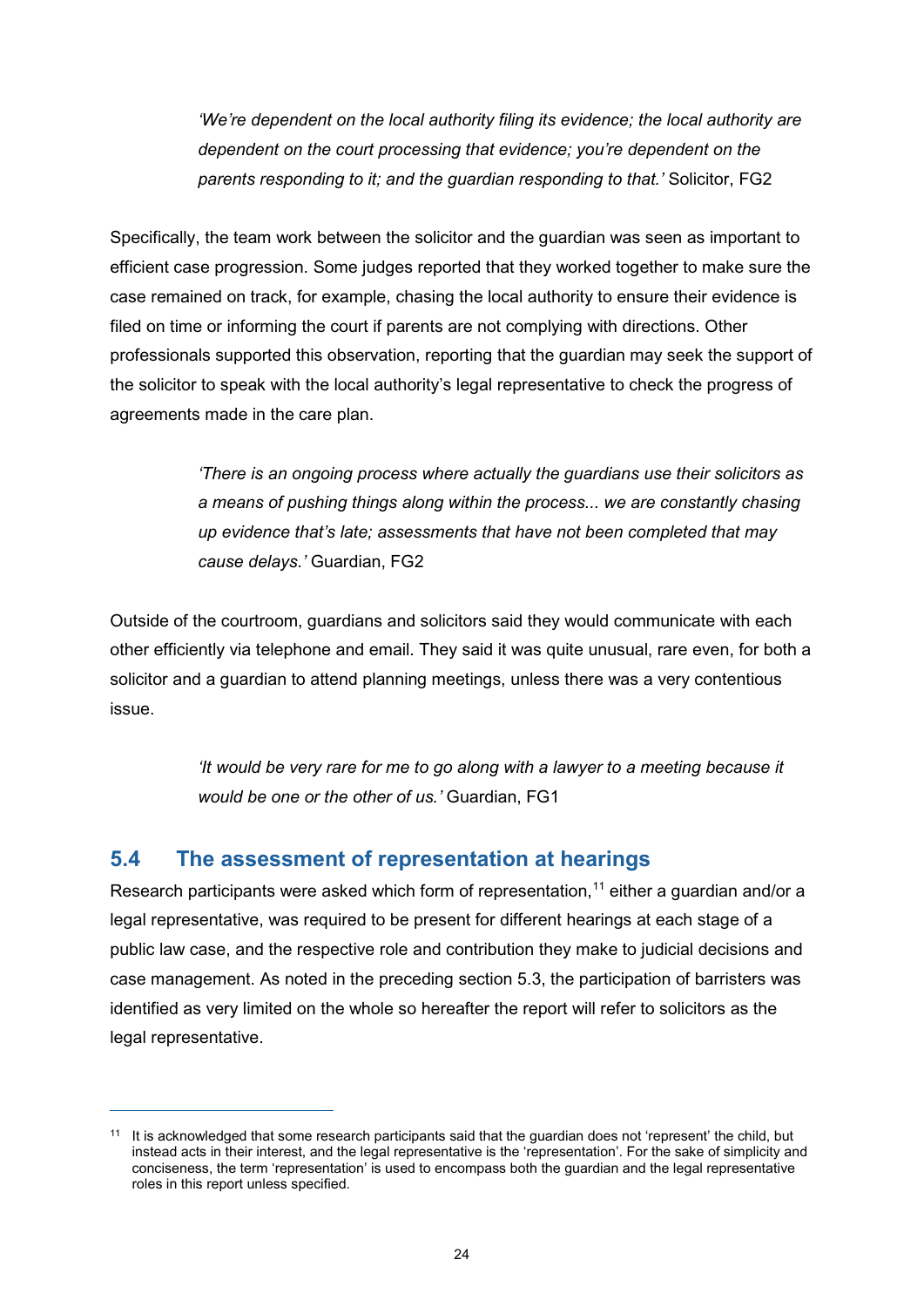> *'We're dependent on the local authority filing its evidence; the local authority are dependent on the court processing that evidence; you're dependent on the parents responding to it; and the guardian responding to that.'* Solicitor, FG2

Specifically, the team work between the solicitor and the guardian was seen as important to efficient case progression. Some judges reported that they worked together to make sure the case remained on track, for example, chasing the local authority to ensure their evidence is filed on time or informing the court if parents are not complying with directions. Other professionals supported this observation, reporting that the guardian may seek the support of the solicitor to speak with the local authority's legal representative to check the progress of agreements made in the care plan.

> *'There is an ongoing process where actually the guardians use their solicitors as a means of pushing things along within the process... we are constantly chasing up evidence that's late; assessments that have not been completed that may cause delays.'* Guardian, FG2

Outside of the courtroom, guardians and solicitors said they would communicate with each other efficiently via telephone and email. They said it was quite unusual, rare even, for both a solicitor and a guardian to attend planning meetings, unless there was a very contentious issue.

> *'It would be very rare for me to go along with a lawyer to a meeting because it would be one or the other of us.'* Guardian, FG1

## 5.4 The assessment of representation at hearings

Research participants were asked which form of representation,[11] either a guardian and/or a legal representative, was required to be present for different hearings at each stage of a public law case, and the respective role and contribution they make to judicial decisions and case management. As noted in the preceding section 5.3, the participation of barristers was identified as very limited on the whole so hereafter the report will refer to solicitors as the legal representative.

---

[11] It is acknowledged that some research participants said that the guardian does not 'represent' the child, but instead acts in their interest, and the legal representative is the 'representation'. For the sake of simplicity and conciseness, the term 'representation' is used to encompass both the guardian and the legal representative roles in this report unless specified.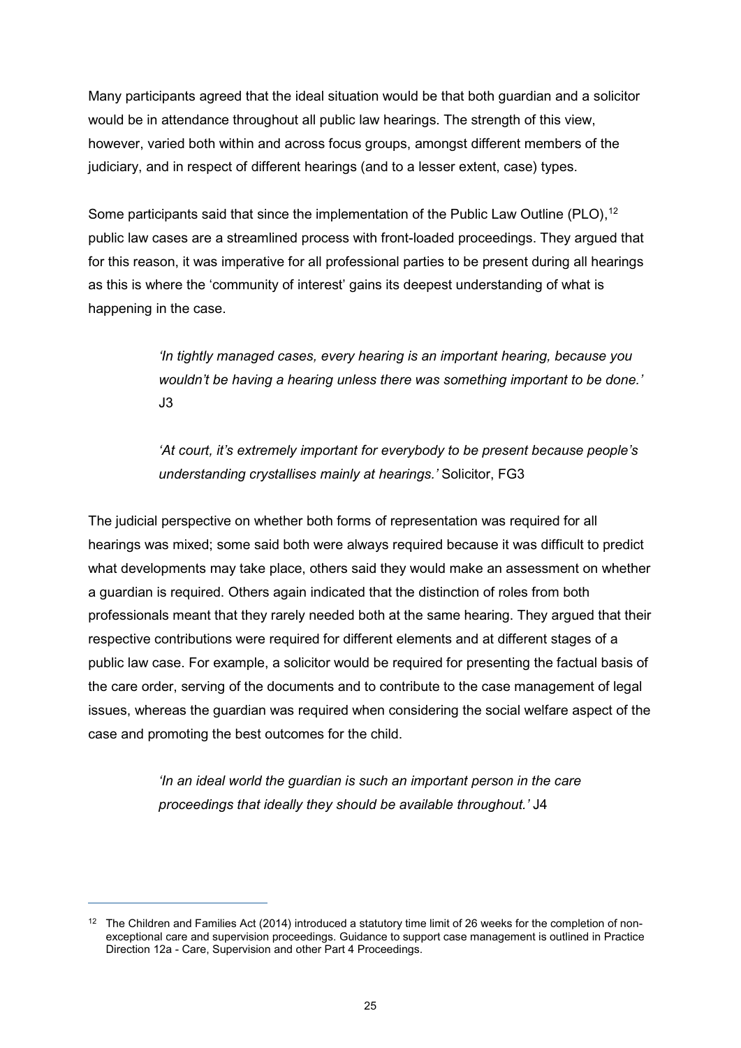Many participants agreed that the ideal situation would be that both guardian and a solicitor would be in attendance throughout all public law hearings. The strength of this view, however, varied both within and across focus groups, amongst different members of the judiciary, and in respect of different hearings (and to a lesser extent, case) types.

Some participants said that since the implementation of the Public Law Outline (PLO),[12] public law cases are a streamlined process with front-loaded proceedings. They argued that for this reason, it was imperative for all professional parties to be present during all hearings as this is where the 'community of interest' gains its deepest understanding of what is happening in the case.

> *'In tightly managed cases, every hearing is an important hearing, because you wouldn't be having a hearing unless there was something important to be done.'* J3

> *'At court, it's extremely important for everybody to be present because people's understanding crystallises mainly at hearings.'* Solicitor, FG3

The judicial perspective on whether both forms of representation was required for all hearings was mixed; some said both were always required because it was difficult to predict what developments may take place, others said they would make an assessment on whether a guardian is required. Others again indicated that the distinction of roles from both professionals meant that they rarely needed both at the same hearing. They argued that their respective contributions were required for different elements and at different stages of a public law case. For example, a solicitor would be required for presenting the factual basis of the care order, serving of the documents and to contribute to the case management of legal issues, whereas the guardian was required when considering the social welfare aspect of the case and promoting the best outcomes for the child.

> *'In an ideal world the guardian is such an important person in the care proceedings that ideally they should be available throughout.'* J4

---

[12] The Children and Families Act (2014) introduced a statutory time limit of 26 weeks for the completion of non-exceptional care and supervision proceedings. Guidance to support case management is outlined in Practice Direction 12a - Care, Supervision and other Part 4 Proceedings.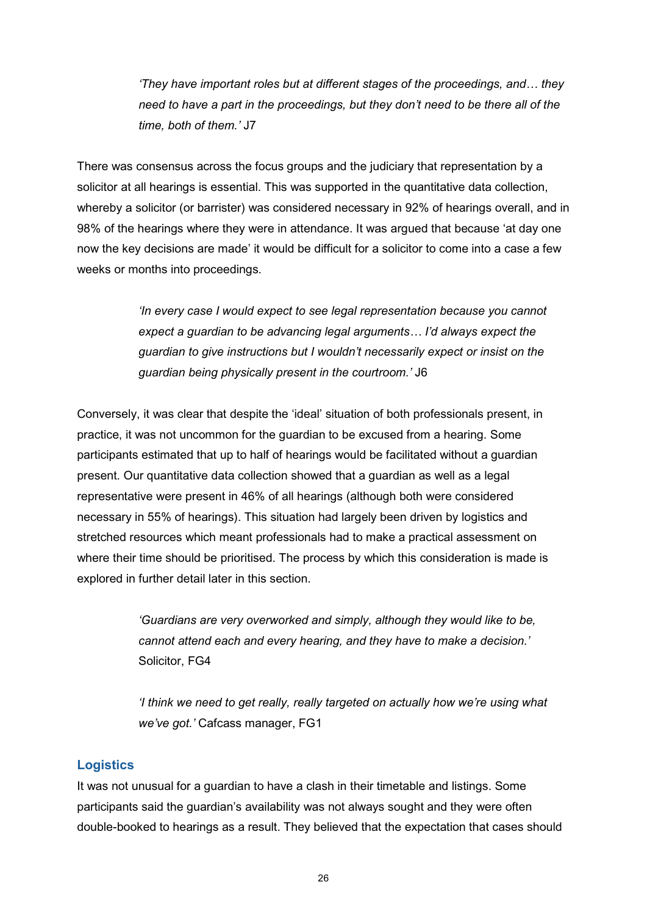> *'They have important roles but at different stages of the proceedings, and… they need to have a part in the proceedings, but they don't need to be there all of the time, both of them.'* J7

There was consensus across the focus groups and the judiciary that representation by a solicitor at all hearings is essential. This was supported in the quantitative data collection, whereby a solicitor (or barrister) was considered necessary in 92% of hearings overall, and in 98% of the hearings where they were in attendance. It was argued that because 'at day one now the key decisions are made' it would be difficult for a solicitor to come into a case a few weeks or months into proceedings.

> *'In every case I would expect to see legal representation because you cannot expect a guardian to be advancing legal arguments… I'd always expect the guardian to give instructions but I wouldn't necessarily expect or insist on the guardian being physically present in the courtroom.'* J6

Conversely, it was clear that despite the 'ideal' situation of both professionals present, in practice, it was not uncommon for the guardian to be excused from a hearing. Some participants estimated that up to half of hearings would be facilitated without a guardian present. Our quantitative data collection showed that a guardian as well as a legal representative were present in 46% of all hearings (although both were considered necessary in 55% of hearings). This situation had largely been driven by logistics and stretched resources which meant professionals had to make a practical assessment on where their time should be prioritised. The process by which this consideration is made is explored in further detail later in this section.

> *'Guardians are very overworked and simply, although they would like to be, cannot attend each and every hearing, and they have to make a decision.'* Solicitor, FG4

> *'I think we need to get really, really targeted on actually how we're using what we've got.'* Cafcass manager, FG1

### Logistics

It was not unusual for a guardian to have a clash in their timetable and listings. Some participants said the guardian's availability was not always sought and they were often double-booked to hearings as a result. They believed that the expectation that cases should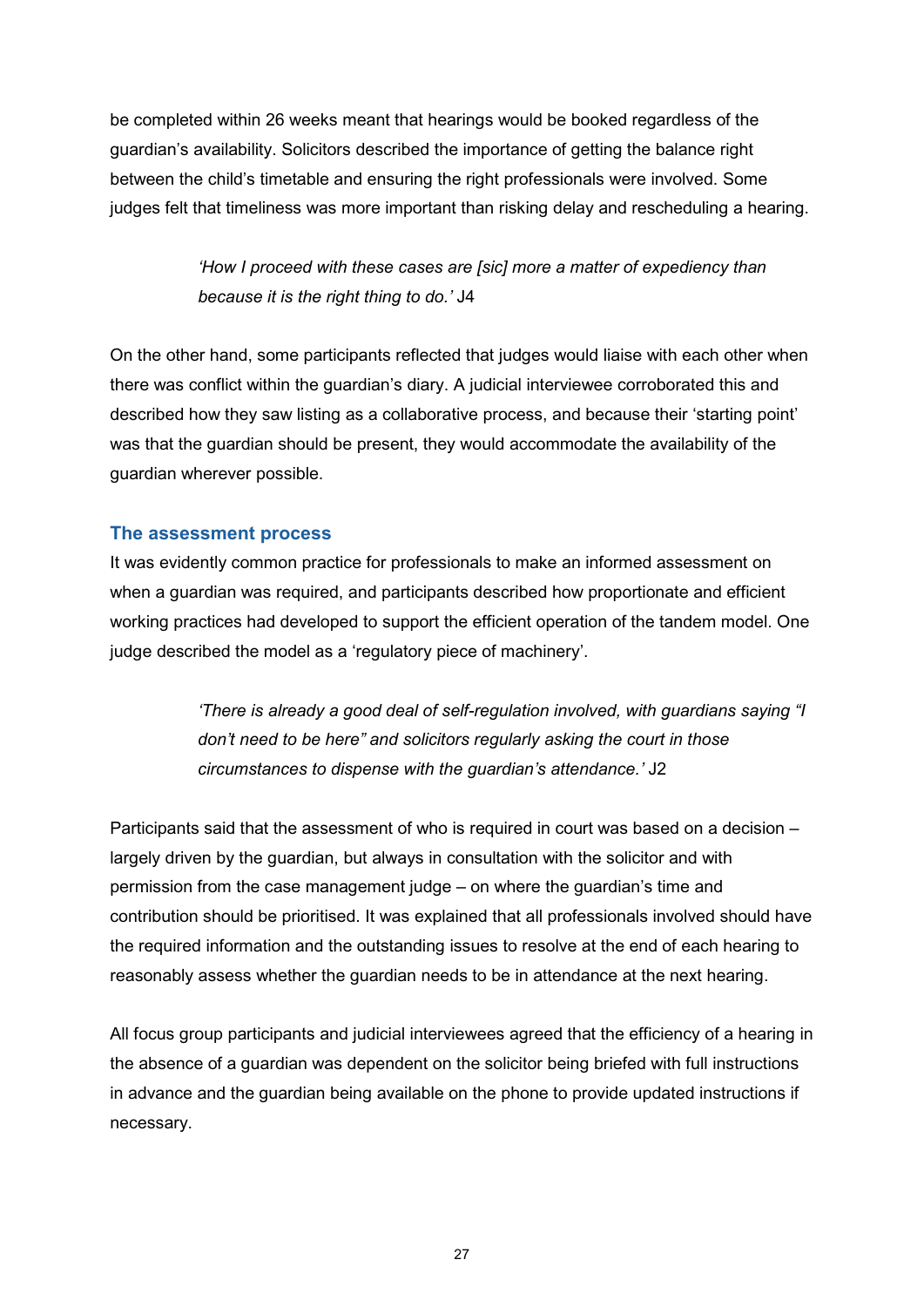be completed within 26 weeks meant that hearings would be booked regardless of the guardian's availability. Solicitors described the importance of getting the balance right between the child's timetable and ensuring the right professionals were involved. Some judges felt that timeliness was more important than risking delay and rescheduling a hearing.

> *'How I proceed with these cases are [sic] more a matter of expediency than because it is the right thing to do.'* J4

On the other hand, some participants reflected that judges would liaise with each other when there was conflict within the guardian's diary. A judicial interviewee corroborated this and described how they saw listing as a collaborative process, and because their 'starting point' was that the guardian should be present, they would accommodate the availability of the guardian wherever possible.

### The assessment process

It was evidently common practice for professionals to make an informed assessment on when a guardian was required, and participants described how proportionate and efficient working practices had developed to support the efficient operation of the tandem model. One judge described the model as a 'regulatory piece of machinery'.

> *'There is already a good deal of self-regulation involved, with guardians saying "I don't need to be here" and solicitors regularly asking the court in those circumstances to dispense with the guardian's attendance.'* J2

Participants said that the assessment of who is required in court was based on a decision – largely driven by the guardian, but always in consultation with the solicitor and with permission from the case management judge – on where the guardian's time and contribution should be prioritised. It was explained that all professionals involved should have the required information and the outstanding issues to resolve at the end of each hearing to reasonably assess whether the guardian needs to be in attendance at the next hearing.

All focus group participants and judicial interviewees agreed that the efficiency of a hearing in the absence of a guardian was dependent on the solicitor being briefed with full instructions in advance and the guardian being available on the phone to provide updated instructions if necessary.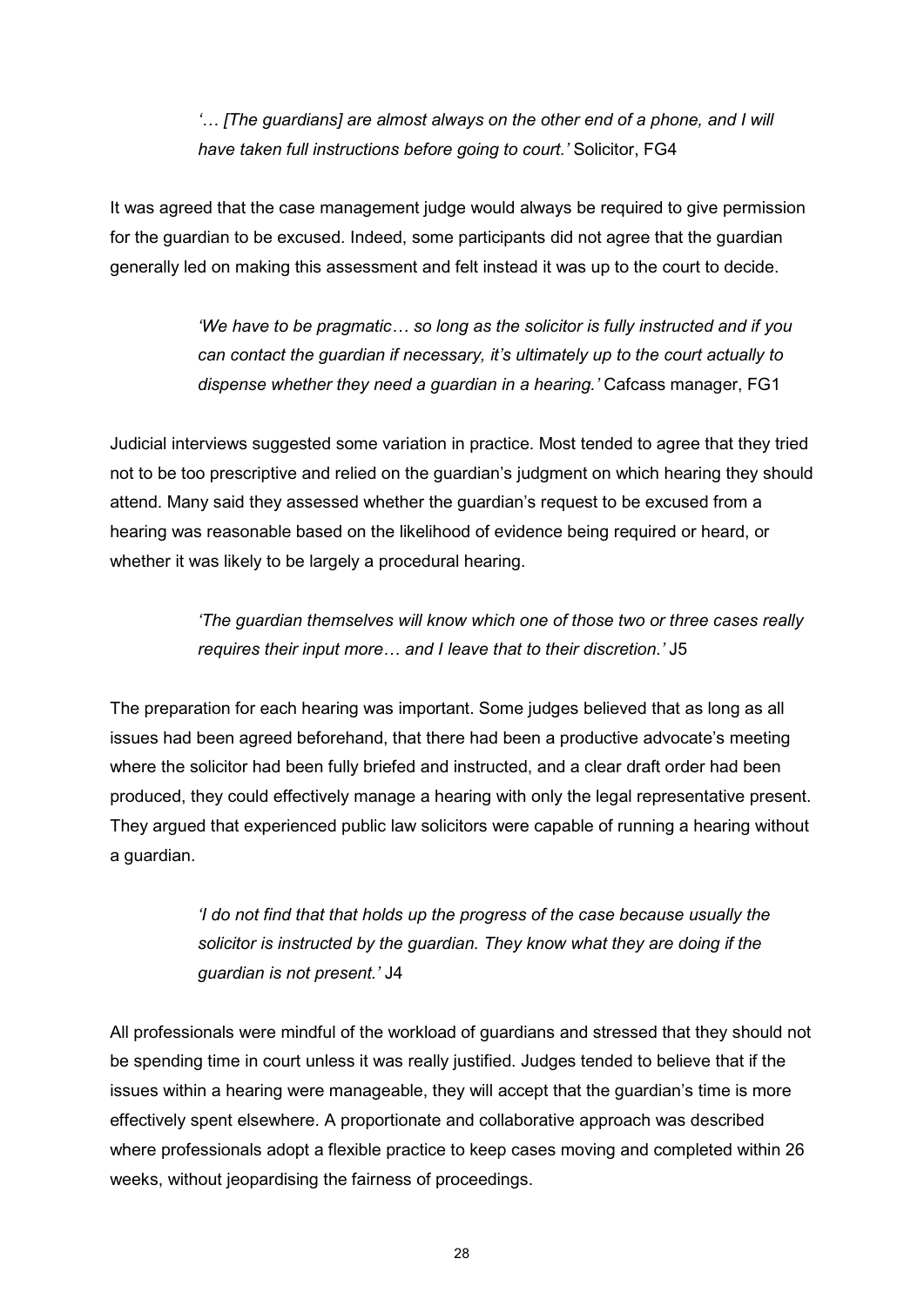> *'… [The guardians] are almost always on the other end of a phone, and I will have taken full instructions before going to court.'* Solicitor, FG4

It was agreed that the case management judge would always be required to give permission for the guardian to be excused. Indeed, some participants did not agree that the guardian generally led on making this assessment and felt instead it was up to the court to decide.

> *'We have to be pragmatic… so long as the solicitor is fully instructed and if you can contact the guardian if necessary, it's ultimately up to the court actually to dispense whether they need a guardian in a hearing.'* Cafcass manager, FG1

Judicial interviews suggested some variation in practice. Most tended to agree that they tried not to be too prescriptive and relied on the guardian's judgment on which hearing they should attend. Many said they assessed whether the guardian's request to be excused from a hearing was reasonable based on the likelihood of evidence being required or heard, or whether it was likely to be largely a procedural hearing.

> *'The guardian themselves will know which one of those two or three cases really requires their input more… and I leave that to their discretion.'* J5

The preparation for each hearing was important. Some judges believed that as long as all issues had been agreed beforehand, that there had been a productive advocate's meeting where the solicitor had been fully briefed and instructed, and a clear draft order had been produced, they could effectively manage a hearing with only the legal representative present. They argued that experienced public law solicitors were capable of running a hearing without a guardian.

> *'I do not find that that holds up the progress of the case because usually the solicitor is instructed by the guardian. They know what they are doing if the guardian is not present.'* J4

All professionals were mindful of the workload of guardians and stressed that they should not be spending time in court unless it was really justified. Judges tended to believe that if the issues within a hearing were manageable, they will accept that the guardian's time is more effectively spent elsewhere. A proportionate and collaborative approach was described where professionals adopt a flexible practice to keep cases moving and completed within 26 weeks, without jeopardising the fairness of proceedings.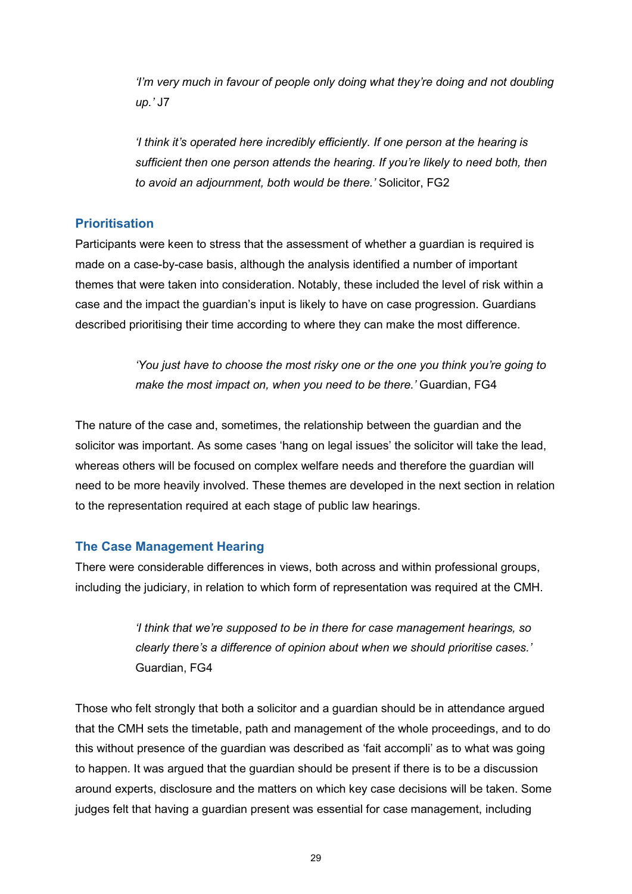> *'I'm very much in favour of people only doing what they're doing and not doubling up.'* J7

> *'I think it's operated here incredibly efficiently. If one person at the hearing is sufficient then one person attends the hearing. If you're likely to need both, then to avoid an adjournment, both would be there.'* Solicitor, FG2

### Prioritisation

Participants were keen to stress that the assessment of whether a guardian is required is made on a case-by-case basis, although the analysis identified a number of important themes that were taken into consideration. Notably, these included the level of risk within a case and the impact the guardian's input is likely to have on case progression. Guardians described prioritising their time according to where they can make the most difference.

> *'You just have to choose the most risky one or the one you think you're going to make the most impact on, when you need to be there.'* Guardian, FG4

The nature of the case and, sometimes, the relationship between the guardian and the solicitor was important. As some cases 'hang on legal issues' the solicitor will take the lead, whereas others will be focused on complex welfare needs and therefore the guardian will need to be more heavily involved. These themes are developed in the next section in relation to the representation required at each stage of public law hearings.

### The Case Management Hearing

There were considerable differences in views, both across and within professional groups, including the judiciary, in relation to which form of representation was required at the CMH.

> *'I think that we're supposed to be in there for case management hearings, so clearly there's a difference of opinion about when we should prioritise cases.'* Guardian, FG4

Those who felt strongly that both a solicitor and a guardian should be in attendance argued that the CMH sets the timetable, path and management of the whole proceedings, and to do this without presence of the guardian was described as 'fait accompli' as to what was going to happen. It was argued that the guardian should be present if there is to be a discussion around experts, disclosure and the matters on which key case decisions will be taken. Some judges felt that having a guardian present was essential for case management, including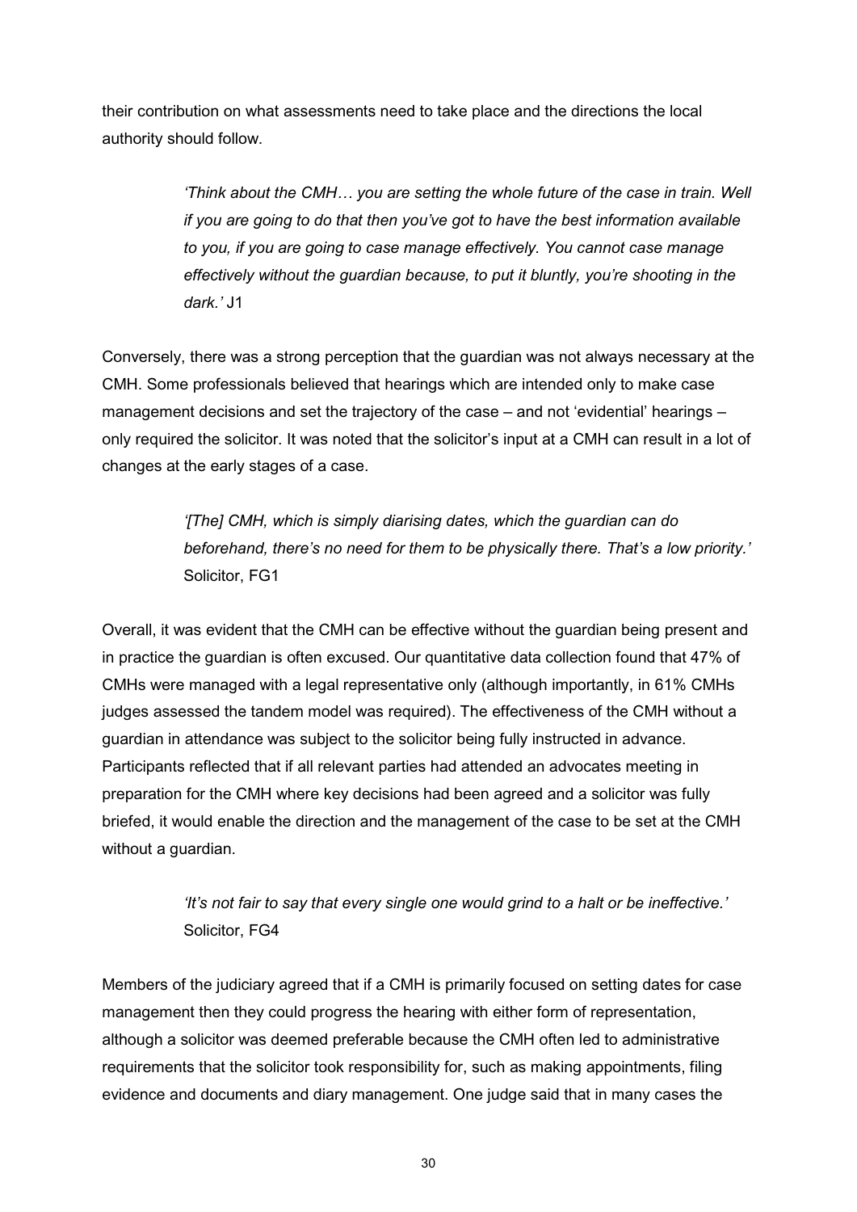their contribution on what assessments need to take place and the directions the local authority should follow.

> *'Think about the CMH… you are setting the whole future of the case in train. Well if you are going to do that then you've got to have the best information available to you, if you are going to case manage effectively. You cannot case manage effectively without the guardian because, to put it bluntly, you're shooting in the dark.'* J1

Conversely, there was a strong perception that the guardian was not always necessary at the CMH. Some professionals believed that hearings which are intended only to make case management decisions and set the trajectory of the case – and not 'evidential' hearings – only required the solicitor. It was noted that the solicitor's input at a CMH can result in a lot of changes at the early stages of a case.

> *'[The] CMH, which is simply diarising dates, which the guardian can do beforehand, there's no need for them to be physically there. That's a low priority.'* Solicitor, FG1

Overall, it was evident that the CMH can be effective without the guardian being present and in practice the guardian is often excused. Our quantitative data collection found that 47% of CMHs were managed with a legal representative only (although importantly, in 61% CMHs judges assessed the tandem model was required). The effectiveness of the CMH without a guardian in attendance was subject to the solicitor being fully instructed in advance. Participants reflected that if all relevant parties had attended an advocates meeting in preparation for the CMH where key decisions had been agreed and a solicitor was fully briefed, it would enable the direction and the management of the case to be set at the CMH without a guardian.

> *'It's not fair to say that every single one would grind to a halt or be ineffective.'* Solicitor, FG4

Members of the judiciary agreed that if a CMH is primarily focused on setting dates for case management then they could progress the hearing with either form of representation, although a solicitor was deemed preferable because the CMH often led to administrative requirements that the solicitor took responsibility for, such as making appointments, filing evidence and documents and diary management. One judge said that in many cases the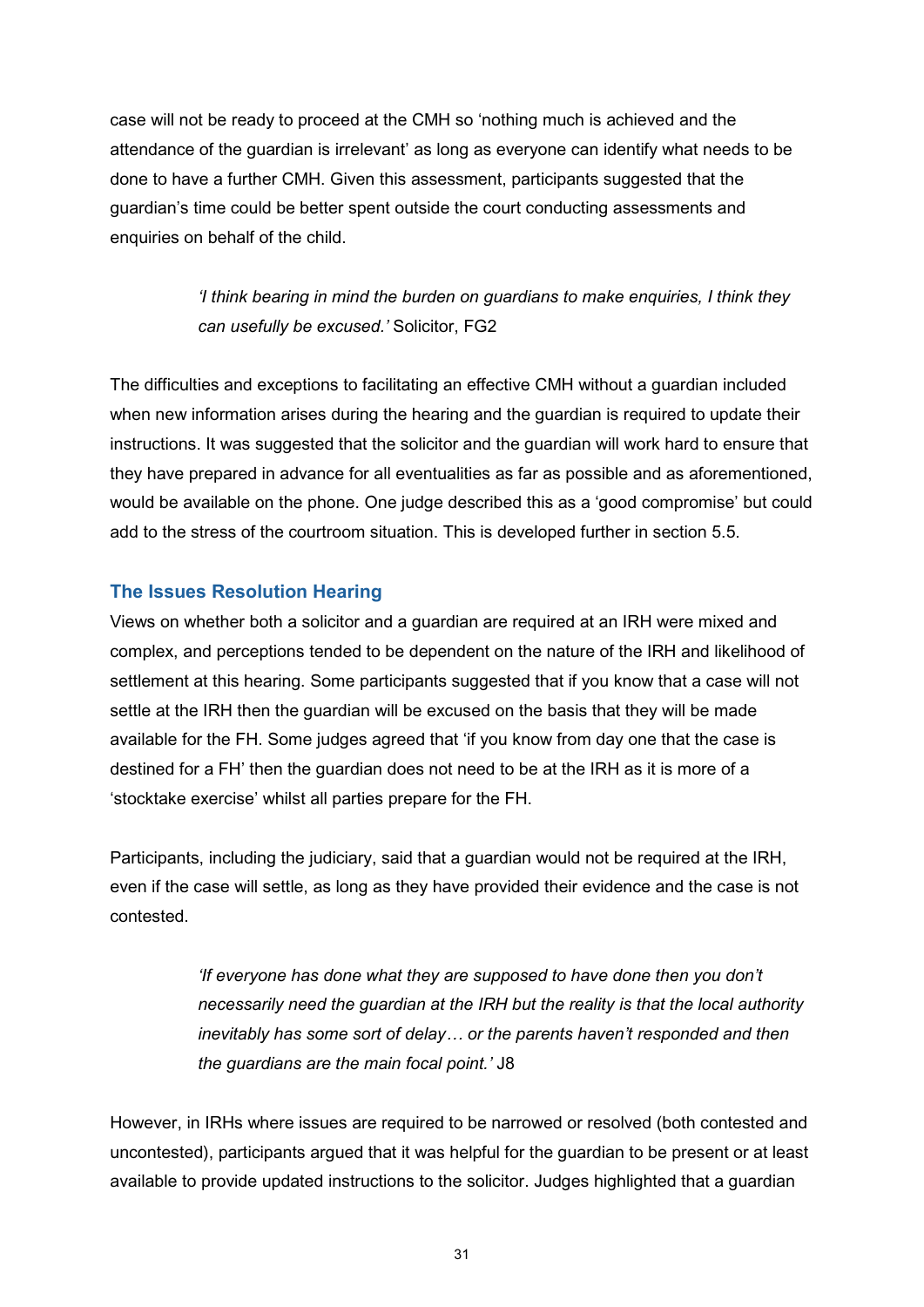case will not be ready to proceed at the CMH so 'nothing much is achieved and the attendance of the guardian is irrelevant' as long as everyone can identify what needs to be done to have a further CMH. Given this assessment, participants suggested that the guardian's time could be better spent outside the court conducting assessments and enquiries on behalf of the child.

> *'I think bearing in mind the burden on guardians to make enquiries, I think they can usefully be excused.'* Solicitor, FG2

The difficulties and exceptions to facilitating an effective CMH without a guardian included when new information arises during the hearing and the guardian is required to update their instructions. It was suggested that the solicitor and the guardian will work hard to ensure that they have prepared in advance for all eventualities as far as possible and as aforementioned, would be available on the phone. One judge described this as a 'good compromise' but could add to the stress of the courtroom situation. This is developed further in section 5.5.

### The Issues Resolution Hearing

Views on whether both a solicitor and a guardian are required at an IRH were mixed and complex, and perceptions tended to be dependent on the nature of the IRH and likelihood of settlement at this hearing. Some participants suggested that if you know that a case will not settle at the IRH then the guardian will be excused on the basis that they will be made available for the FH. Some judges agreed that 'if you know from day one that the case is destined for a FH' then the guardian does not need to be at the IRH as it is more of a 'stocktake exercise' whilst all parties prepare for the FH.

Participants, including the judiciary, said that a guardian would not be required at the IRH, even if the case will settle, as long as they have provided their evidence and the case is not contested.

> *'If everyone has done what they are supposed to have done then you don't necessarily need the guardian at the IRH but the reality is that the local authority inevitably has some sort of delay… or the parents haven't responded and then the guardians are the main focal point.'* J8

However, in IRHs where issues are required to be narrowed or resolved (both contested and uncontested), participants argued that it was helpful for the guardian to be present or at least available to provide updated instructions to the solicitor. Judges highlighted that a guardian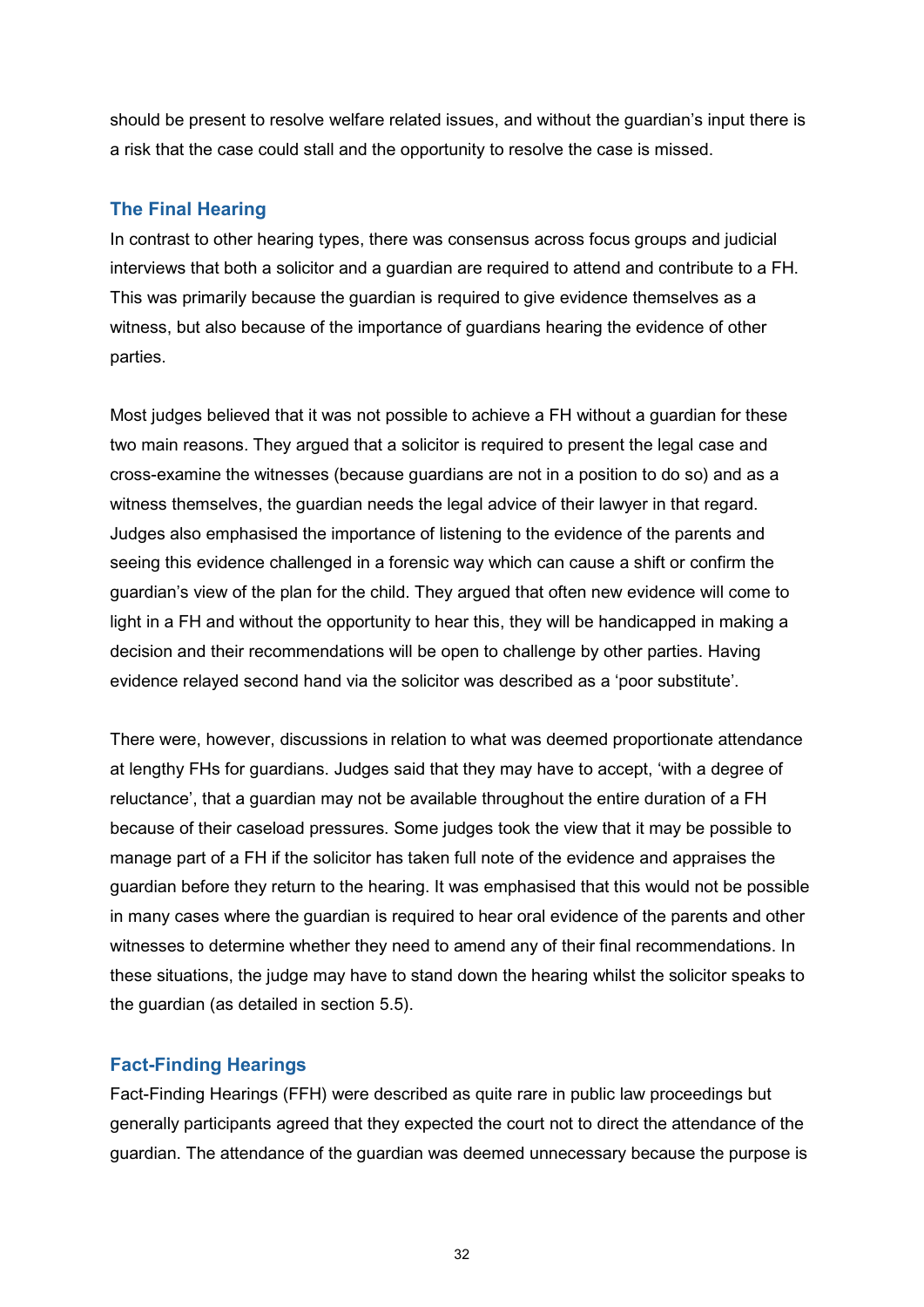should be present to resolve welfare related issues, and without the guardian's input there is a risk that the case could stall and the opportunity to resolve the case is missed.

### The Final Hearing

In contrast to other hearing types, there was consensus across focus groups and judicial interviews that both a solicitor and a guardian are required to attend and contribute to a FH. This was primarily because the guardian is required to give evidence themselves as a witness, but also because of the importance of guardians hearing the evidence of other parties.

Most judges believed that it was not possible to achieve a FH without a guardian for these two main reasons. They argued that a solicitor is required to present the legal case and cross-examine the witnesses (because guardians are not in a position to do so) and as a witness themselves, the guardian needs the legal advice of their lawyer in that regard. Judges also emphasised the importance of listening to the evidence of the parents and seeing this evidence challenged in a forensic way which can cause a shift or confirm the guardian's view of the plan for the child. They argued that often new evidence will come to light in a FH and without the opportunity to hear this, they will be handicapped in making a decision and their recommendations will be open to challenge by other parties. Having evidence relayed second hand via the solicitor was described as a 'poor substitute'.

There were, however, discussions in relation to what was deemed proportionate attendance at lengthy FHs for guardians. Judges said that they may have to accept, 'with a degree of reluctance', that a guardian may not be available throughout the entire duration of a FH because of their caseload pressures. Some judges took the view that it may be possible to manage part of a FH if the solicitor has taken full note of the evidence and appraises the guardian before they return to the hearing. It was emphasised that this would not be possible in many cases where the guardian is required to hear oral evidence of the parents and other witnesses to determine whether they need to amend any of their final recommendations. In these situations, the judge may have to stand down the hearing whilst the solicitor speaks to the guardian (as detailed in section 5.5).

### Fact-Finding Hearings

Fact-Finding Hearings (FFH) were described as quite rare in public law proceedings but generally participants agreed that they expected the court not to direct the attendance of the guardian. The attendance of the guardian was deemed unnecessary because the purpose is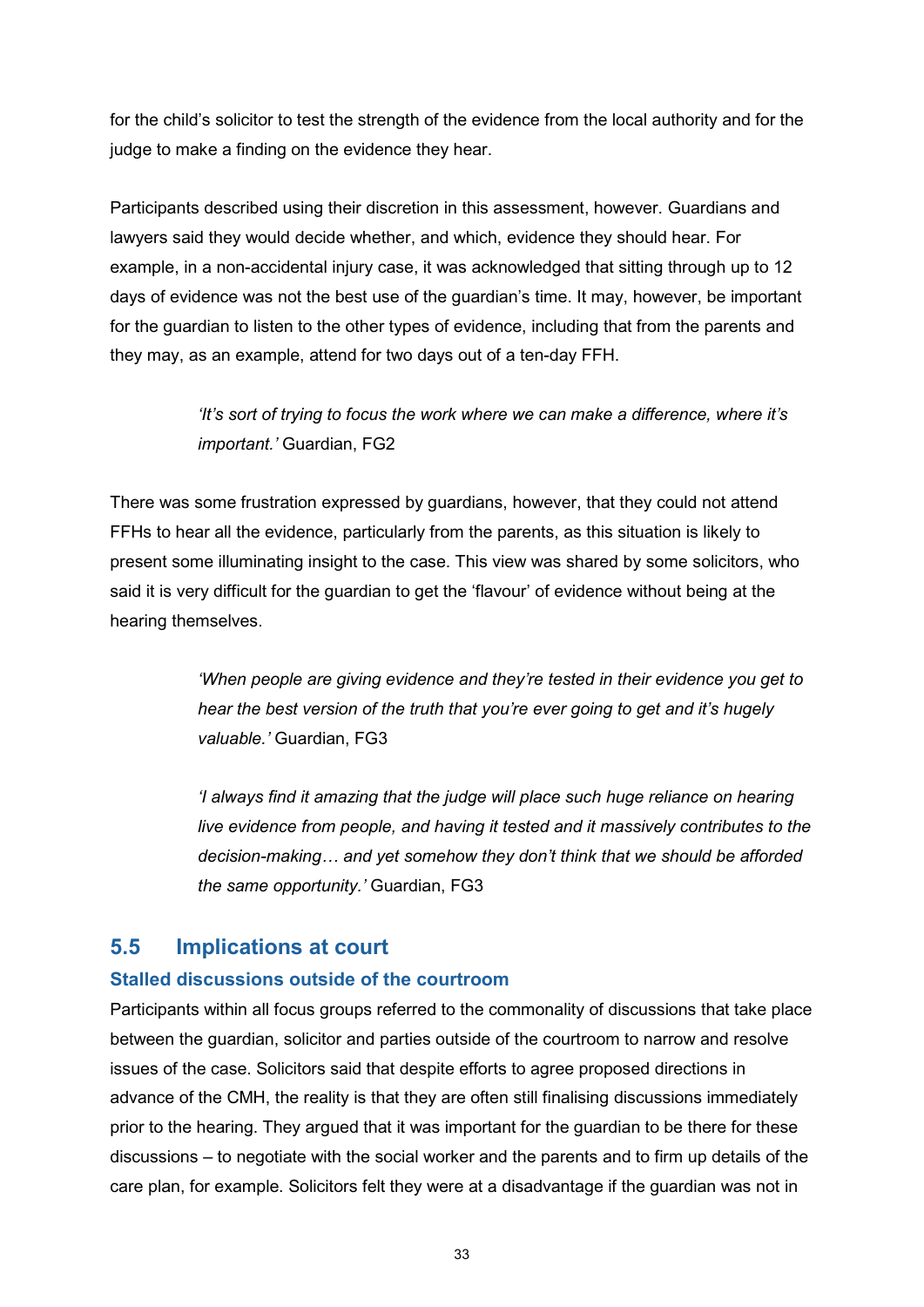for the child's solicitor to test the strength of the evidence from the local authority and for the judge to make a finding on the evidence they hear.

Participants described using their discretion in this assessment, however. Guardians and lawyers said they would decide whether, and which, evidence they should hear. For example, in a non-accidental injury case, it was acknowledged that sitting through up to 12 days of evidence was not the best use of the guardian's time. It may, however, be important for the guardian to listen to the other types of evidence, including that from the parents and they may, as an example, attend for two days out of a ten-day FFH.

> *'It's sort of trying to focus the work where we can make a difference, where it's important.'* Guardian, FG2

There was some frustration expressed by guardians, however, that they could not attend FFHs to hear all the evidence, particularly from the parents, as this situation is likely to present some illuminating insight to the case. This view was shared by some solicitors, who said it is very difficult for the guardian to get the 'flavour' of evidence without being at the hearing themselves.

> *'When people are giving evidence and they're tested in their evidence you get to hear the best version of the truth that you're ever going to get and it's hugely valuable.'* Guardian, FG3

> *'I always find it amazing that the judge will place such huge reliance on hearing live evidence from people, and having it tested and it massively contributes to the decision-making… and yet somehow they don't think that we should be afforded the same opportunity.'* Guardian, FG3

## 5.5 Implications at court

### Stalled discussions outside of the courtroom

Participants within all focus groups referred to the commonality of discussions that take place between the guardian, solicitor and parties outside of the courtroom to narrow and resolve issues of the case. Solicitors said that despite efforts to agree proposed directions in advance of the CMH, the reality is that they are often still finalising discussions immediately prior to the hearing. They argued that it was important for the guardian to be there for these discussions – to negotiate with the social worker and the parents and to firm up details of the care plan, for example. Solicitors felt they were at a disadvantage if the guardian was not in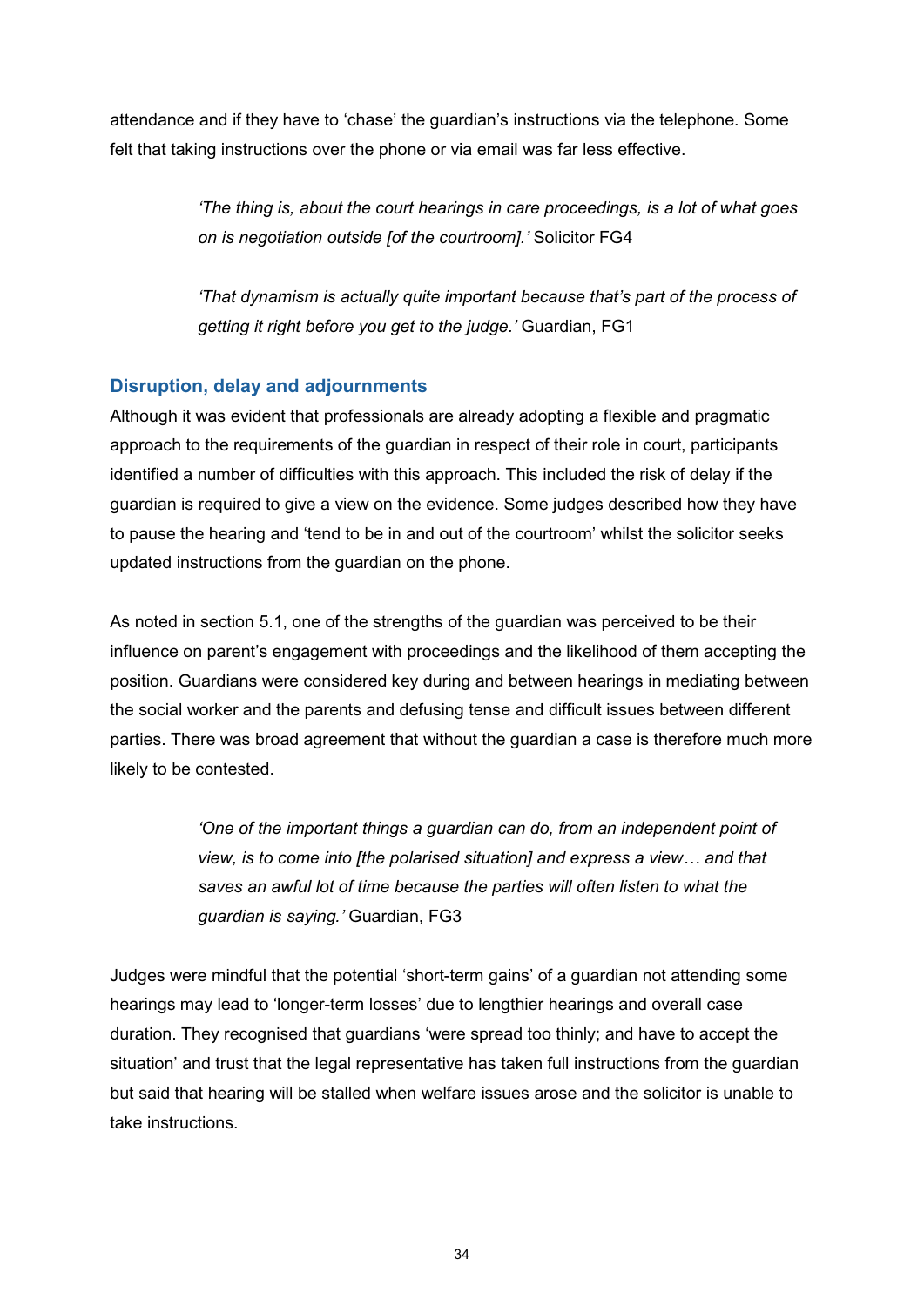attendance and if they have to 'chase' the guardian's instructions via the telephone. Some felt that taking instructions over the phone or via email was far less effective.

> *'The thing is, about the court hearings in care proceedings, is a lot of what goes on is negotiation outside [of the courtroom].'* Solicitor FG4

> *'That dynamism is actually quite important because that's part of the process of getting it right before you get to the judge.'* Guardian, FG1

### Disruption, delay and adjournments

Although it was evident that professionals are already adopting a flexible and pragmatic approach to the requirements of the guardian in respect of their role in court, participants identified a number of difficulties with this approach. This included the risk of delay if the guardian is required to give a view on the evidence. Some judges described how they have to pause the hearing and 'tend to be in and out of the courtroom' whilst the solicitor seeks updated instructions from the guardian on the phone.

As noted in section 5.1, one of the strengths of the guardian was perceived to be their influence on parent's engagement with proceedings and the likelihood of them accepting the position. Guardians were considered key during and between hearings in mediating between the social worker and the parents and defusing tense and difficult issues between different parties. There was broad agreement that without the guardian a case is therefore much more likely to be contested.

> *'One of the important things a guardian can do, from an independent point of view, is to come into [the polarised situation] and express a view… and that saves an awful lot of time because the parties will often listen to what the guardian is saying.'* Guardian, FG3

Judges were mindful that the potential 'short-term gains' of a guardian not attending some hearings may lead to 'longer-term losses' due to lengthier hearings and overall case duration. They recognised that guardians 'were spread too thinly; and have to accept the situation' and trust that the legal representative has taken full instructions from the guardian but said that hearing will be stalled when welfare issues arose and the solicitor is unable to take instructions.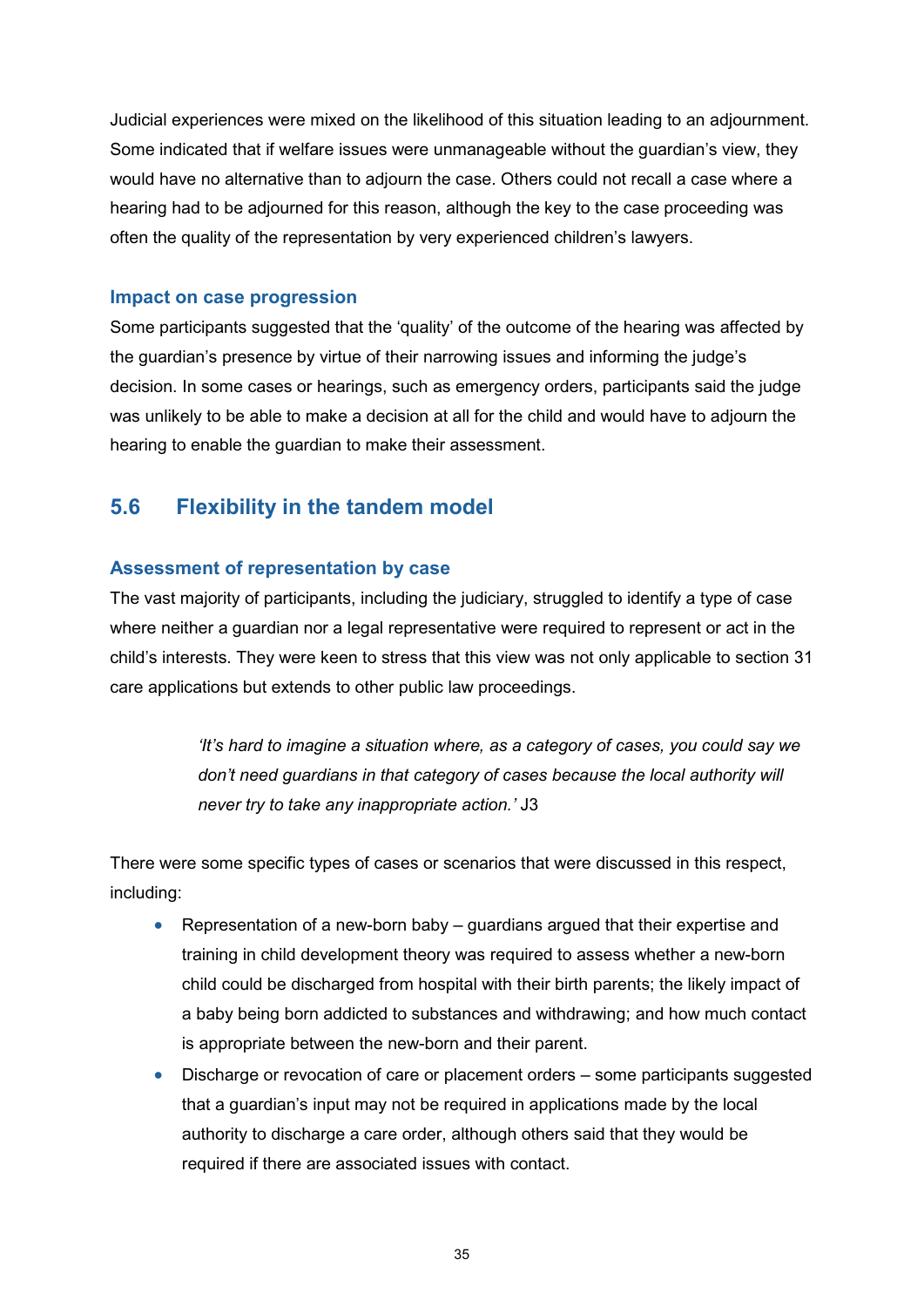Judicial experiences were mixed on the likelihood of this situation leading to an adjournment. Some indicated that if welfare issues were unmanageable without the guardian's view, they would have no alternative than to adjourn the case. Others could not recall a case where a hearing had to be adjourned for this reason, although the key to the case proceeding was often the quality of the representation by very experienced children's lawyers.

### Impact on case progression

Some participants suggested that the 'quality' of the outcome of the hearing was affected by the guardian's presence by virtue of their narrowing issues and informing the judge's decision. In some cases or hearings, such as emergency orders, participants said the judge was unlikely to be able to make a decision at all for the child and would have to adjourn the hearing to enable the guardian to make their assessment.

## 5.6 Flexibility in the tandem model

### Assessment of representation by case

The vast majority of participants, including the judiciary, struggled to identify a type of case where neither a guardian nor a legal representative were required to represent or act in the child's interests. They were keen to stress that this view was not only applicable to section 31 care applications but extends to other public law proceedings.

> *'It's hard to imagine a situation where, as a category of cases, you could say we don't need guardians in that category of cases because the local authority will never try to take any inappropriate action.'* J3

There were some specific types of cases or scenarios that were discussed in this respect, including:

- Representation of a new-born baby – guardians argued that their expertise and training in child development theory was required to assess whether a new-born child could be discharged from hospital with their birth parents; the likely impact of a baby being born addicted to substances and withdrawing; and how much contact is appropriate between the new-born and their parent.
- Discharge or revocation of care or placement orders – some participants suggested that a guardian's input may not be required in applications made by the local authority to discharge a care order, although others said that they would be required if there are associated issues with contact.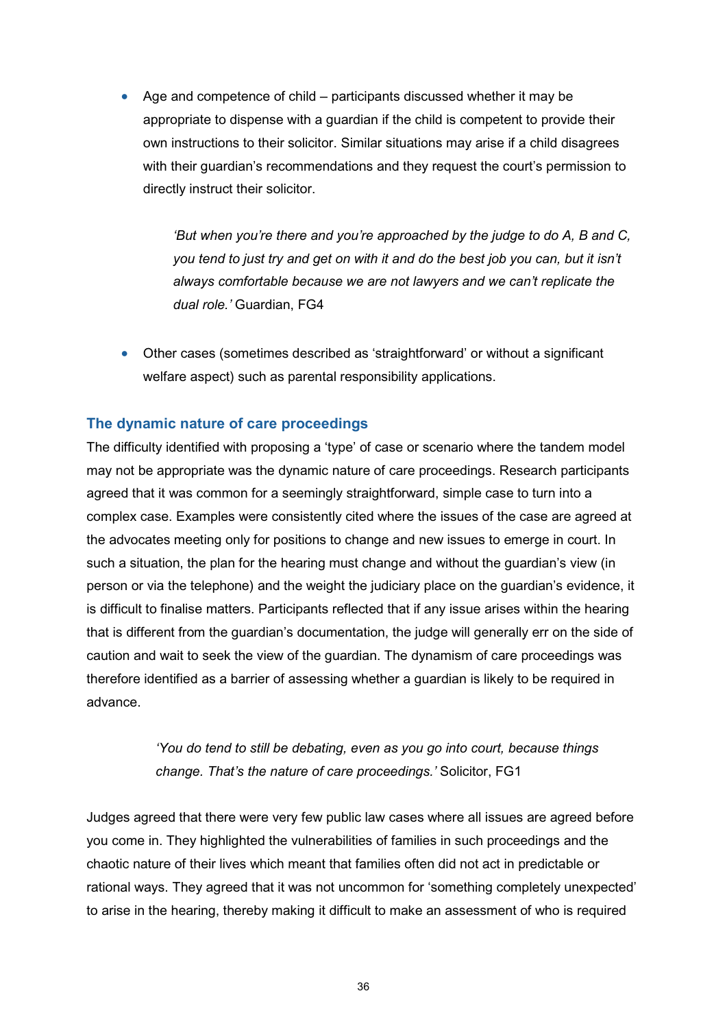- Age and competence of child – participants discussed whether it may be appropriate to dispense with a guardian if the child is competent to provide their own instructions to their solicitor. Similar situations may arise if a child disagrees with their guardian's recommendations and they request the court's permission to directly instruct their solicitor.

> *'But when you're there and you're approached by the judge to do A, B and C, you tend to just try and get on with it and do the best job you can, but it isn't always comfortable because we are not lawyers and we can't replicate the dual role.'* Guardian, FG4

- Other cases (sometimes described as 'straightforward' or without a significant welfare aspect) such as parental responsibility applications.

### The dynamic nature of care proceedings

The difficulty identified with proposing a 'type' of case or scenario where the tandem model may not be appropriate was the dynamic nature of care proceedings. Research participants agreed that it was common for a seemingly straightforward, simple case to turn into a complex case. Examples were consistently cited where the issues of the case are agreed at the advocates meeting only for positions to change and new issues to emerge in court. In such a situation, the plan for the hearing must change and without the guardian's view (in person or via the telephone) and the weight the judiciary place on the guardian's evidence, it is difficult to finalise matters. Participants reflected that if any issue arises within the hearing that is different from the guardian's documentation, the judge will generally err on the side of caution and wait to seek the view of the guardian. The dynamism of care proceedings was therefore identified as a barrier of assessing whether a guardian is likely to be required in advance.

> *'You do tend to still be debating, even as you go into court, because things change. That's the nature of care proceedings.'* Solicitor, FG1

Judges agreed that there were very few public law cases where all issues are agreed before you come in. They highlighted the vulnerabilities of families in such proceedings and the chaotic nature of their lives which meant that families often did not act in predictable or rational ways. They agreed that it was not uncommon for 'something completely unexpected' to arise in the hearing, thereby making it difficult to make an assessment of who is required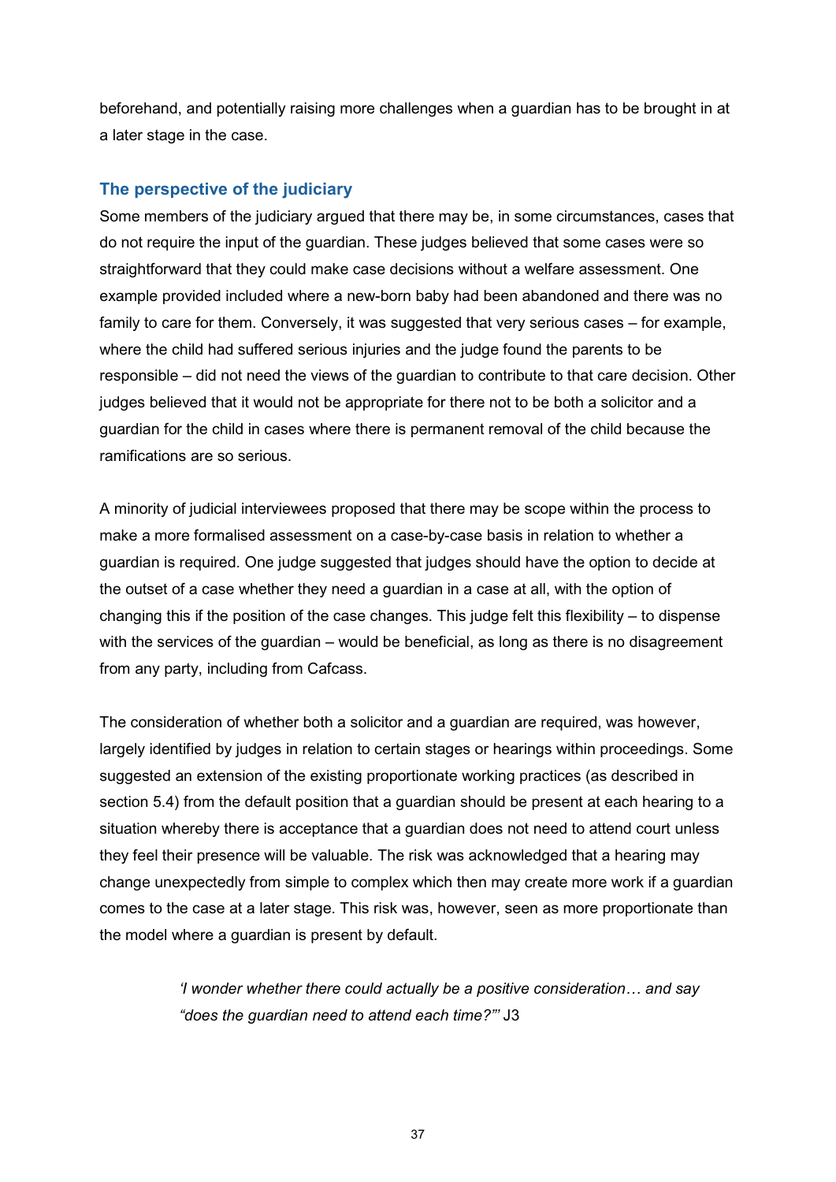beforehand, and potentially raising more challenges when a guardian has to be brought in at a later stage in the case.

### The perspective of the judiciary

Some members of the judiciary argued that there may be, in some circumstances, cases that do not require the input of the guardian. These judges believed that some cases were so straightforward that they could make case decisions without a welfare assessment. One example provided included where a new-born baby had been abandoned and there was no family to care for them. Conversely, it was suggested that very serious cases – for example, where the child had suffered serious injuries and the judge found the parents to be responsible – did not need the views of the guardian to contribute to that care decision. Other judges believed that it would not be appropriate for there not to be both a solicitor and a guardian for the child in cases where there is permanent removal of the child because the ramifications are so serious.

A minority of judicial interviewees proposed that there may be scope within the process to make a more formalised assessment on a case-by-case basis in relation to whether a guardian is required. One judge suggested that judges should have the option to decide at the outset of a case whether they need a guardian in a case at all, with the option of changing this if the position of the case changes. This judge felt this flexibility – to dispense with the services of the guardian – would be beneficial, as long as there is no disagreement from any party, including from Cafcass.

The consideration of whether both a solicitor and a guardian are required, was however, largely identified by judges in relation to certain stages or hearings within proceedings. Some suggested an extension of the existing proportionate working practices (as described in section 5.4) from the default position that a guardian should be present at each hearing to a situation whereby there is acceptance that a guardian does not need to attend court unless they feel their presence will be valuable. The risk was acknowledged that a hearing may change unexpectedly from simple to complex which then may create more work if a guardian comes to the case at a later stage. This risk was, however, seen as more proportionate than the model where a guardian is present by default.

> *'I wonder whether there could actually be a positive consideration… and say "does the guardian need to attend each time?"'* J3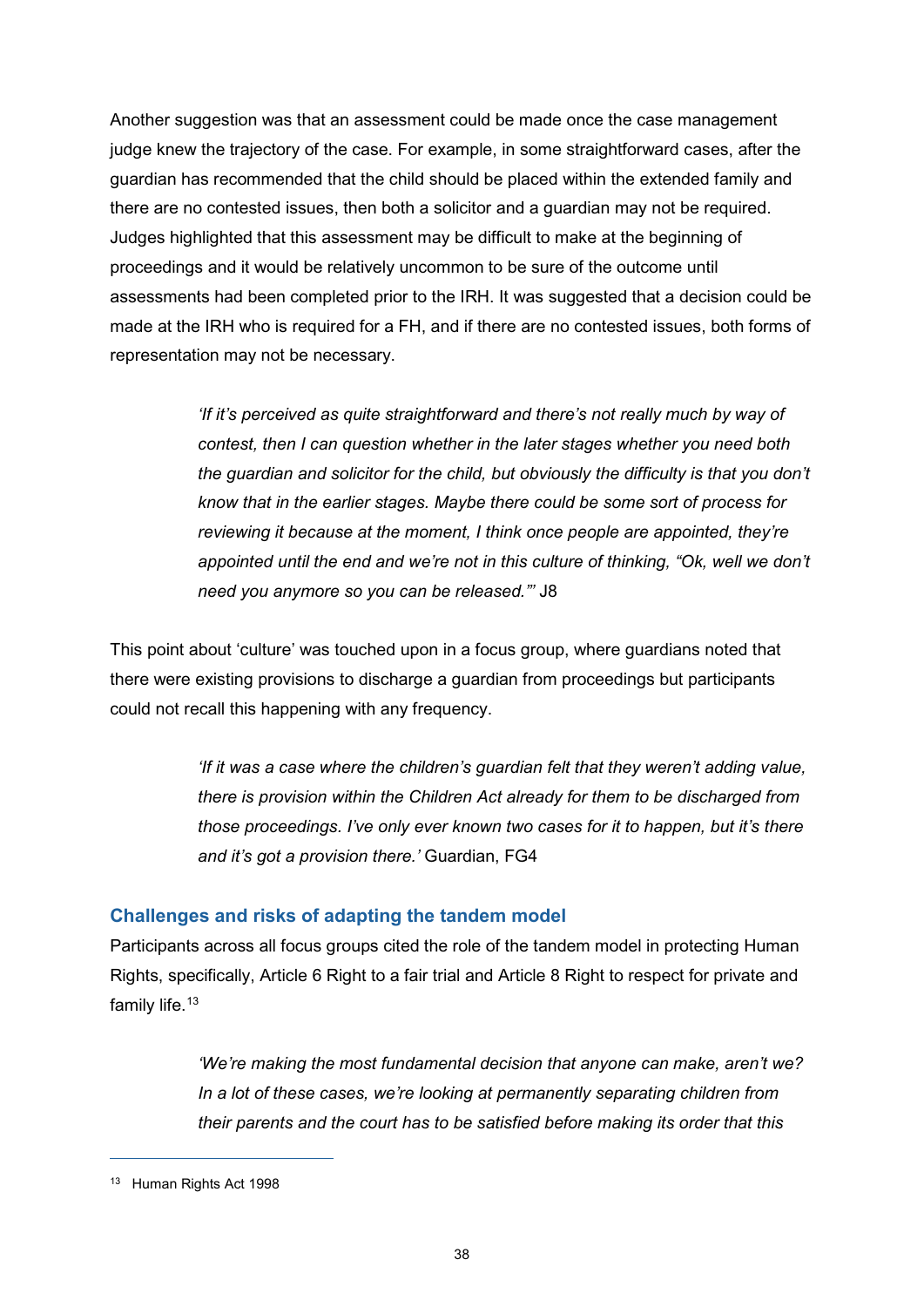Another suggestion was that an assessment could be made once the case management judge knew the trajectory of the case. For example, in some straightforward cases, after the guardian has recommended that the child should be placed within the extended family and there are no contested issues, then both a solicitor and a guardian may not be required. Judges highlighted that this assessment may be difficult to make at the beginning of proceedings and it would be relatively uncommon to be sure of the outcome until assessments had been completed prior to the IRH. It was suggested that a decision could be made at the IRH who is required for a FH, and if there are no contested issues, both forms of representation may not be necessary.

> *'If it's perceived as quite straightforward and there's not really much by way of contest, then I can question whether in the later stages whether you need both the guardian and solicitor for the child, but obviously the difficulty is that you don't know that in the earlier stages. Maybe there could be some sort of process for reviewing it because at the moment, I think once people are appointed, they're appointed until the end and we're not in this culture of thinking, "Ok, well we don't need you anymore so you can be released."'* J8

This point about 'culture' was touched upon in a focus group, where guardians noted that there were existing provisions to discharge a guardian from proceedings but participants could not recall this happening with any frequency.

> *'If it was a case where the children's guardian felt that they weren't adding value, there is provision within the Children Act already for them to be discharged from those proceedings. I've only ever known two cases for it to happen, but it's there and it's got a provision there.'* Guardian, FG4

### Challenges and risks of adapting the tandem model

Participants across all focus groups cited the role of the tandem model in protecting Human Rights, specifically, Article 6 Right to a fair trial and Article 8 Right to respect for private and family life.[13]

> *'We're making the most fundamental decision that anyone can make, aren't we? In a lot of these cases, we're looking at permanently separating children from their parents and the court has to be satisfied before making its order that this*

---

[13] Human Rights Act 1998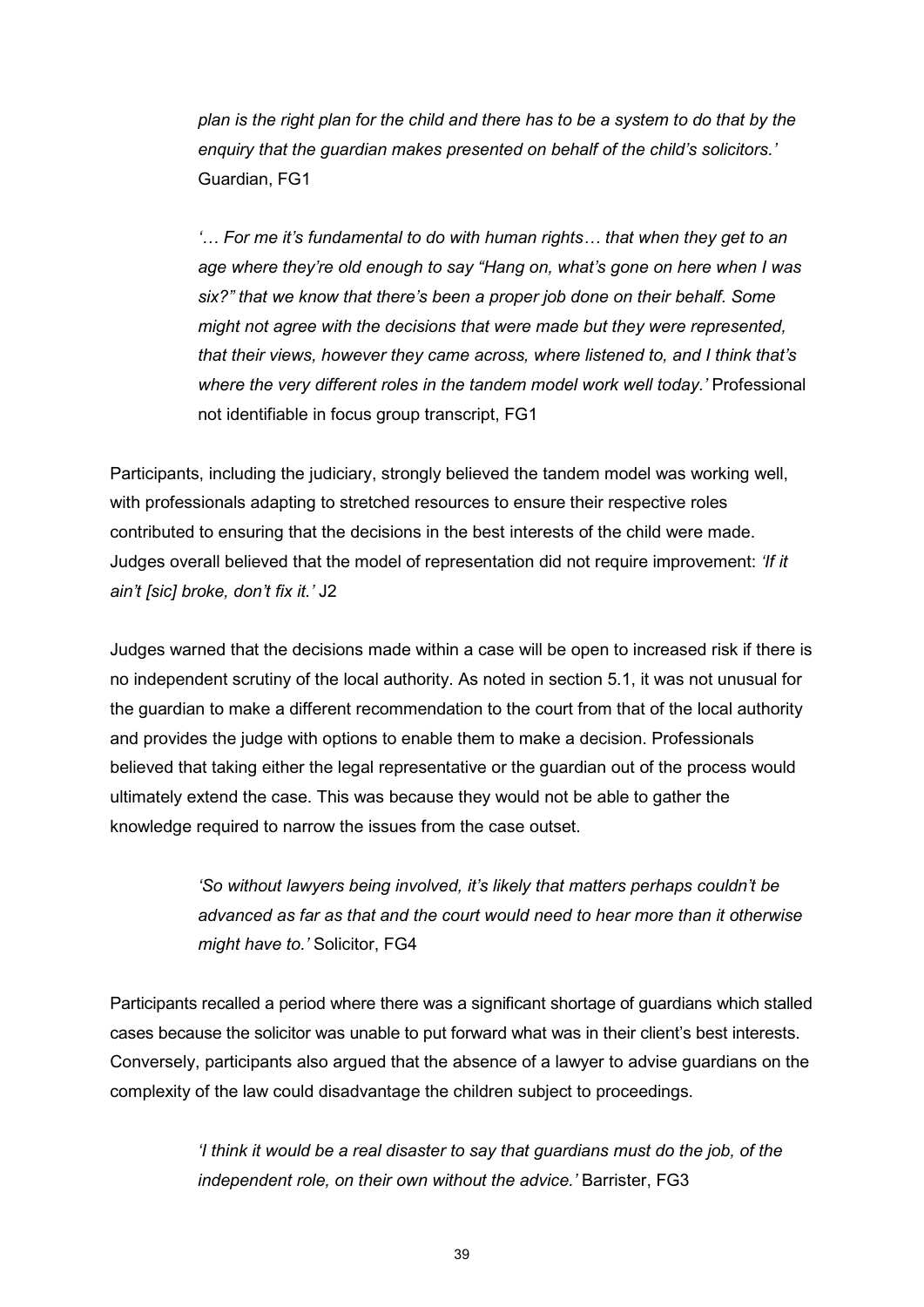> *plan is the right plan for the child and there has to be a system to do that by the enquiry that the guardian makes presented on behalf of the child's solicitors.'* Guardian, FG1

> *'… For me it's fundamental to do with human rights… that when they get to an age where they're old enough to say "Hang on, what's gone on here when I was six?" that we know that there's been a proper job done on their behalf. Some might not agree with the decisions that were made but they were represented, that their views, however they came across, where listened to, and I think that's where the very different roles in the tandem model work well today.'* Professional not identifiable in focus group transcript, FG1

Participants, including the judiciary, strongly believed the tandem model was working well, with professionals adapting to stretched resources to ensure their respective roles contributed to ensuring that the decisions in the best interests of the child were made. Judges overall believed that the model of representation did not require improvement: *'If it ain't [sic] broke, don't fix it.'* J2

Judges warned that the decisions made within a case will be open to increased risk if there is no independent scrutiny of the local authority. As noted in section 5.1, it was not unusual for the guardian to make a different recommendation to the court from that of the local authority and provides the judge with options to enable them to make a decision. Professionals believed that taking either the legal representative or the guardian out of the process would ultimately extend the case. This was because they would not be able to gather the knowledge required to narrow the issues from the case outset.

> *'So without lawyers being involved, it's likely that matters perhaps couldn't be advanced as far as that and the court would need to hear more than it otherwise might have to.'* Solicitor, FG4

Participants recalled a period where there was a significant shortage of guardians which stalled cases because the solicitor was unable to put forward what was in their client's best interests. Conversely, participants also argued that the absence of a lawyer to advise guardians on the complexity of the law could disadvantage the children subject to proceedings.

> *'I think it would be a real disaster to say that guardians must do the job, of the independent role, on their own without the advice.'* Barrister, FG3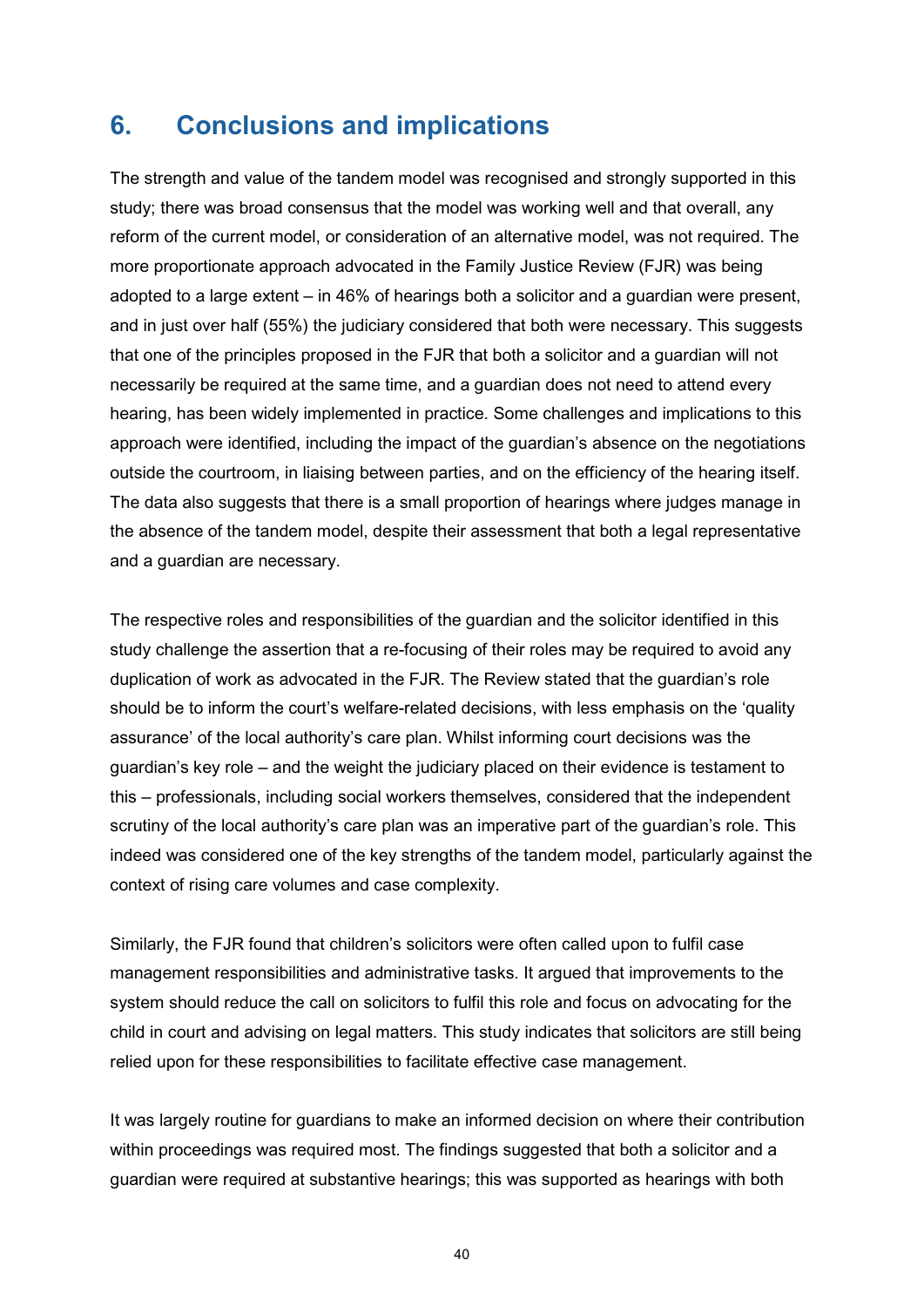# 6. Conclusions and implications

The strength and value of the tandem model was recognised and strongly supported in this study; there was broad consensus that the model was working well and that overall, any reform of the current model, or consideration of an alternative model, was not required. The more proportionate approach advocated in the Family Justice Review (FJR) was being adopted to a large extent – in 46% of hearings both a solicitor and a guardian were present, and in just over half (55%) the judiciary considered that both were necessary. This suggests that one of the principles proposed in the FJR that both a solicitor and a guardian will not necessarily be required at the same time, and a guardian does not need to attend every hearing, has been widely implemented in practice. Some challenges and implications to this approach were identified, including the impact of the guardian's absence on the negotiations outside the courtroom, in liaising between parties, and on the efficiency of the hearing itself. The data also suggests that there is a small proportion of hearings where judges manage in the absence of the tandem model, despite their assessment that both a legal representative and a guardian are necessary.

The respective roles and responsibilities of the guardian and the solicitor identified in this study challenge the assertion that a re-focusing of their roles may be required to avoid any duplication of work as advocated in the FJR. The Review stated that the guardian's role should be to inform the court's welfare-related decisions, with less emphasis on the 'quality assurance' of the local authority's care plan. Whilst informing court decisions was the guardian's key role – and the weight the judiciary placed on their evidence is testament to this – professionals, including social workers themselves, considered that the independent scrutiny of the local authority's care plan was an imperative part of the guardian's role. This indeed was considered one of the key strengths of the tandem model, particularly against the context of rising care volumes and case complexity.

Similarly, the FJR found that children's solicitors were often called upon to fulfil case management responsibilities and administrative tasks. It argued that improvements to the system should reduce the call on solicitors to fulfil this role and focus on advocating for the child in court and advising on legal matters. This study indicates that solicitors are still being relied upon for these responsibilities to facilitate effective case management.

It was largely routine for guardians to make an informed decision on where their contribution within proceedings was required most. The findings suggested that both a solicitor and a guardian were required at substantive hearings; this was supported as hearings with both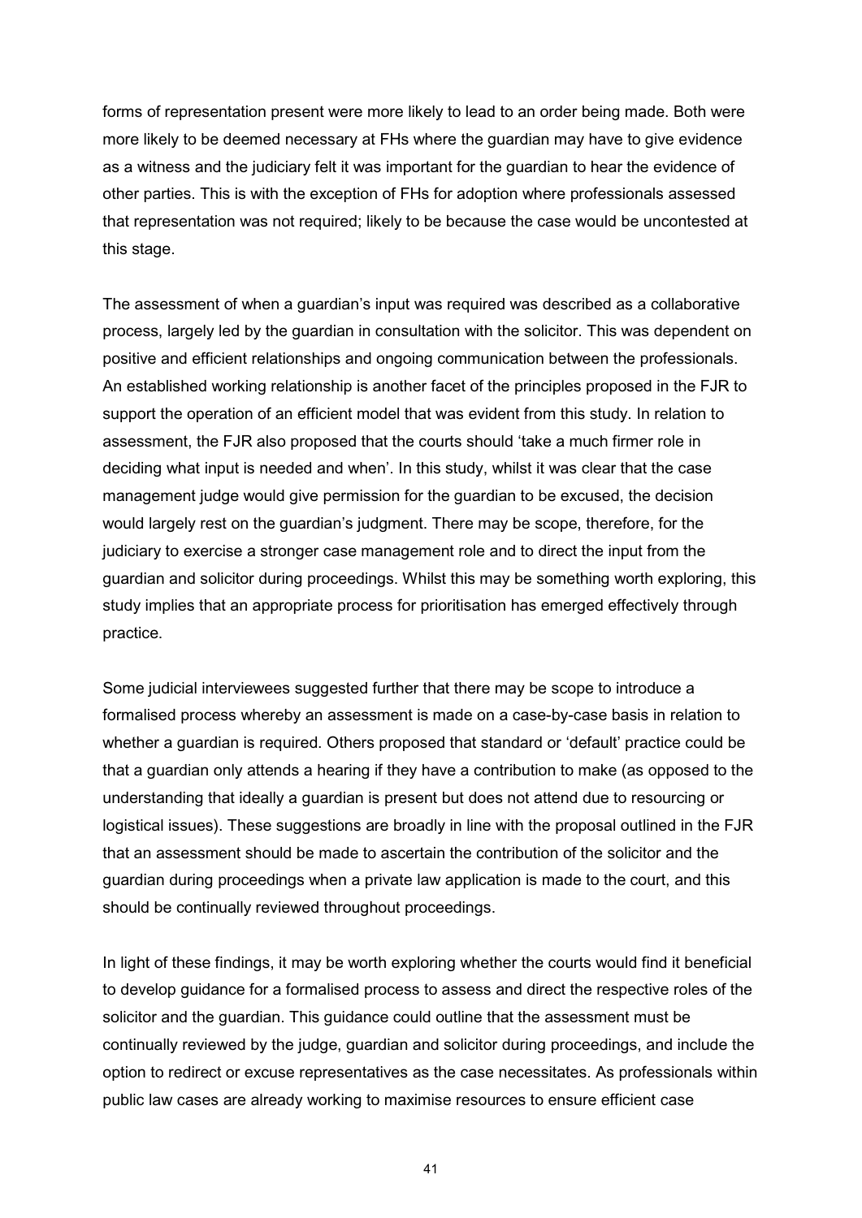forms of representation present were more likely to lead to an order being made. Both were more likely to be deemed necessary at FHs where the guardian may have to give evidence as a witness and the judiciary felt it was important for the guardian to hear the evidence of other parties. This is with the exception of FHs for adoption where professionals assessed that representation was not required; likely to be because the case would be uncontested at this stage.

The assessment of when a guardian's input was required was described as a collaborative process, largely led by the guardian in consultation with the solicitor. This was dependent on positive and efficient relationships and ongoing communication between the professionals. An established working relationship is another facet of the principles proposed in the FJR to support the operation of an efficient model that was evident from this study. In relation to assessment, the FJR also proposed that the courts should 'take a much firmer role in deciding what input is needed and when'. In this study, whilst it was clear that the case management judge would give permission for the guardian to be excused, the decision would largely rest on the guardian's judgment. There may be scope, therefore, for the judiciary to exercise a stronger case management role and to direct the input from the guardian and solicitor during proceedings. Whilst this may be something worth exploring, this study implies that an appropriate process for prioritisation has emerged effectively through practice.

Some judicial interviewees suggested further that there may be scope to introduce a formalised process whereby an assessment is made on a case-by-case basis in relation to whether a guardian is required. Others proposed that standard or 'default' practice could be that a guardian only attends a hearing if they have a contribution to make (as opposed to the understanding that ideally a guardian is present but does not attend due to resourcing or logistical issues). These suggestions are broadly in line with the proposal outlined in the FJR that an assessment should be made to ascertain the contribution of the solicitor and the guardian during proceedings when a private law application is made to the court, and this should be continually reviewed throughout proceedings.

In light of these findings, it may be worth exploring whether the courts would find it beneficial to develop guidance for a formalised process to assess and direct the respective roles of the solicitor and the guardian. This guidance could outline that the assessment must be continually reviewed by the judge, guardian and solicitor during proceedings, and include the option to redirect or excuse representatives as the case necessitates. As professionals within public law cases are already working to maximise resources to ensure efficient case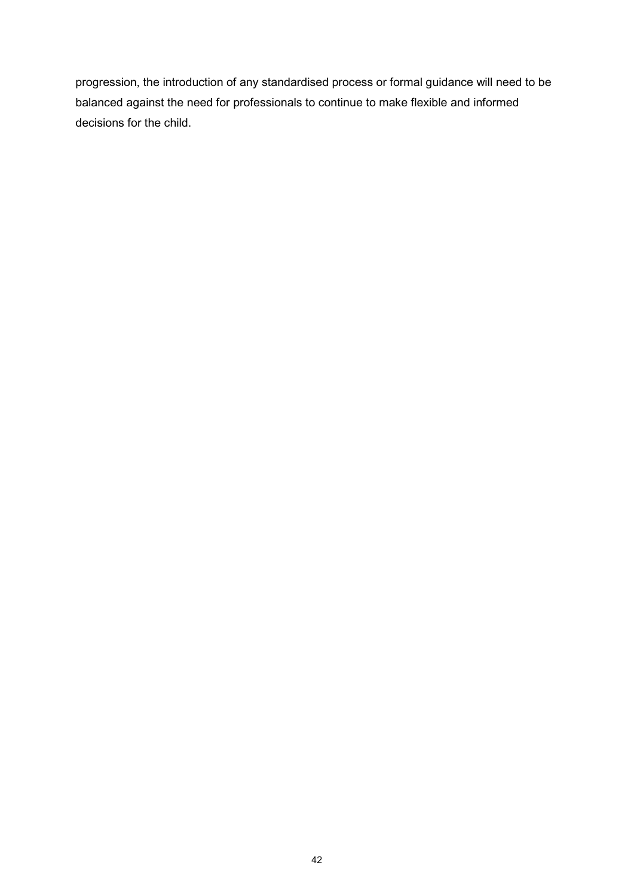progression, the introduction of any standardised process or formal guidance will need to be balanced against the need for professionals to continue to make flexible and informed decisions for the child.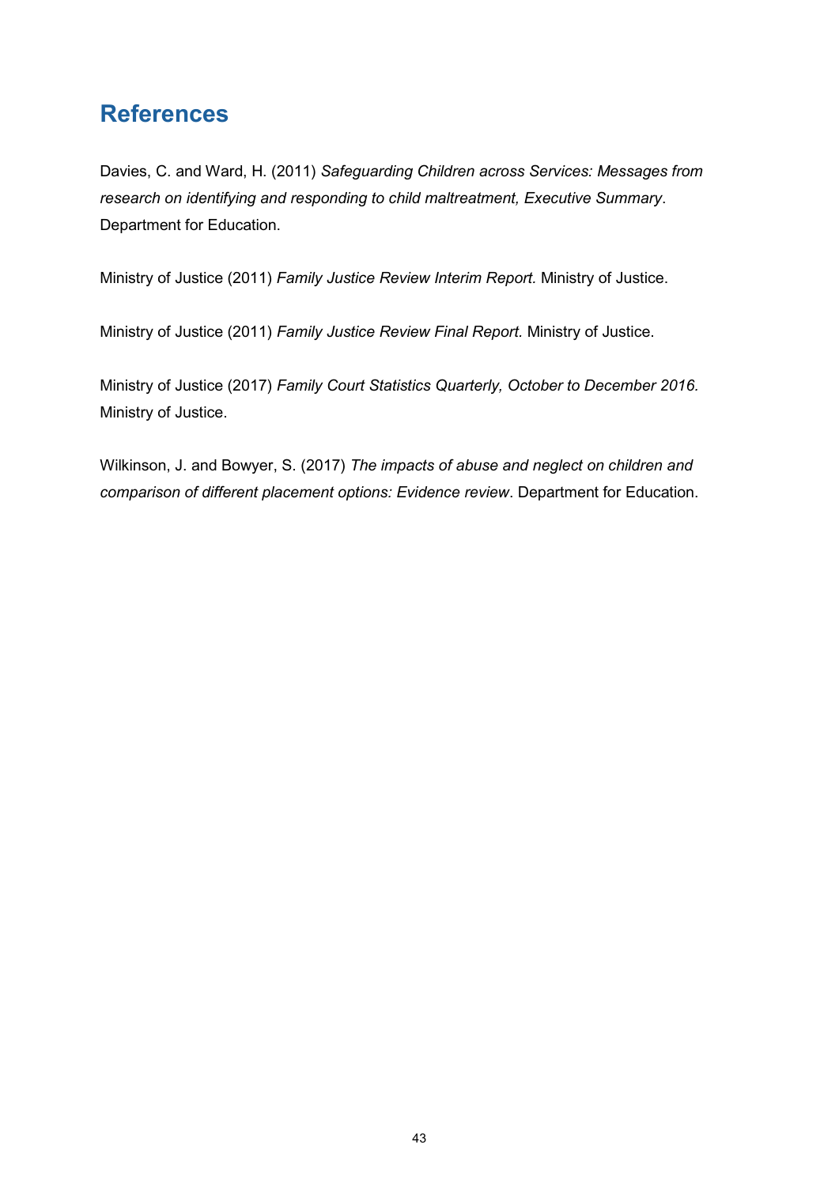# References

Davies, C. and Ward, H. (2011) *Safeguarding Children across Services: Messages from research on identifying and responding to child maltreatment, Executive Summary*. Department for Education.

Ministry of Justice (2011) *Family Justice Review Interim Report.* Ministry of Justice.

Ministry of Justice (2011) *Family Justice Review Final Report.* Ministry of Justice.

Ministry of Justice (2017) *Family Court Statistics Quarterly, October to December 2016.* Ministry of Justice.

Wilkinson, J. and Bowyer, S. (2017) *The impacts of abuse and neglect on children and comparison of different placement options: Evidence review*. Department for Education.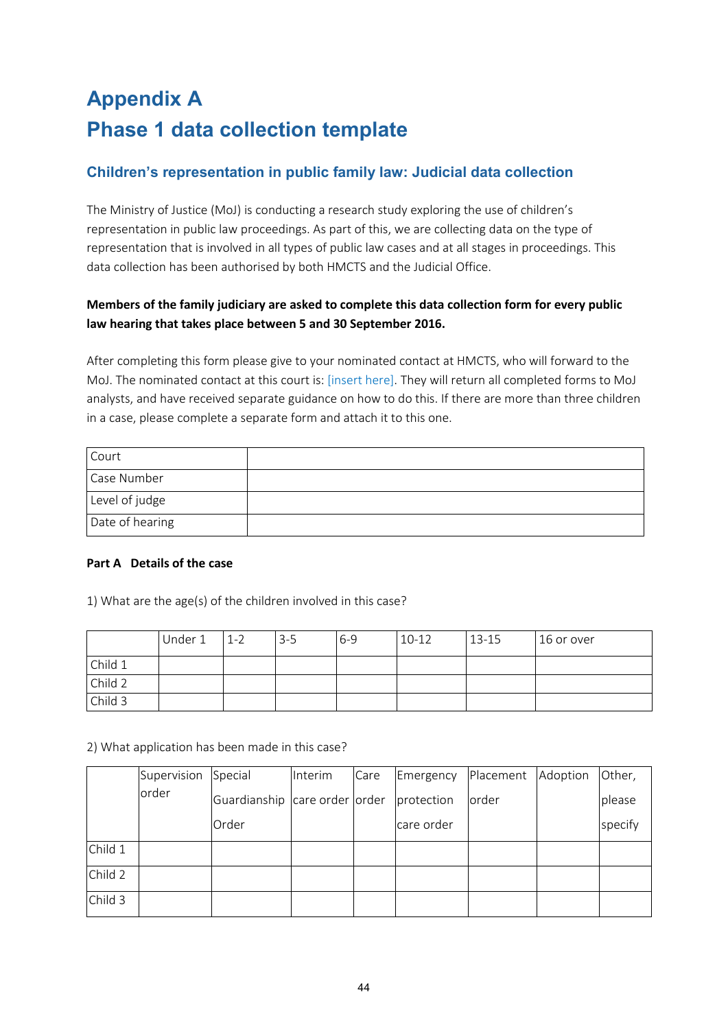# Appendix A

# Phase 1 data collection template

## Children's representation in public family law: Judicial data collection

The Ministry of Justice (MoJ) is conducting a research study exploring the use of children's representation in public law proceedings. As part of this, we are collecting data on the type of representation that is involved in all types of public law cases and at all stages in proceedings. This data collection has been authorised by both HMCTS and the Judicial Office.

**Members of the family judiciary are asked to complete this data collection form for every public law hearing that takes place between 5 and 30 September 2016.**

After completing this form please give to your nominated contact at HMCTS, who will forward to the MoJ. The nominated contact at this court is: [insert here]. They will return all completed forms to MoJ analysts, and have received separate guidance on how to do this. If there are more than three children in a case, please complete a separate form and attach it to this one.

| | |
|---|---|
| Court | |
| Case Number | |
| Level of judge | |
| Date of hearing | |

**Part A Details of the case**

1) What are the age(s) of the children involved in this case?

| | Under 1 | 1-2 | 3-5 | 6-9 | 10-12 | 13-15 | 16 or over |
|---|---|---|---|---|---|---|---|
| Child 1 | | | | | | | |
| Child 2 | | | | | | | |
| Child 3 | | | | | | | |

2) What application has been made in this case?

| | Supervision order | Special Guardianship Order | Interim care order | Care order | Emergency protection care order | Placement order | Adoption | Other, please specify |
|---|---|---|---|---|---|---|---|---|
| Child 1 | | | | | | | | |
| Child 2 | | | | | | | | |
| Child 3 | | | | | | | | |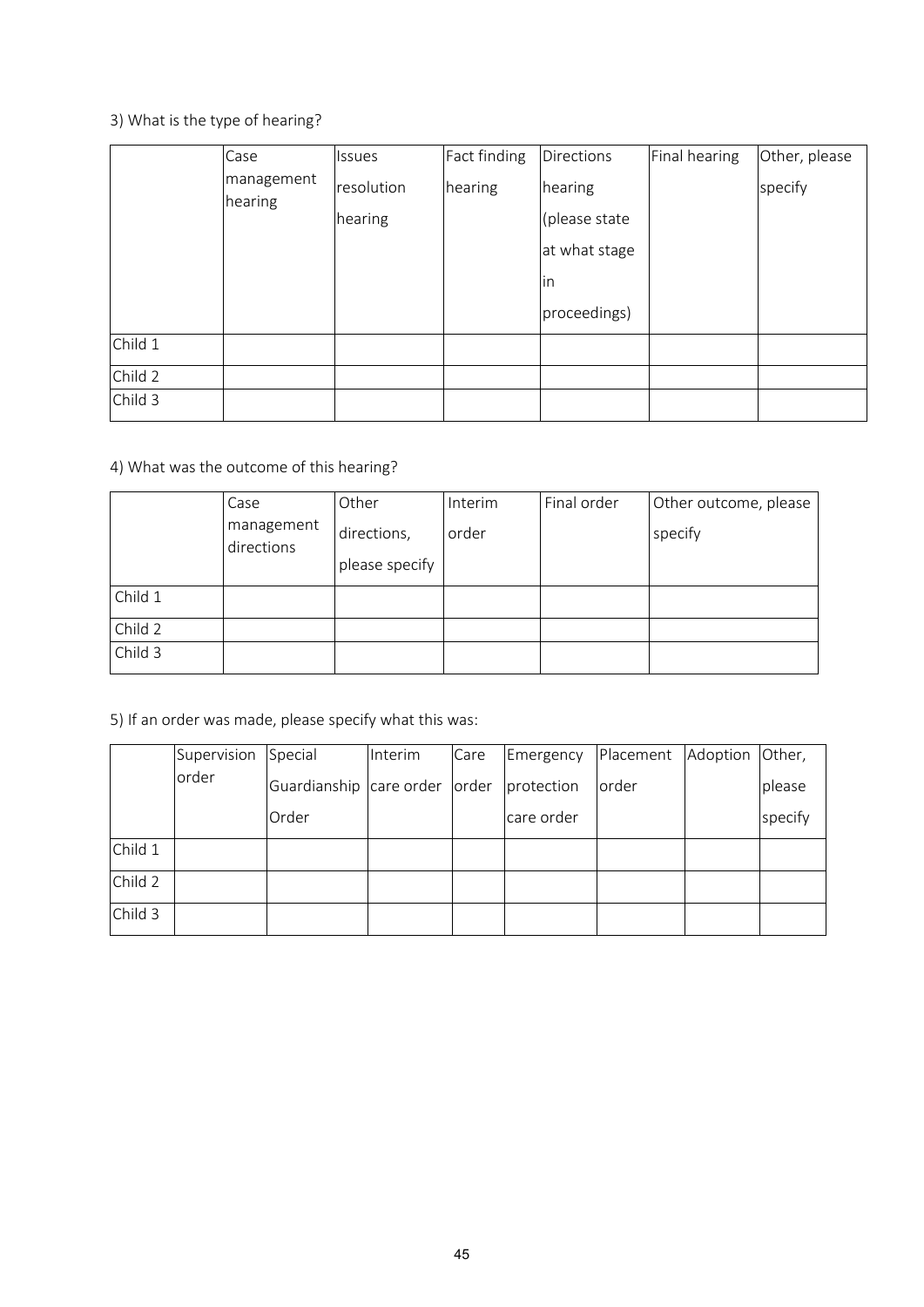3) What is the type of hearing?

| | Case management hearing | Issues resolution hearing | Fact finding hearing | Directions hearing (please state at what stage in proceedings) | Final hearing | Other, please specify |
|---|---|---|---|---|---|---|
| Child 1 | | | | | | |
| Child 2 | | | | | | |
| Child 3 | | | | | | |

4) What was the outcome of this hearing?

| | Case management directions | Other directions, please specify | Interim order | Final order | Other outcome, please specify |
|---|---|---|---|---|---|
| Child 1 | | | | | |
| Child 2 | | | | | |
| Child 3 | | | | | |

5) If an order was made, please specify what this was:

| | Supervision order | Special Guardianship Order | Interim care order | Care order | Emergency protection care order | Placement order | Adoption | Other, please specify |
|---|---|---|---|---|---|---|---|---|
| Child 1 | | | | | | | | |
| Child 2 | | | | | | | | |
| Child 3 | | | | | | | | |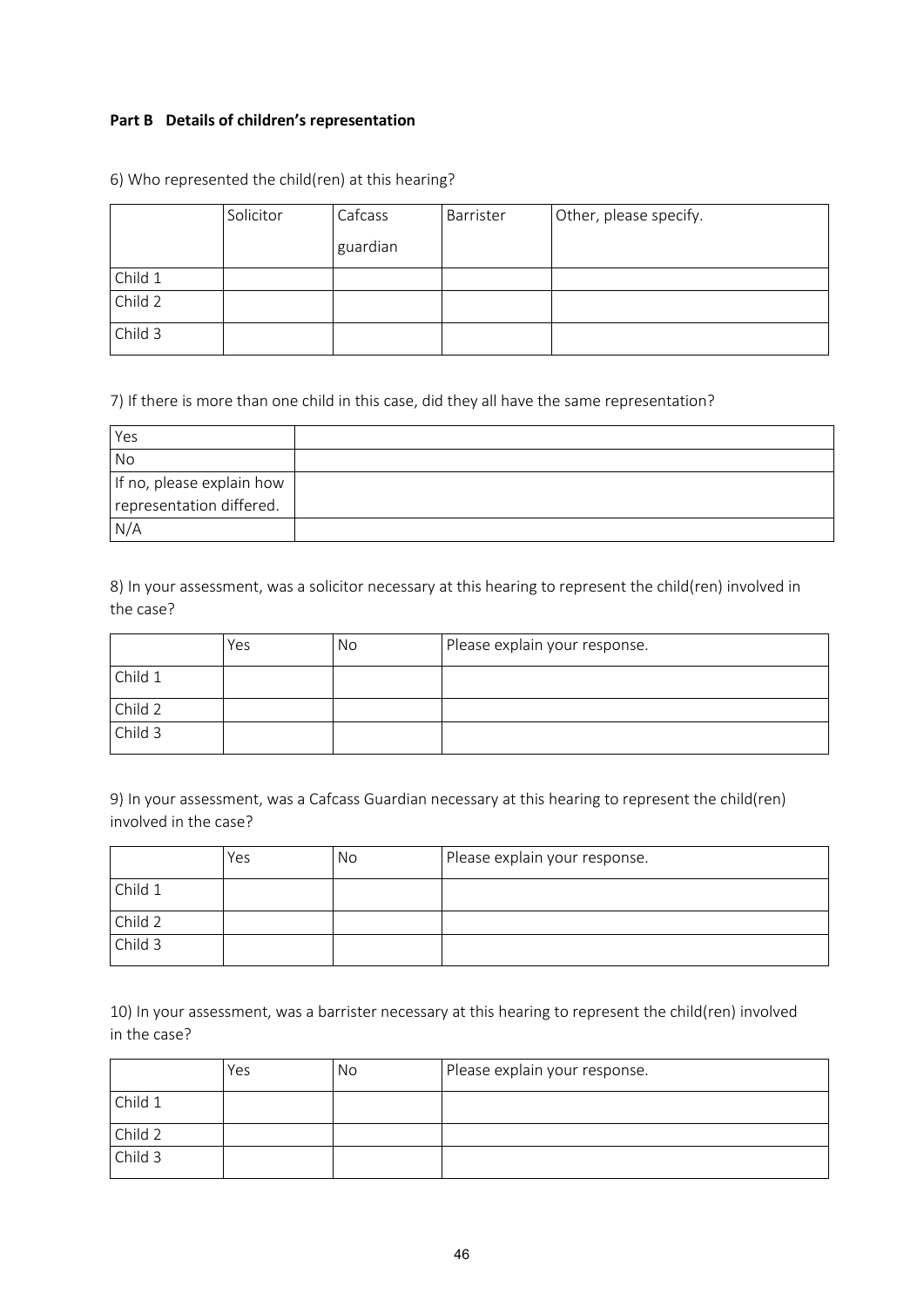**Part B Details of children's representation**

6) Who represented the child(ren) at this hearing?

| | Solicitor | Cafcass guardian | Barrister | Other, please specify. |
|---|---|---|---|---|
| Child 1 | | | | |
| Child 2 | | | | |
| Child 3 | | | | |

7) If there is more than one child in this case, did they all have the same representation?

| | |
|---|---|
| Yes | |
| No | |
| If no, please explain how representation differed. | |
| N/A | |

8) In your assessment, was a solicitor necessary at this hearing to represent the child(ren) involved in the case?

| | Yes | No | Please explain your response. |
|---|---|---|---|
| Child 1 | | | |
| Child 2 | | | |
| Child 3 | | | |

9) In your assessment, was a Cafcass Guardian necessary at this hearing to represent the child(ren) involved in the case?

| | Yes | No | Please explain your response. |
|---|---|---|---|
| Child 1 | | | |
| Child 2 | | | |
| Child 3 | | | |

10) In your assessment, was a barrister necessary at this hearing to represent the child(ren) involved in the case?

| | Yes | No | Please explain your response. |
|---|---|---|---|
| Child 1 | | | |
| Child 2 | | | |
| Child 3 | | | |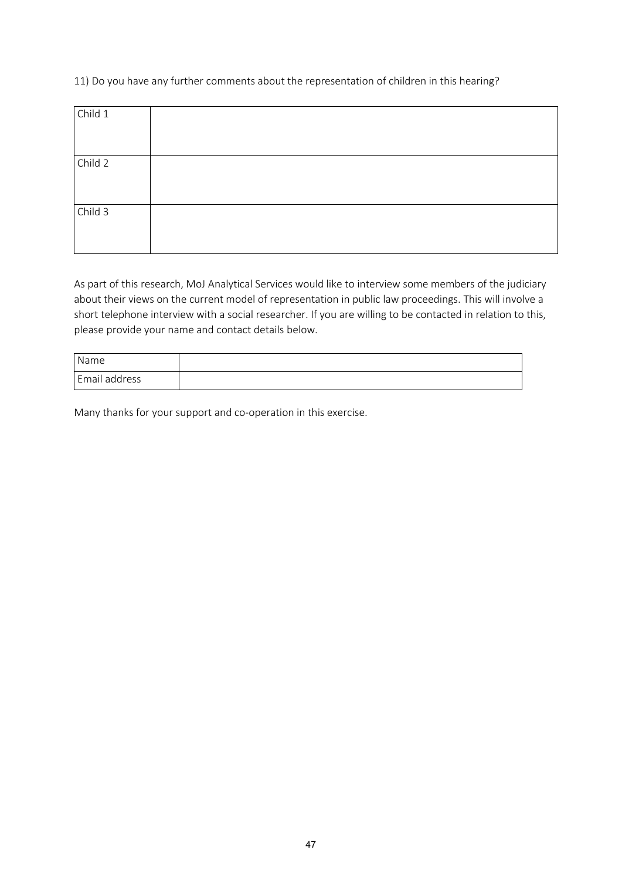11) Do you have any further comments about the representation of children in this hearing?

| | |
|---|---|
| Child 1 | |
| Child 2 | |
| Child 3 | |

As part of this research, MoJ Analytical Services would like to interview some members of the judiciary about their views on the current model of representation in public law proceedings. This will involve a short telephone interview with a social researcher. If you are willing to be contacted in relation to this, please provide your name and contact details below.

| | |
|---|---|
| Name | |
| Email address | |

Many thanks for your support and co-operation in this exercise.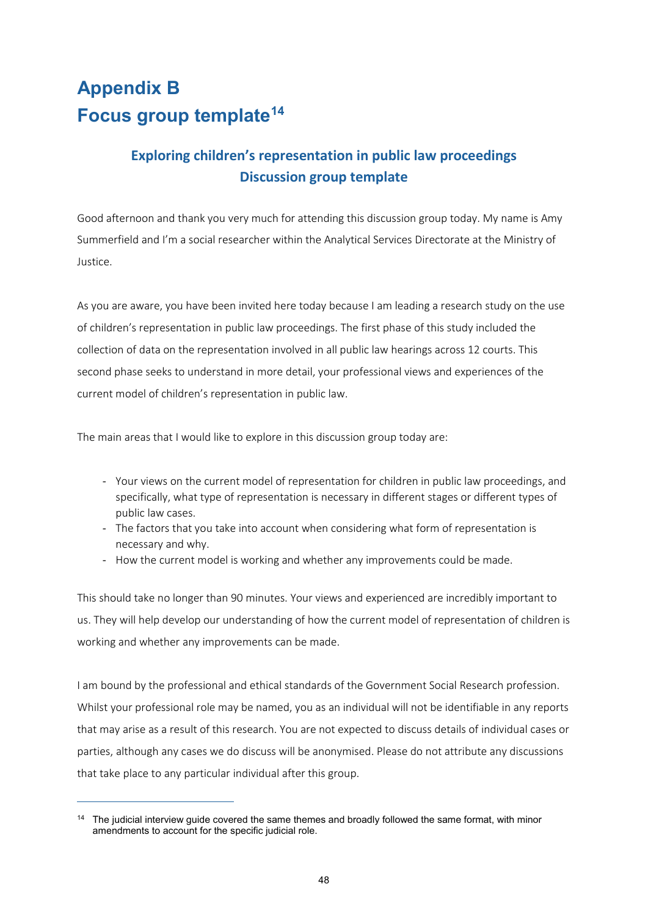# Appendix B
# Focus group template[14]

### Exploring children's representation in public law proceedings
### Discussion group template

Good afternoon and thank you very much for attending this discussion group today. My name is Amy Summerfield and I'm a social researcher within the Analytical Services Directorate at the Ministry of Justice.

As you are aware, you have been invited here today because I am leading a research study on the use of children's representation in public law proceedings. The first phase of this study included the collection of data on the representation involved in all public law hearings across 12 courts. This second phase seeks to understand in more detail, your professional views and experiences of the current model of children's representation in public law.

The main areas that I would like to explore in this discussion group today are:

- Your views on the current model of representation for children in public law proceedings, and specifically, what type of representation is necessary in different stages or different types of public law cases.
- The factors that you take into account when considering what form of representation is necessary and why.
- How the current model is working and whether any improvements could be made.

This should take no longer than 90 minutes. Your views and experienced are incredibly important to us. They will help develop our understanding of how the current model of representation of children is working and whether any improvements can be made.

I am bound by the professional and ethical standards of the Government Social Research profession. Whilst your professional role may be named, you as an individual will not be identifiable in any reports that may arise as a result of this research. You are not expected to discuss details of individual cases or parties, although any cases we do discuss will be anonymised. Please do not attribute any discussions that take place to any particular individual after this group.

---

[14] The judicial interview guide covered the same themes and broadly followed the same format, with minor amendments to account for the specific judicial role.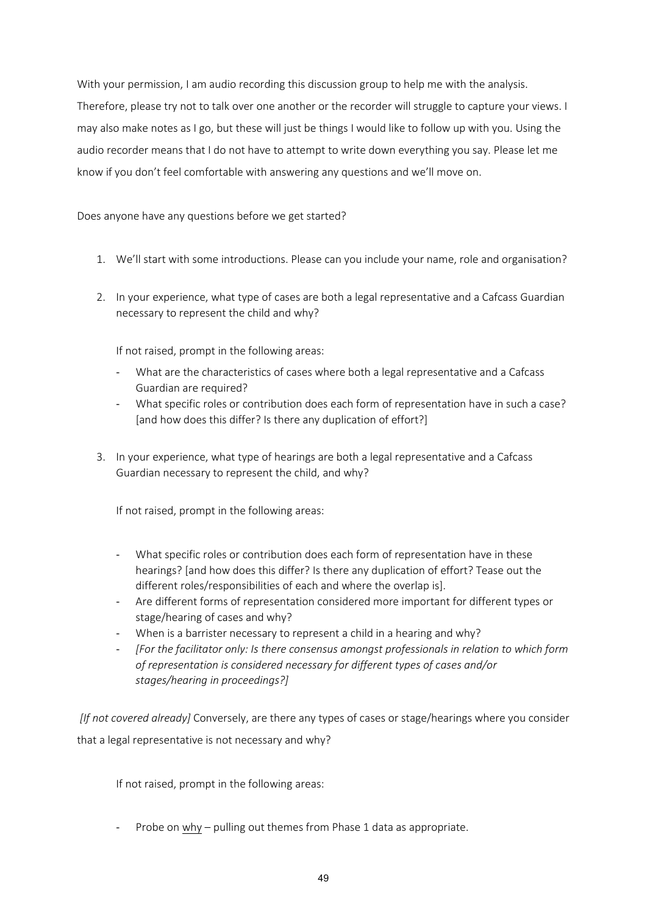With your permission, I am audio recording this discussion group to help me with the analysis. Therefore, please try not to talk over one another or the recorder will struggle to capture your views. I may also make notes as I go, but these will just be things I would like to follow up with you. Using the audio recorder means that I do not have to attempt to write down everything you say. Please let me know if you don't feel comfortable with answering any questions and we'll move on.

Does anyone have any questions before we get started?

1. We'll start with some introductions. Please can you include your name, role and organisation?

2. In your experience, what type of cases are both a legal representative and a Cafcass Guardian necessary to represent the child and why?

   If not raised, prompt in the following areas:

   - What are the characteristics of cases where both a legal representative and a Cafcass Guardian are required?
   - What specific roles or contribution does each form of representation have in such a case? [and how does this differ? Is there any duplication of effort?]

3. In your experience, what type of hearings are both a legal representative and a Cafcass Guardian necessary to represent the child, and why?

   If not raised, prompt in the following areas:

   - What specific roles or contribution does each form of representation have in these hearings? [and how does this differ? Is there any duplication of effort? Tease out the different roles/responsibilities of each and where the overlap is].
   - Are different forms of representation considered more important for different types or stage/hearing of cases and why?
   - When is a barrister necessary to represent a child in a hearing and why?
   - *[For the facilitator only: Is there consensus amongst professionals in relation to which form of representation is considered necessary for different types of cases and/or stages/hearing in proceedings?]*

*[If not covered already]* Conversely, are there any types of cases or stage/hearings where you consider that a legal representative is not necessary and why?

If not raised, prompt in the following areas:

- Probe on <u>why</u> – pulling out themes from Phase 1 data as appropriate.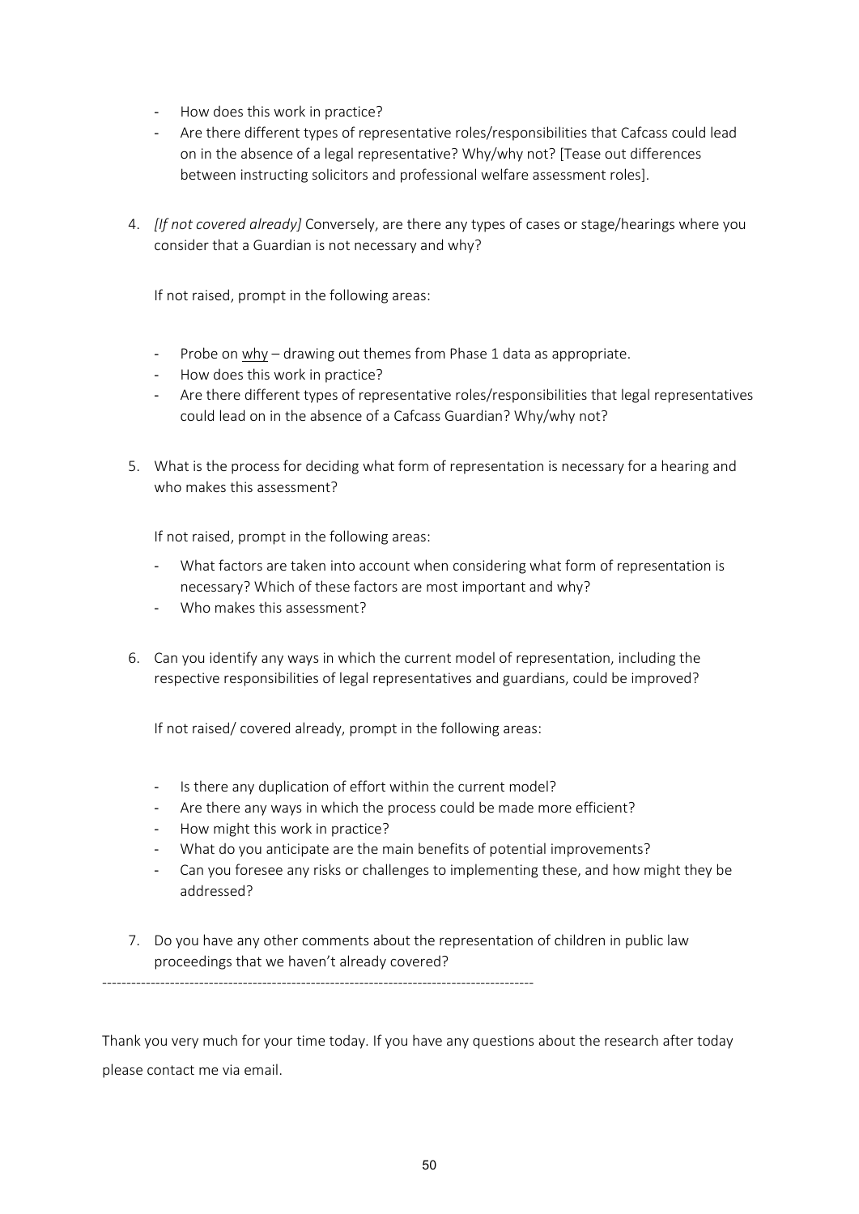- How does this work in practice?
- Are there different types of representative roles/responsibilities that Cafcass could lead on in the absence of a legal representative? Why/why not? [Tease out differences between instructing solicitors and professional welfare assessment roles].

4. *[If not covered already]* Conversely, are there any types of cases or stage/hearings where you consider that a Guardian is not necessary and why?

   If not raised, prompt in the following areas:

   - Probe on <u>why</u> – drawing out themes from Phase 1 data as appropriate.
   - How does this work in practice?
   - Are there different types of representative roles/responsibilities that legal representatives could lead on in the absence of a Cafcass Guardian? Why/why not?

5. What is the process for deciding what form of representation is necessary for a hearing and who makes this assessment?

   If not raised, prompt in the following areas:

   - What factors are taken into account when considering what form of representation is necessary? Which of these factors are most important and why?
   - Who makes this assessment?

6. Can you identify any ways in which the current model of representation, including the respective responsibilities of legal representatives and guardians, could be improved?

   If not raised/ covered already, prompt in the following areas:

   - Is there any duplication of effort within the current model?
   - Are there any ways in which the process could be made more efficient?
   - How might this work in practice?
   - What do you anticipate are the main benefits of potential improvements?
   - Can you foresee any risks or challenges to implementing these, and how might they be addressed?

7. Do you have any other comments about the representation of children in public law proceedings that we haven't already covered?

---

Thank you very much for your time today. If you have any questions about the research after today please contact me via email.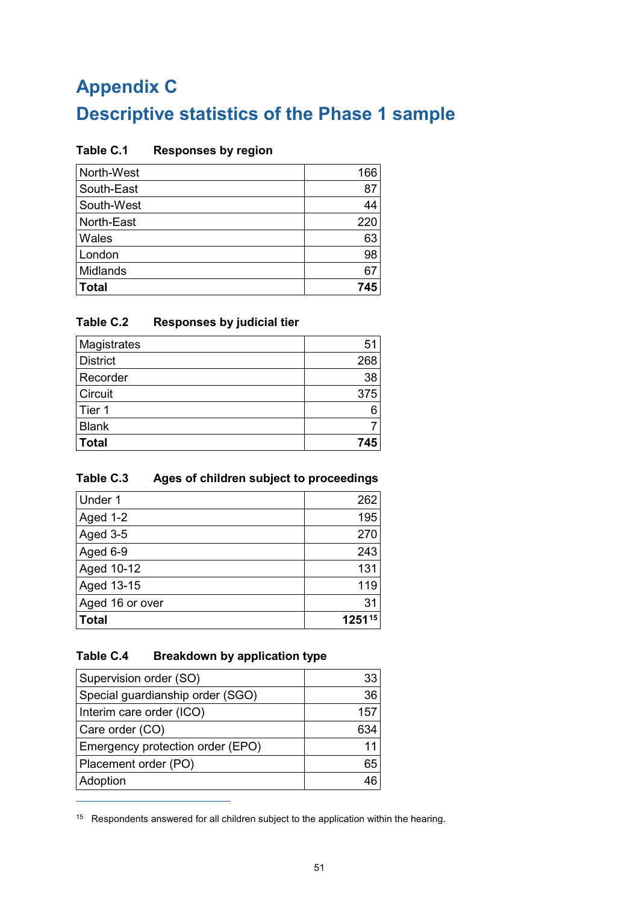# Appendix C

## Descriptive statistics of the Phase 1 sample

**Table C.1 Responses by region**

| | |
|---|---|
| North-West | 166 |
| South-East | 87 |
| South-West | 44 |
| North-East | 220 |
| Wales | 63 |
| London | 98 |
| Midlands | 67 |
| **Total** | **745** |

**Table C.2 Responses by judicial tier**

| | |
|---|---|
| Magistrates | 51 |
| District | 268 |
| Recorder | 38 |
| Circuit | 375 |
| Tier 1 | 6 |
| Blank | 7 |
| **Total** | **745** |

**Table C.3 Ages of children subject to proceedings**

| | |
|---|---|
| Under 1 | 262 |
| Aged 1-2 | 195 |
| Aged 3-5 | 270 |
| Aged 6-9 | 243 |
| Aged 10-12 | 131 |
| Aged 13-15 | 119 |
| Aged 16 or over | 31 |
| **Total** | **1251**[15] |

**Table C.4 Breakdown by application type**

| | |
|---|---|
| Supervision order (SO) | 33 |
| Special guardianship order (SGO) | 36 |
| Interim care order (ICO) | 157 |
| Care order (CO) | 634 |
| Emergency protection order (EPO) | 11 |
| Placement order (PO) | 65 |
| Adoption | 46 |

[15] Respondents answered for all children subject to the application within the hearing.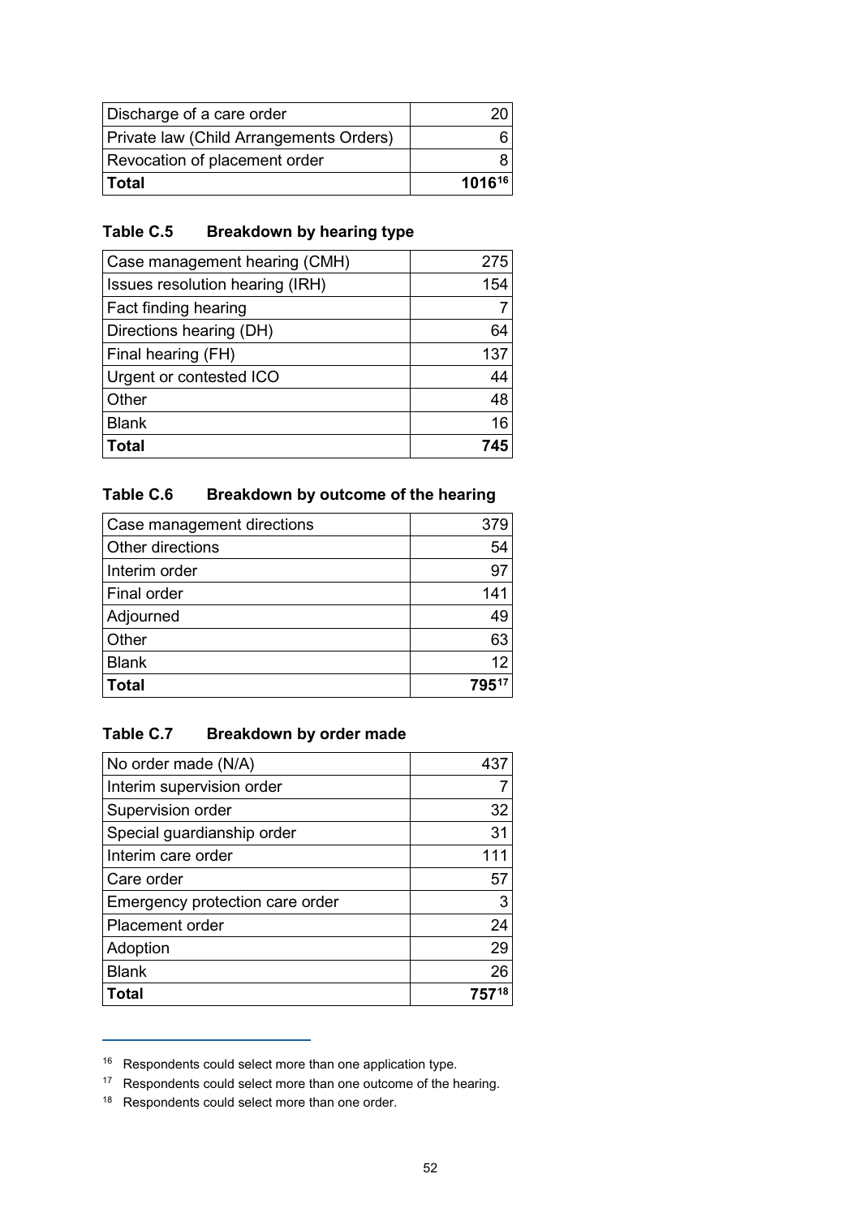| | |
|---|---|
| Discharge of a care order | 20 |
| Private law (Child Arrangements Orders) | 6 |
| Revocation of placement order | 8 |
| **Total** | **1016**[16] |

**Table C.5 Breakdown by hearing type**

| | |
|---|---|
| Case management hearing (CMH) | 275 |
| Issues resolution hearing (IRH) | 154 |
| Fact finding hearing | 7 |
| Directions hearing (DH) | 64 |
| Final hearing (FH) | 137 |
| Urgent or contested ICO | 44 |
| Other | 48 |
| Blank | 16 |
| **Total** | **745** |

**Table C.6 Breakdown by outcome of the hearing**

| | |
|---|---|
| Case management directions | 379 |
| Other directions | 54 |
| Interim order | 97 |
| Final order | 141 |
| Adjourned | 49 |
| Other | 63 |
| Blank | 12 |
| **Total** | **795**[17] |

**Table C.7 Breakdown by order made**

| | |
|---|---|
| No order made (N/A) | 437 |
| Interim supervision order | 7 |
| Supervision order | 32 |
| Special guardianship order | 31 |
| Interim care order | 111 |
| Care order | 57 |
| Emergency protection care order | 3 |
| Placement order | 24 |
| Adoption | 29 |
| Blank | 26 |
| **Total** | **757**[18] |

[16] Respondents could select more than one application type.

[17] Respondents could select more than one outcome of the hearing.

[18] Respondents could select more than one order.